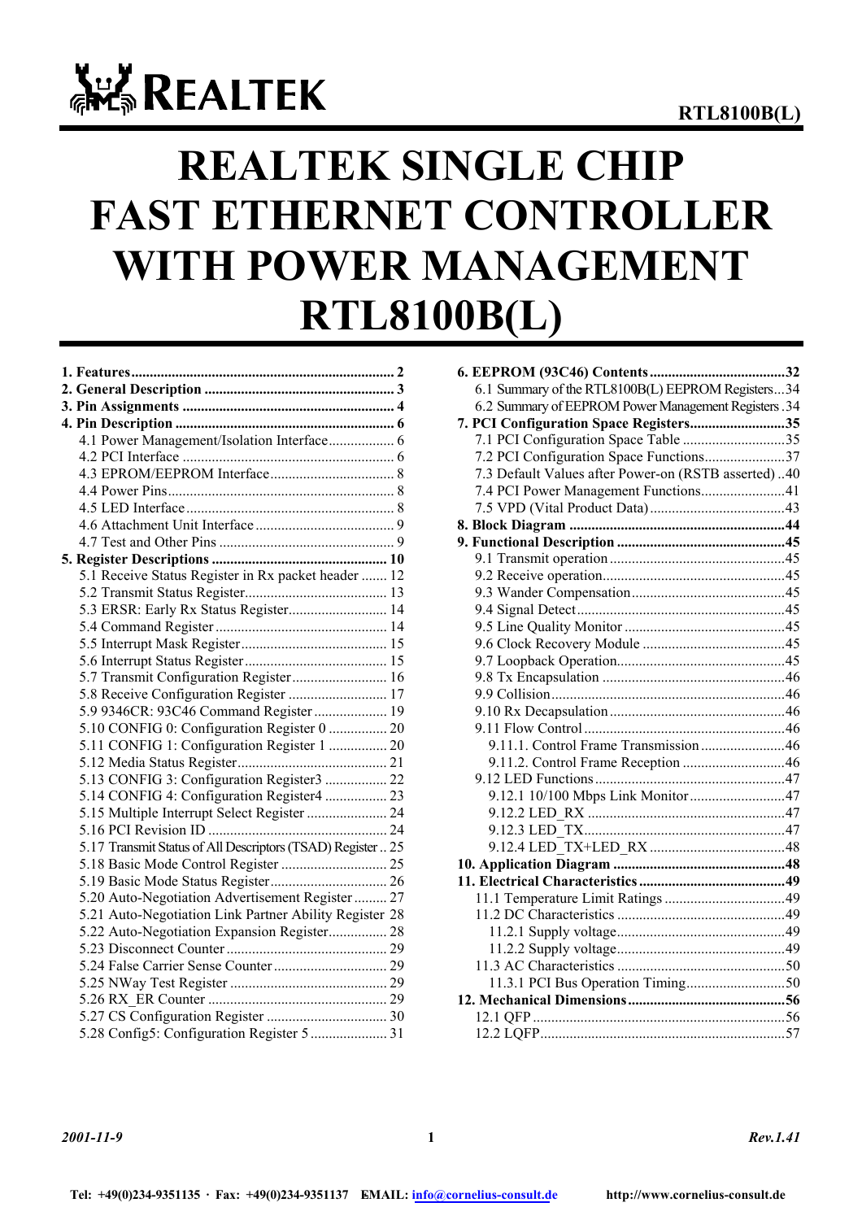# REALTEK SINGLE CHIP FAST ETHERNET CONTROLLER WITH POWER MANAGEMENT RTL8100B(L)

**1. Features** ... 2
**2. General Description** ... 3
**3. Pin Assignments** ... 4
**4. Pin Description** ... 6
- 4.1 Power Management/Isolation Interface ... 6
- 4.2 PCI Interface ... 6
- 4.3 EPROM/EEPROM Interface ... 8
- 4.4 Power Pins ... 8
- 4.5 LED Interface ... 8
- 4.6 Attachment Unit Interface ... 9
- 4.7 Test and Other Pins ... 9

**5. Register Descriptions** ... 10
- 5.1 Receive Status Register in Rx packet header ... 12
- 5.2 Transmit Status Register ... 13
- 5.3 ERSR: Early Rx Status Register ... 14
- 5.4 Command Register ... 14
- 5.5 Interrupt Mask Register ... 15
- 5.6 Interrupt Status Register ... 15
- 5.7 Transmit Configuration Register ... 16
- 5.8 Receive Configuration Register ... 17
- 5.9 9346CR: 93C46 Command Register ... 19
- 5.10 CONFIG 0: Configuration Register 0 ... 20
- 5.11 CONFIG 1: Configuration Register 1 ... 20
- 5.12 Media Status Register ... 21
- 5.13 CONFIG 3: Configuration Register3 ... 22
- 5.14 CONFIG 4: Configuration Register4 ... 23
- 5.15 Multiple Interrupt Select Register ... 24
- 5.16 PCI Revision ID ... 24
- 5.17 Transmit Status of All Descriptors (TSAD) Register ... 25
- 5.18 Basic Mode Control Register ... 25
- 5.19 Basic Mode Status Register ... 26
- 5.20 Auto-Negotiation Advertisement Register ... 27
- 5.21 Auto-Negotiation Link Partner Ability Register ... 28
- 5.22 Auto-Negotiation Expansion Register ... 28
- 5.23 Disconnect Counter ... 29
- 5.24 False Carrier Sense Counter ... 29
- 5.25 NWay Test Register ... 29
- 5.26 RX_ER Counter ... 29
- 5.27 CS Configuration Register ... 30
- 5.28 Config5: Configuration Register 5 ... 31

**6. EEPROM (93C46) Contents** ... 32
- 6.1 Summary of the RTL8100B(L) EEPROM Registers ... 34
- 6.2 Summary of EEPROM Power Management Registers ... 34

**7. PCI Configuration Space Registers** ... 35
- 7.1 PCI Configuration Space Table ... 35
- 7.2 PCI Configuration Space Functions ... 37
- 7.3 Default Values after Power-on (RSTB asserted) ... 40
- 7.4 PCI Power Management Functions ... 41
- 7.5 VPD (Vital Product Data) ... 43

**8. Block Diagram** ... 44
**9. Functional Description** ... 45
- 9.1 Transmit operation ... 45
- 9.2 Receive operation ... 45
- 9.3 Wander Compensation ... 45
- 9.4 Signal Detect ... 45
- 9.5 Line Quality Monitor ... 45
- 9.6 Clock Recovery Module ... 45
- 9.7 Loopback Operation ... 45
- 9.8 Tx Encapsulation ... 46
- 9.9 Collision ... 46
- 9.10 Rx Decapsulation ... 46
- 9.11 Flow Control ... 46
  - 9.11.1. Control Frame Transmission ... 46
  - 9.11.2. Control Frame Reception ... 46
- 9.12 LED Functions ... 47
  - 9.12.1 10/100 Mbps Link Monitor ... 47
  - 9.12.2 LED_RX ... 47
  - 9.12.3 LED_TX ... 47
  - 9.12.4 LED_TX+LED_RX ... 48

**10. Application Diagram** ... 48
**11. Electrical Characteristics** ... 49
- 11.1 Temperature Limit Ratings ... 49
- 11.2 DC Characteristics ... 49
  - 11.2.1 Supply voltage ... 49
  - 11.2.2 Supply voltage ... 49
- 11.3 AC Characteristics ... 50
  - 11.3.1 PCI Bus Operation Timing ... 50

**12. Mechanical Dimensions** ... 56
- 12.1 QFP ... 56
- 12.2 LQFP ... 57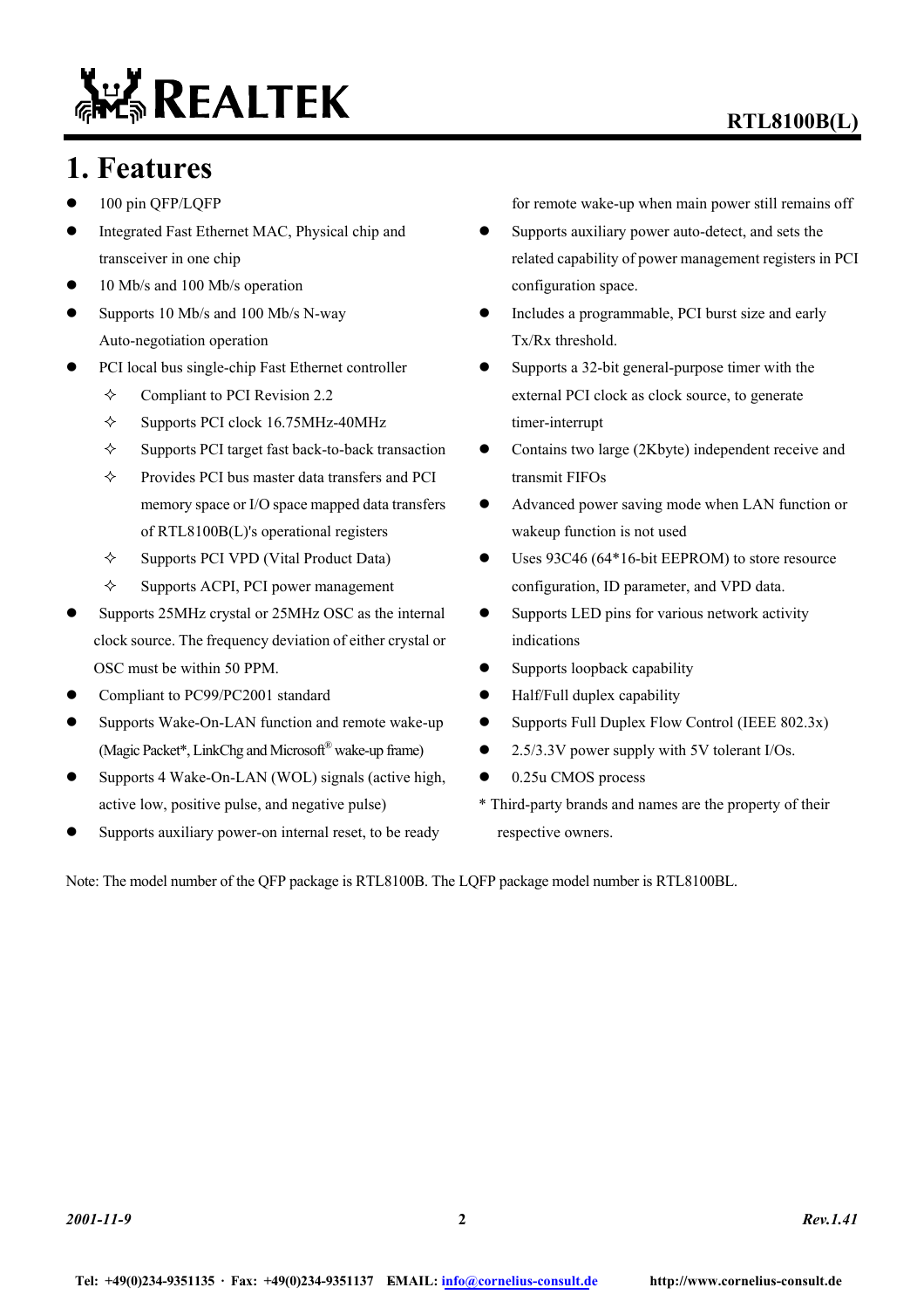# 1. Features

- 100 pin QFP/LQFP
- Integrated Fast Ethernet MAC, Physical chip and transceiver in one chip
- 10 Mb/s and 100 Mb/s operation
- Supports 10 Mb/s and 100 Mb/s N-way Auto-negotiation operation
- PCI local bus single-chip Fast Ethernet controller
  - Compliant to PCI Revision 2.2
  - Supports PCI clock 16.75MHz-40MHz
  - Supports PCI target fast back-to-back transaction
  - Provides PCI bus master data transfers and PCI memory space or I/O space mapped data transfers of RTL8100B(L)'s operational registers
  - Supports PCI VPD (Vital Product Data)
  - Supports ACPI, PCI power management
- Supports 25MHz crystal or 25MHz OSC as the internal clock source. The frequency deviation of either crystal or OSC must be within 50 PPM.
- Compliant to PC99/PC2001 standard
- Supports Wake-On-LAN function and remote wake-up (Magic Packet*, LinkChg and Microsoft® wake-up frame)
- Supports 4 Wake-On-LAN (WOL) signals (active high, active low, positive pulse, and negative pulse)
- Supports auxiliary power-on internal reset, to be ready for remote wake-up when main power still remains off
- Supports auxiliary power auto-detect, and sets the related capability of power management registers in PCI configuration space.
- Includes a programmable, PCI burst size and early Tx/Rx threshold.
- Supports a 32-bit general-purpose timer with the external PCI clock as clock source, to generate timer-interrupt
- Contains two large (2Kbyte) independent receive and transmit FIFOs
- Advanced power saving mode when LAN function or wakeup function is not used
- Uses 93C46 (64*16-bit EEPROM) to store resource configuration, ID parameter, and VPD data.
- Supports LED pins for various network activity indications
- Supports loopback capability
- Half/Full duplex capability
- Supports Full Duplex Flow Control (IEEE 802.3x)
- 2.5/3.3V power supply with 5V tolerant I/Os.
- 0.25u CMOS process

\* Third-party brands and names are the property of their respective owners.

Note: The model number of the QFP package is RTL8100B. The LQFP package model number is RTL8100BL.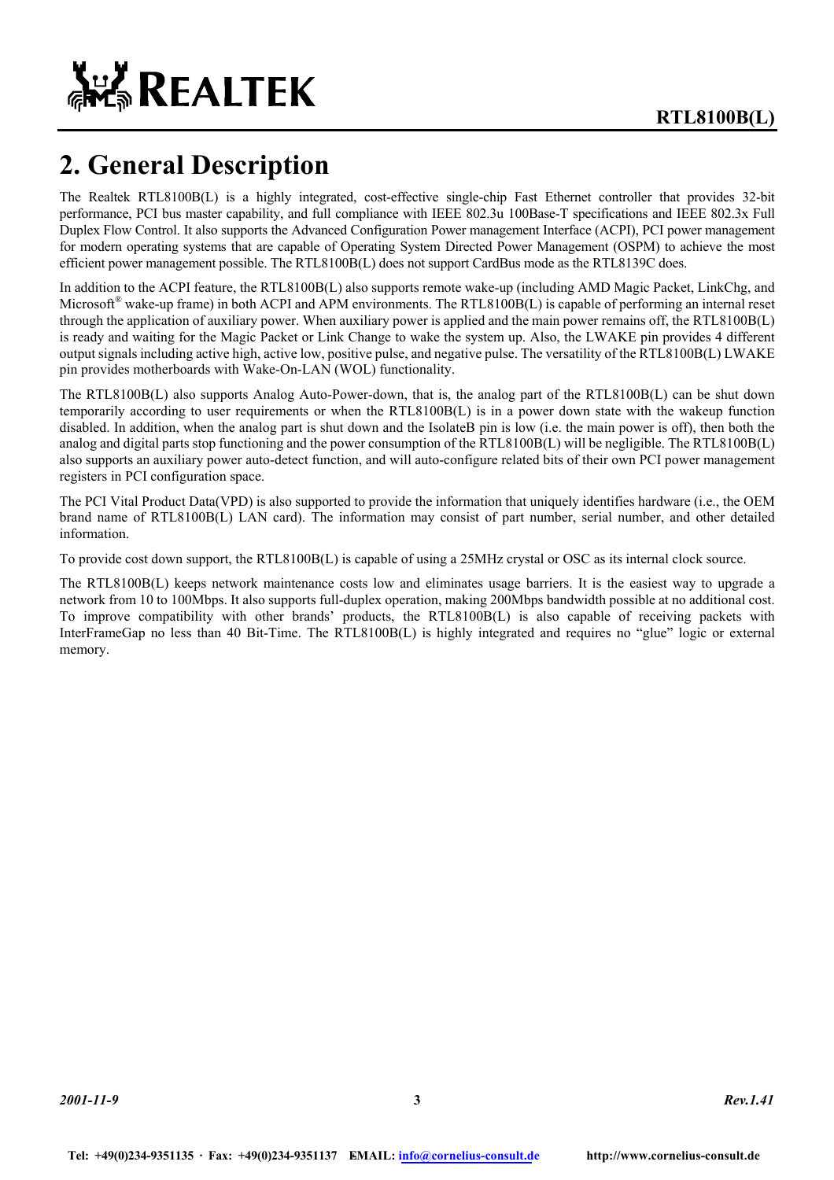## 2. General Description

The Realtek RTL8100B(L) is a highly integrated, cost-effective single-chip Fast Ethernet controller that provides 32-bit performance, PCI bus master capability, and full compliance with IEEE 802.3u 100Base-T specifications and IEEE 802.3x Full Duplex Flow Control. It also supports the Advanced Configuration Power management Interface (ACPI), PCI power management for modern operating systems that are capable of Operating System Directed Power Management (OSPM) to achieve the most efficient power management possible. The RTL8100B(L) does not support CardBus mode as the RTL8139C does.

In addition to the ACPI feature, the RTL8100B(L) also supports remote wake-up (including AMD Magic Packet, LinkChg, and Microsoft® wake-up frame) in both ACPI and APM environments. The RTL8100B(L) is capable of performing an internal reset through the application of auxiliary power. When auxiliary power is applied and the main power remains off, the RTL8100B(L) is ready and waiting for the Magic Packet or Link Change to wake the system up. Also, the LWAKE pin provides 4 different output signals including active high, active low, positive pulse, and negative pulse. The versatility of the RTL8100B(L) LWAKE pin provides motherboards with Wake-On-LAN (WOL) functionality.

The RTL8100B(L) also supports Analog Auto-Power-down, that is, the analog part of the RTL8100B(L) can be shut down temporarily according to user requirements or when the RTL8100B(L) is in a power down state with the wakeup function disabled. In addition, when the analog part is shut down and the IsolateB pin is low (i.e. the main power is off), then both the analog and digital parts stop functioning and the power consumption of the RTL8100B(L) will be negligible. The RTL8100B(L) also supports an auxiliary power auto-detect function, and will auto-configure related bits of their own PCI power management registers in PCI configuration space.

The PCI Vital Product Data(VPD) is also supported to provide the information that uniquely identifies hardware (i.e., the OEM brand name of RTL8100B(L) LAN card). The information may consist of part number, serial number, and other detailed information.

To provide cost down support, the RTL8100B(L) is capable of using a 25MHz crystal or OSC as its internal clock source.

The RTL8100B(L) keeps network maintenance costs low and eliminates usage barriers. It is the easiest way to upgrade a network from 10 to 100Mbps. It also supports full-duplex operation, making 200Mbps bandwidth possible at no additional cost. To improve compatibility with other brands' products, the RTL8100B(L) is also capable of receiving packets with InterFrameGap no less than 40 Bit-Time. The RTL8100B(L) is highly integrated and requires no "glue" logic or external memory.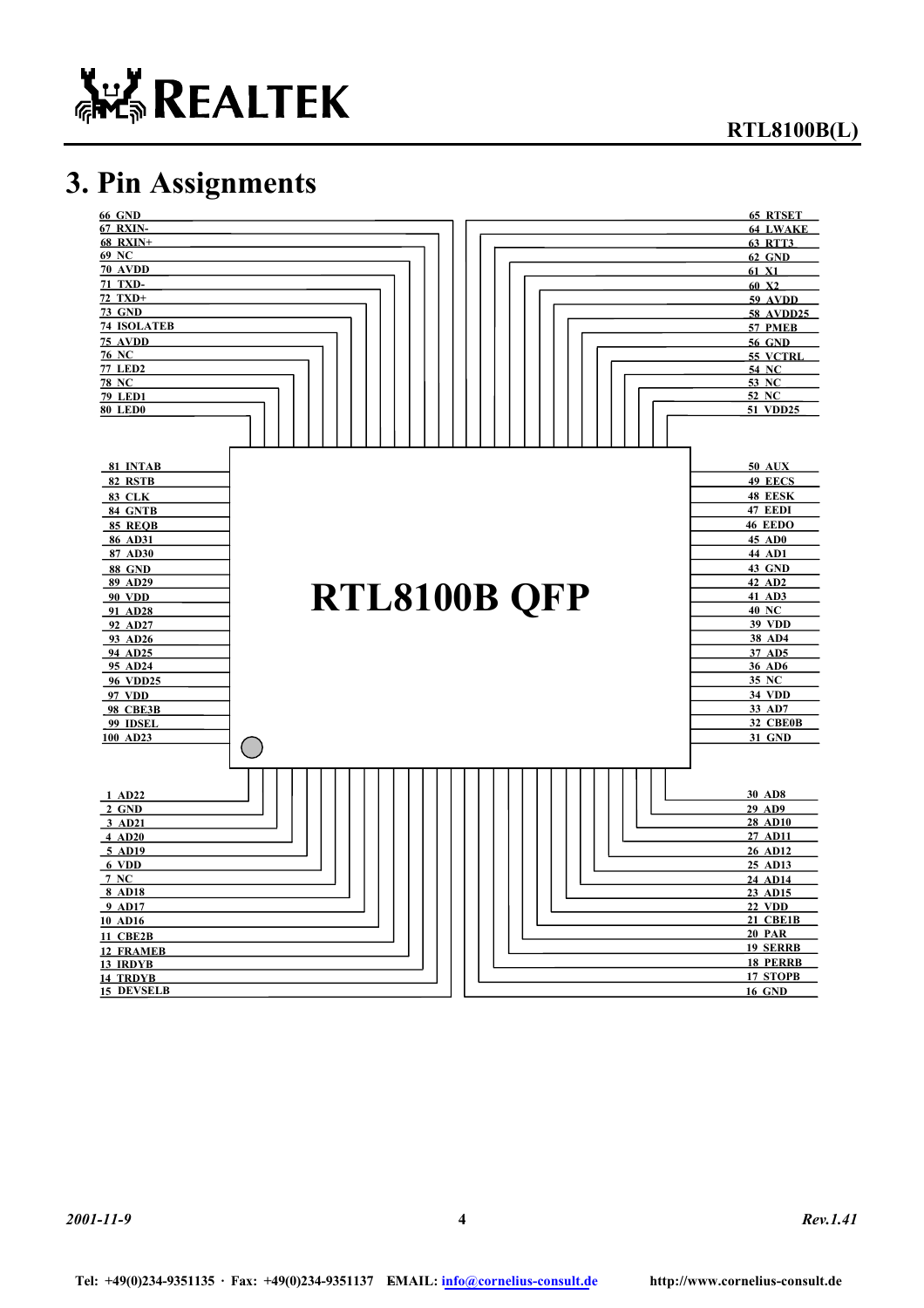# 3. Pin Assignments

RTL8100B QFP

| Pin | Name | Pin | Name |
|---|---|---|---|
| 1 | AD22 | 51 | VDD25 |
| 2 | GND | 52 | NC |
| 3 | AD21 | 53 | NC |
| 4 | AD20 | 54 | NC |
| 5 | AD19 | 55 | VCTRL |
| 6 | VDD | 56 | GND |
| 7 | NC | 57 | PMEB |
| 8 | AD18 | 58 | AVDD25 |
| 9 | AD17 | 59 | AVDD |
| 10 | AD16 | 60 | X2 |
| 11 | CBE2B | 61 | X1 |
| 12 | FRAMEB | 62 | GND |
| 13 | IRDYB | 63 | RTT3 |
| 14 | TRDYB | 64 | LWAKE |
| 15 | DEVSELB | 65 | RTSET |
| 16 | GND | 66 | GND |
| 17 | STOPB | 67 | RXIN- |
| 18 | PERRB | 68 | RXIN+ |
| 19 | SERRB | 69 | NC |
| 20 | PAR | 70 | AVDD |
| 21 | CBE1B | 71 | TXD- |
| 22 | VDD | 72 | TXD+ |
| 23 | AD15 | 73 | GND |
| 24 | AD14 | 74 | ISOLATEB |
| 25 | AD13 | 75 | AVDD |
| 26 | AD12 | 76 | NC |
| 27 | AD11 | 77 | LED2 |
| 28 | AD10 | 78 | NC |
| 29 | AD9 | 79 | LED1 |
| 30 | AD8 | 80 | LED0 |
| 31 | GND | 81 | INTAB |
| 32 | CBE0B | 82 | RSTB |
| 33 | AD7 | 83 | CLK |
| 34 | VDD | 84 | GNTB |
| 35 | NC | 85 | REQB |
| 36 | AD6 | 86 | AD31 |
| 37 | AD5 | 87 | AD30 |
| 38 | AD4 | 88 | GND |
| 39 | VDD | 89 | AD29 |
| 40 | NC | 90 | VDD |
| 41 | AD3 | 91 | AD28 |
| 42 | AD2 | 92 | AD27 |
| 43 | GND | 93 | AD26 |
| 44 | AD1 | 94 | AD25 |
| 45 | AD0 | 95 | AD24 |
| 46 | EEDO | 96 | VDD25 |
| 47 | EEDI | 97 | VDD |
| 48 | EESK | 98 | CBE3B |
| 49 | EECS | 99 | IDSEL |
| 50 | AUX | 100 | AD23 |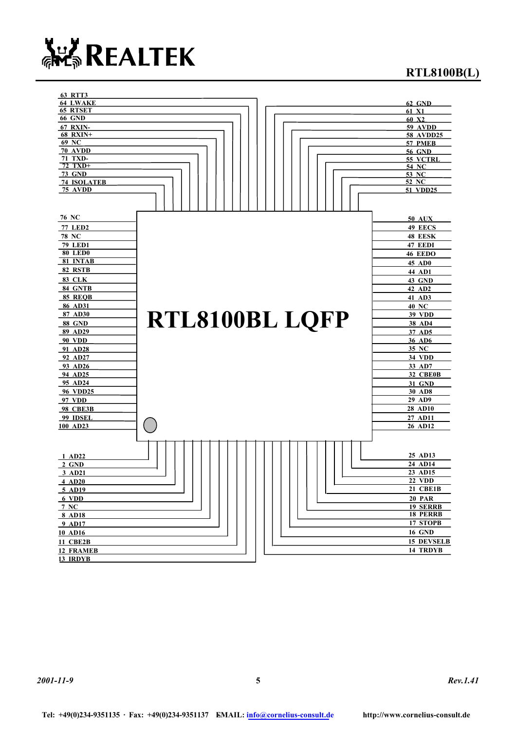# RTL8100BL LQFP

| Pin | Name | Pin | Name |
|---|---|---|---|
| 63 | RTT3 | 62 | GND |
| 64 | LWAKE | 61 | X1 |
| 65 | RTSET | 60 | X2 |
| 66 | GND | 59 | AVDD |
| 67 | RXIN- | 58 | AVDD25 |
| 68 | RXIN+ | 57 | PMEB |
| 69 | NC | 56 | GND |
| 70 | AVDD | 55 | VCTRL |
| 71 | TXD- | 54 | NC |
| 72 | TXD+ | 53 | NC |
| 73 | GND | 52 | NC |
| 74 | ISOLATEB | 51 | VDD25 |
| 75 | AVDD | | |
| 76 | NC | 50 | AUX |
| 77 | LED2 | 49 | EECS |
| 78 | NC | 48 | EESK |
| 79 | LED1 | 47 | EEDI |
| 80 | LED0 | 46 | EEDO |
| 81 | INTAB | 45 | AD0 |
| 82 | RSTB | 44 | AD1 |
| 83 | CLK | 43 | GND |
| 84 | GNTB | 42 | AD2 |
| 85 | REQB | 41 | AD3 |
| 86 | AD31 | 40 | NC |
| 87 | AD30 | 39 | VDD |
| 88 | GND | 38 | AD4 |
| 89 | AD29 | 37 | AD5 |
| 90 | VDD | 36 | AD6 |
| 91 | AD28 | 35 | NC |
| 92 | AD27 | 34 | VDD |
| 93 | AD26 | 33 | AD7 |
| 94 | AD25 | 32 | CBE0B |
| 95 | AD24 | 31 | GND |
| 96 | VDD25 | 30 | AD8 |
| 97 | VDD | 29 | AD9 |
| 98 | CBE3B | 28 | AD10 |
| 99 | IDSEL | 27 | AD11 |
| 100 | AD23 | 26 | AD12 |
| 1 | AD22 | 25 | AD13 |
| 2 | GND | 24 | AD14 |
| 3 | AD21 | 23 | AD15 |
| 4 | AD20 | 22 | VDD |
| 5 | AD19 | 21 | CBE1B |
| 6 | VDD | 20 | PAR |
| 7 | NC | 19 | SERRB |
| 8 | AD18 | 18 | PERRB |
| 9 | AD17 | 17 | STOPB |
| 10 | AD16 | 16 | GND |
| 11 | CBE2B | 15 | DEVSELB |
| 12 | FRAMEB | 14 | TRDYB |
| 13 | IRDYB | | |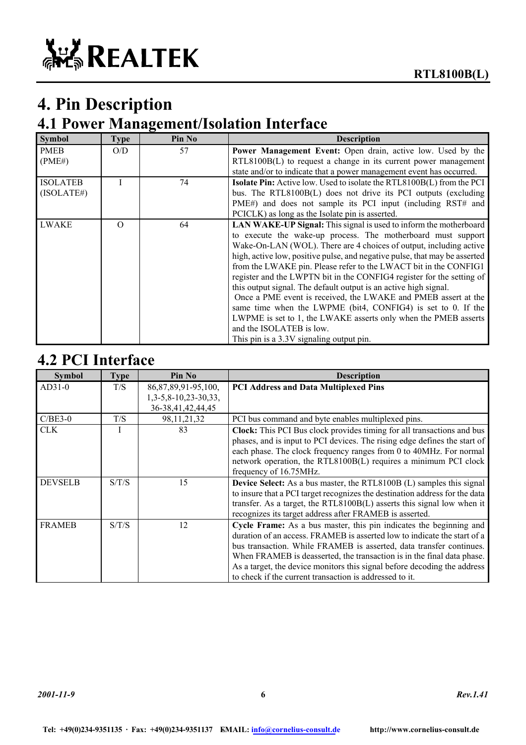# 4. Pin Description

## 4.1 Power Management/Isolation Interface

| Symbol | Type | Pin No | Description |
|---|---|---|---|
| PMEB (PME#) | O/D | 57 | **Power Management Event:** Open drain, active low. Used by the RTL8100B(L) to request a change in its current power management state and/or to indicate that a power management event has occurred. |
| ISOLATEB (ISOLATE#) | I | 74 | **Isolate Pin:** Active low. Used to isolate the RTL8100B(L) from the PCI bus. The RTL8100B(L) does not drive its PCI outputs (excluding PME#) and does not sample its PCI input (including RST# and PCICLK) as long as the Isolate pin is asserted. |
| LWAKE | O | 64 | **LAN WAKE-UP Signal:** This signal is used to inform the motherboard to execute the wake-up process. The motherboard must support Wake-On-LAN (WOL). There are 4 choices of output, including active high, active low, positive pulse, and negative pulse, that may be asserted from the LWAKE pin. Please refer to the LWACT bit in the CONFIG1 register and the LWPTN bit in the CONFIG4 register for the setting of this output signal. The default output is an active high signal. Once a PME event is received, the LWAKE and PMEB assert at the same time when the LWPME (bit4, CONFIG4) is set to 0. If the LWPME is set to 1, the LWAKE asserts only when the PMEB asserts and the ISOLATEB is low. This pin is a 3.3V signaling output pin. |

## 4.2 PCI Interface

| Symbol | Type | Pin No | Description |
|---|---|---|---|
| AD31-0 | T/S | 86,87,89,91-95,100, 1,3-5,8-10,23-30,33, 36-38,41,42,44,45 | **PCI Address and Data Multiplexed Pins** |
| C/BE3-0 | T/S | 98,11,21,32 | PCI bus command and byte enables multiplexed pins. |
| CLK | I | 83 | **Clock:** This PCI Bus clock provides timing for all transactions and bus phases, and is input to PCI devices. The rising edge defines the start of each phase. The clock frequency ranges from 0 to 40MHz. For normal network operation, the RTL8100B(L) requires a minimum PCI clock frequency of 16.75MHz. |
| DEVSELB | S/T/S | 15 | **Device Select:** As a bus master, the RTL8100B (L) samples this signal to insure that a PCI target recognizes the destination address for the data transfer. As a target, the RTL8100B(L) asserts this signal low when it recognizes its target address after FRAMEB is asserted. |
| FRAMEB | S/T/S | 12 | **Cycle Frame:** As a bus master, this pin indicates the beginning and duration of an access. FRAMEB is asserted low to indicate the start of a bus transaction. While FRAMEB is asserted, data transfer continues. When FRAMEB is deasserted, the transaction is in the final data phase. As a target, the device monitors this signal before decoding the address to check if the current transaction is addressed to it. |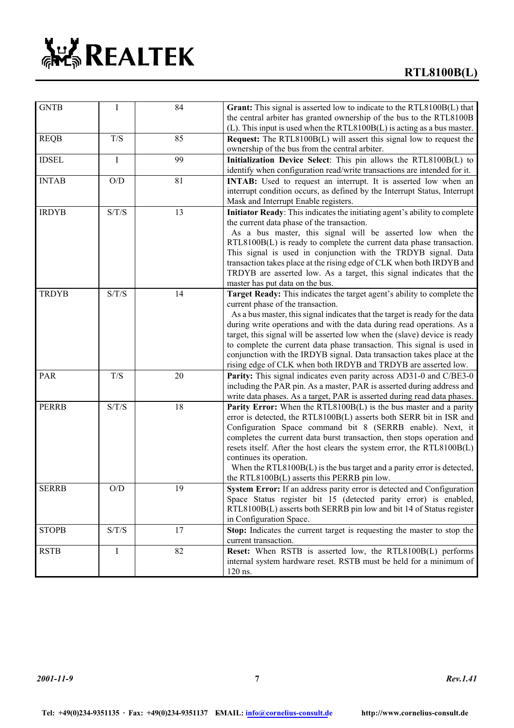| GNTB | I | 84 | **Grant:** This signal is asserted low to indicate to the RTL8100B(L) that the central arbiter has granted ownership of the bus to the RTL8100B (L). This input is used when the RTL8100B(L) is acting as a bus master. |
|---|---|---|---|
| REQB | T/S | 85 | **Request:** The RTL8100B(L) will assert this signal low to request the ownership of the bus from the central arbiter. |
| IDSEL | I | 99 | **Initialization Device Select**: This pin allows the RTL8100B(L) to identify when configuration read/write transactions are intended for it. |
| INTAB | O/D | 81 | **INTAB:** Used to request an interrupt. It is asserted low when an interrupt condition occurs, as defined by the Interrupt Status, Interrupt Mask and Interrupt Enable registers. |
| IRDYB | S/T/S | 13 | **Initiator Ready**: This indicates the initiating agent's ability to complete the current data phase of the transaction. As a bus master, this signal will be asserted low when the RTL8100B(L) is ready to complete the current data phase transaction. This signal is used in conjunction with the TRDYB signal. Data transaction takes place at the rising edge of CLK when both IRDYB and TRDYB are asserted low. As a target, this signal indicates that the master has put data on the bus. |
| TRDYB | S/T/S | 14 | **Target Ready:** This indicates the target agent's ability to complete the current phase of the transaction. As a bus master, this signal indicates that the target is ready for the data during write operations and with the data during read operations. As a target, this signal will be asserted low when the (slave) device is ready to complete the current data phase transaction. This signal is used in conjunction with the IRDYB signal. Data transaction takes place at the rising edge of CLK when both IRDYB and TRDYB are asserted low. |
| PAR | T/S | 20 | **Parity:** This signal indicates even parity across AD31-0 and C/BE3-0 including the PAR pin. As a master, PAR is asserted during address and write data phases. As a target, PAR is asserted during read data phases. |
| PERRB | S/T/S | 18 | **Parity Error:** When the RTL8100B(L) is the bus master and a parity error is detected, the RTL8100B(L) asserts both SERR bit in ISR and Configuration Space command bit 8 (SERRB enable). Next, it completes the current data burst transaction, then stops operation and resets itself. After the host clears the system error, the RTL8100B(L) continues its operation. When the RTL8100B(L) is the bus target and a parity error is detected, the RTL8100B(L) asserts this PERRB pin low. |
| SERRB | O/D | 19 | **System Error:** If an address parity error is detected and Configuration Space Status register bit 15 (detected parity error) is enabled, RTL8100B(L) asserts both SERRB pin low and bit 14 of Status register in Configuration Space. |
| STOPB | S/T/S | 17 | **Stop:** Indicates the current target is requesting the master to stop the current transaction. |
| RSTB | I | 82 | **Reset:** When RSTB is asserted low, the RTL8100B(L) performs internal system hardware reset. RSTB must be held for a minimum of 120 ns. |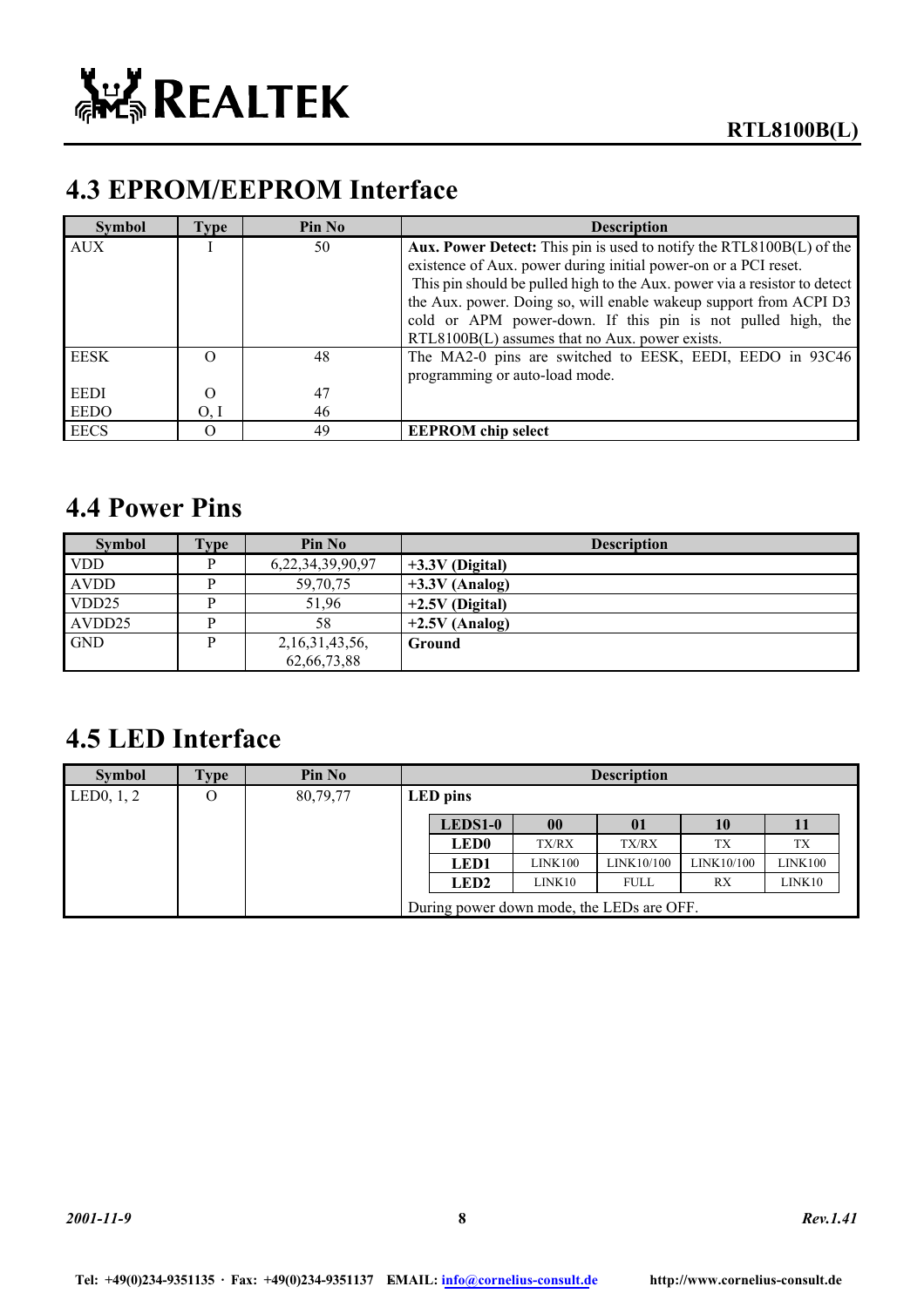## 4.3 EPROM/EEPROM Interface

| Symbol | Type | Pin No | Description |
|---|---|---|---|
| AUX | I | 50 | **Aux. Power Detect:** This pin is used to notify the RTL8100B(L) of the existence of Aux. power during initial power-on or a PCI reset. This pin should be pulled high to the Aux. power via a resistor to detect the Aux. power. Doing so, will enable wakeup support from ACPI D3 cold or APM power-down. If this pin is not pulled high, the RTL8100B(L) assumes that no Aux. power exists. |
| EESK<br><br>EEDI<br>EEDO | O<br><br>O<br>O, I | 48<br><br>47<br>46 | The MA2-0 pins are switched to EESK, EEDI, EEDO in 93C46 programming or auto-load mode. |
| EECS | O | 49 | **EEPROM chip select** |

## 4.4 Power Pins

| Symbol | Type | Pin No | Description |
|---|---|---|---|
| VDD | P | 6,22,34,39,90,97 | **+3.3V (Digital)** |
| AVDD | P | 59,70,75 | **+3.3V (Analog)** |
| VDD25 | P | 51,96 | **+2.5V (Digital)** |
| AVDD25 | P | 58 | **+2.5V (Analog)** |
| GND | P | 2,16,31,43,56,<br>62,66,73,88 | **Ground** |

## 4.5 LED Interface

| Symbol | Type | Pin No | Description |
|---|---|---|---|
| LED0, 1, 2 | O | 80,79,77 | **LED pins** (see table below)<br>During power down mode, the LEDs are OFF. |

| LEDS1-0 | 00 | 01 | 10 | 11 |
|---|---|---|---|---|
| **LED0** | TX/RX | TX/RX | TX | TX |
| **LED1** | LINK100 | LINK10/100 | LINK10/100 | LINK100 |
| **LED2** | LINK10 | FULL | RX | LINK10 |

During power down mode, the LEDs are OFF.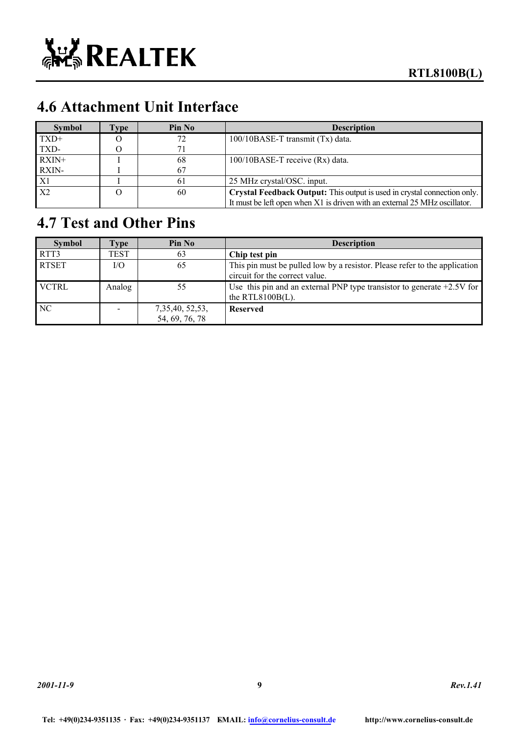## 4.6 Attachment Unit Interface

| Symbol | Type | Pin No | Description |
|---|---|---|---|
| TXD+<br>TXD- | O<br>O | 72<br>71 | 100/10BASE-T transmit (Tx) data. |
| RXIN+<br>RXIN- | I<br>I | 68<br>67 | 100/10BASE-T receive (Rx) data. |
| X1 | I | 61 | 25 MHz crystal/OSC. input. |
| X2 | O | 60 | **Crystal Feedback Output:** This output is used in crystal connection only. It must be left open when X1 is driven with an external 25 MHz oscillator. |

## 4.7 Test and Other Pins

| Symbol | Type | Pin No | Description |
|---|---|---|---|
| RTT3 | TEST | 63 | **Chip test pin** |
| RTSET | I/O | 65 | This pin must be pulled low by a resistor. Please refer to the application circuit for the correct value. |
| VCTRL | Analog | 55 | Use this pin and an external PNP type transistor to generate +2.5V for the RTL8100B(L). |
| NC | - | 7,35,40, 52,53, 54, 69, 76, 78 | **Reserved** |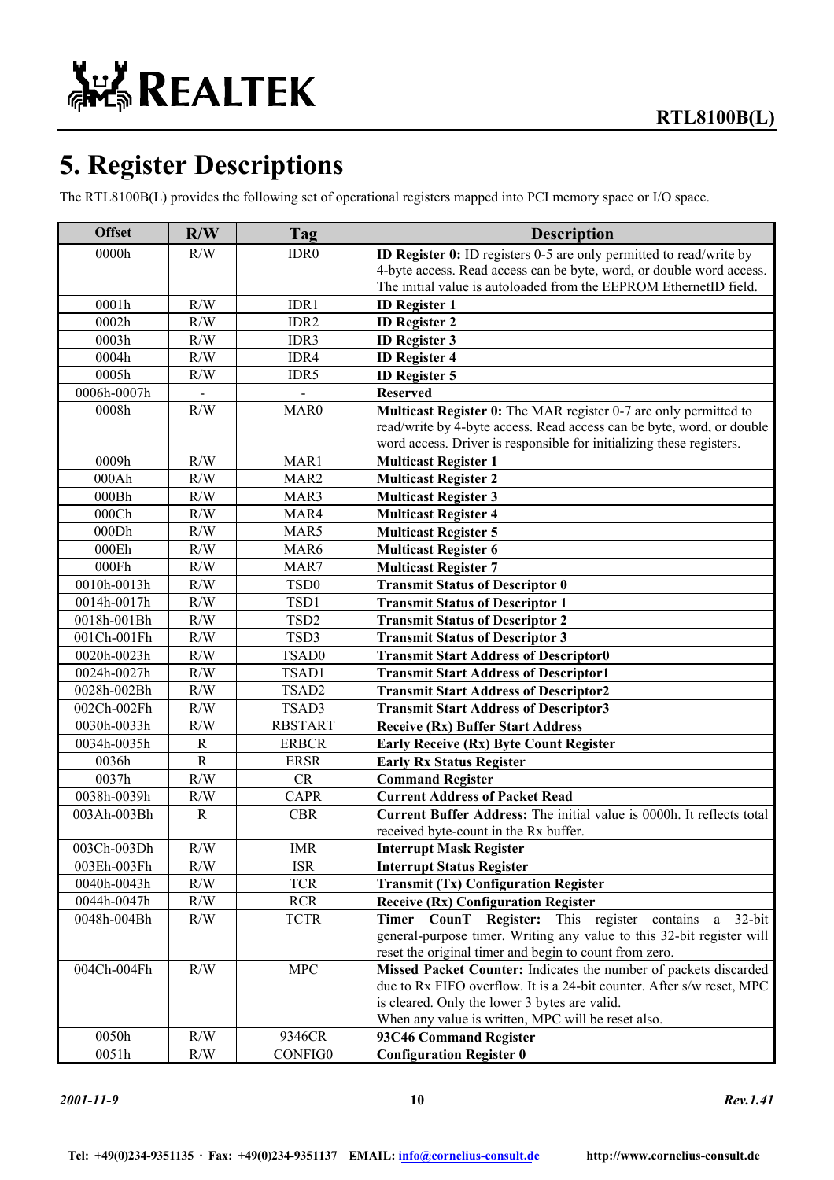# 5. Register Descriptions

The RTL8100B(L) provides the following set of operational registers mapped into PCI memory space or I/O space.

| Offset | R/W | Tag | Description |
|---|---|---|---|
| 0000h | R/W | IDR0 | **ID Register 0:** ID registers 0-5 are only permitted to read/write by 4-byte access. Read access can be byte, word, or double word access. The initial value is autoloaded from the EEPROM EthernetID field. |
| 0001h | R/W | IDR1 | **ID Register 1** |
| 0002h | R/W | IDR2 | **ID Register 2** |
| 0003h | R/W | IDR3 | **ID Register 3** |
| 0004h | R/W | IDR4 | **ID Register 4** |
| 0005h | R/W | IDR5 | **ID Register 5** |
| 0006h-0007h | - | - | **Reserved** |
| 0008h | R/W | MAR0 | **Multicast Register 0:** The MAR register 0-7 are only permitted to read/write by 4-byte access. Read access can be byte, word, or double word access. Driver is responsible for initializing these registers. |
| 0009h | R/W | MAR1 | **Multicast Register 1** |
| 000Ah | R/W | MAR2 | **Multicast Register 2** |
| 000Bh | R/W | MAR3 | **Multicast Register 3** |
| 000Ch | R/W | MAR4 | **Multicast Register 4** |
| 000Dh | R/W | MAR5 | **Multicast Register 5** |
| 000Eh | R/W | MAR6 | **Multicast Register 6** |
| 000Fh | R/W | MAR7 | **Multicast Register 7** |
| 0010h-0013h | R/W | TSD0 | **Transmit Status of Descriptor 0** |
| 0014h-0017h | R/W | TSD1 | **Transmit Status of Descriptor 1** |
| 0018h-001Bh | R/W | TSD2 | **Transmit Status of Descriptor 2** |
| 001Ch-001Fh | R/W | TSD3 | **Transmit Status of Descriptor 3** |
| 0020h-0023h | R/W | TSAD0 | **Transmit Start Address of Descriptor0** |
| 0024h-0027h | R/W | TSAD1 | **Transmit Start Address of Descriptor1** |
| 0028h-002Bh | R/W | TSAD2 | **Transmit Start Address of Descriptor2** |
| 002Ch-002Fh | R/W | TSAD3 | **Transmit Start Address of Descriptor3** |
| 0030h-0033h | R/W | RBSTART | **Receive (Rx) Buffer Start Address** |
| 0034h-0035h | R | ERBCR | **Early Receive (Rx) Byte Count Register** |
| 0036h | R | ERSR | **Early Rx Status Register** |
| 0037h | R/W | CR | **Command Register** |
| 0038h-0039h | R/W | CAPR | **Current Address of Packet Read** |
| 003Ah-003Bh | R | CBR | **Current Buffer Address:** The initial value is 0000h. It reflects total received byte-count in the Rx buffer. |
| 003Ch-003Dh | R/W | IMR | **Interrupt Mask Register** |
| 003Eh-003Fh | R/W | ISR | **Interrupt Status Register** |
| 0040h-0043h | R/W | TCR | **Transmit (Tx) Configuration Register** |
| 0044h-0047h | R/W | RCR | **Receive (Rx) Configuration Register** |
| 0048h-004Bh | R/W | TCTR | **Timer CounT Register:** This register contains a 32-bit general-purpose timer. Writing any value to this 32-bit register will reset the original timer and begin to count from zero. |
| 004Ch-004Fh | R/W | MPC | **Missed Packet Counter:** Indicates the number of packets discarded due to Rx FIFO overflow. It is a 24-bit counter. After s/w reset, MPC is cleared. Only the lower 3 bytes are valid. When any value is written, MPC will be reset also. |
| 0050h | R/W | 9346CR | **93C46 Command Register** |
| 0051h | R/W | CONFIG0 | **Configuration Register 0** |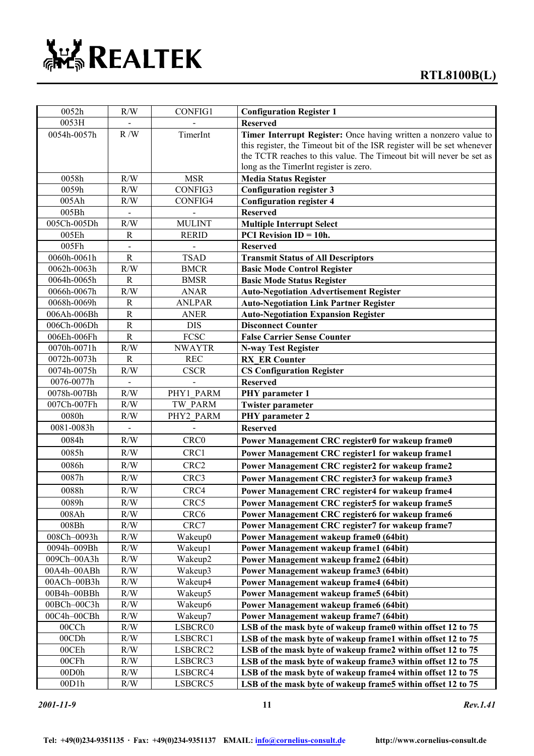| 0052h | R/W | CONFIG1 | **Configuration Register 1** |
|---|---|---|---|
| 0053H | - | - | **Reserved** |
| 0054h-0057h | R /W | TimerInt | **Timer Interrupt Register:** Once having written a nonzero value to this register, the Timeout bit of the ISR register will be set whenever the TCTR reaches to this value. The Timeout bit will never be set as long as the TimerInt register is zero. |
| 0058h | R/W | MSR | **Media Status Register** |
| 0059h | R/W | CONFIG3 | **Configuration register 3** |
| 005Ah | R/W | CONFIG4 | **Configuration register 4** |
| 005Bh | - | - | **Reserved** |
| 005Ch-005Dh | R/W | MULINT | **Multiple Interrupt Select** |
| 005Eh | R | RERID | **PCI Revision ID = 10h.** |
| 005Fh | - | - | **Reserved** |
| 0060h-0061h | R | TSAD | **Transmit Status of All Descriptors** |
| 0062h-0063h | R/W | BMCR | **Basic Mode Control Register** |
| 0064h-0065h | R | BMSR | **Basic Mode Status Register** |
| 0066h-0067h | R/W | ANAR | **Auto-Negotiation Advertisement Register** |
| 0068h-0069h | R | ANLPAR | **Auto-Negotiation Link Partner Register** |
| 006Ah-006Bh | R | ANER | **Auto-Negotiation Expansion Register** |
| 006Ch-006Dh | R | DIS | **Disconnect Counter** |
| 006Eh-006Fh | R | FCSC | **False Carrier Sense Counter** |
| 0070h-0071h | R/W | NWAYTR | **N-way Test Register** |
| 0072h-0073h | R | REC | **RX_ER Counter** |
| 0074h-0075h | R/W | CSCR | **CS Configuration Register** |
| 0076-0077h | - | - | **Reserved** |
| 0078h-007Bh | R/W | PHY1_PARM | **PHY parameter 1** |
| 007Ch-007Fh | R/W | TW_PARM | **Twister parameter** |
| 0080h | R/W | PHY2_PARM | **PHY parameter 2** |
| 0081-0083h | - | - | **Reserved** |
| 0084h | R/W | CRC0 | **Power Management CRC register0 for wakeup frame0** |
| 0085h | R/W | CRC1 | **Power Management CRC register1 for wakeup frame1** |
| 0086h | R/W | CRC2 | **Power Management CRC register2 for wakeup frame2** |
| 0087h | R/W | CRC3 | **Power Management CRC register3 for wakeup frame3** |
| 0088h | R/W | CRC4 | **Power Management CRC register4 for wakeup frame4** |
| 0089h | R/W | CRC5 | **Power Management CRC register5 for wakeup frame5** |
| 008Ah | R/W | CRC6 | **Power Management CRC register6 for wakeup frame6** |
| 008Bh | R/W | CRC7 | **Power Management CRC register7 for wakeup frame7** |
| 008Ch–0093h | R/W | Wakeup0 | **Power Management wakeup frame0 (64bit)** |
| 0094h–009Bh | R/W | Wakeup1 | **Power Management wakeup frame1 (64bit)** |
| 009Ch–00A3h | R/W | Wakeup2 | **Power Management wakeup frame2 (64bit)** |
| 00A4h–00ABh | R/W | Wakeup3 | **Power Management wakeup frame3 (64bit)** |
| 00ACh–00B3h | R/W | Wakeup4 | **Power Management wakeup frame4 (64bit)** |
| 00B4h–00BBh | R/W | Wakeup5 | **Power Management wakeup frame5 (64bit)** |
| 00BCh–00C3h | R/W | Wakeup6 | **Power Management wakeup frame6 (64bit)** |
| 00C4h–00CBh | R/W | Wakeup7 | **Power Management wakeup frame7 (64bit)** |
| 00CCh | R/W | LSBCRC0 | **LSB of the mask byte of wakeup frame0 within offset 12 to 75** |
| 00CDh | R/W | LSBCRC1 | **LSB of the mask byte of wakeup frame1 within offset 12 to 75** |
| 00CEh | R/W | LSBCRC2 | **LSB of the mask byte of wakeup frame2 within offset 12 to 75** |
| 00CFh | R/W | LSBCRC3 | **LSB of the mask byte of wakeup frame3 within offset 12 to 75** |
| 00D0h | R/W | LSBCRC4 | **LSB of the mask byte of wakeup frame4 within offset 12 to 75** |
| 00D1h | R/W | LSBCRC5 | **LSB of the mask byte of wakeup frame5 within offset 12 to 75** |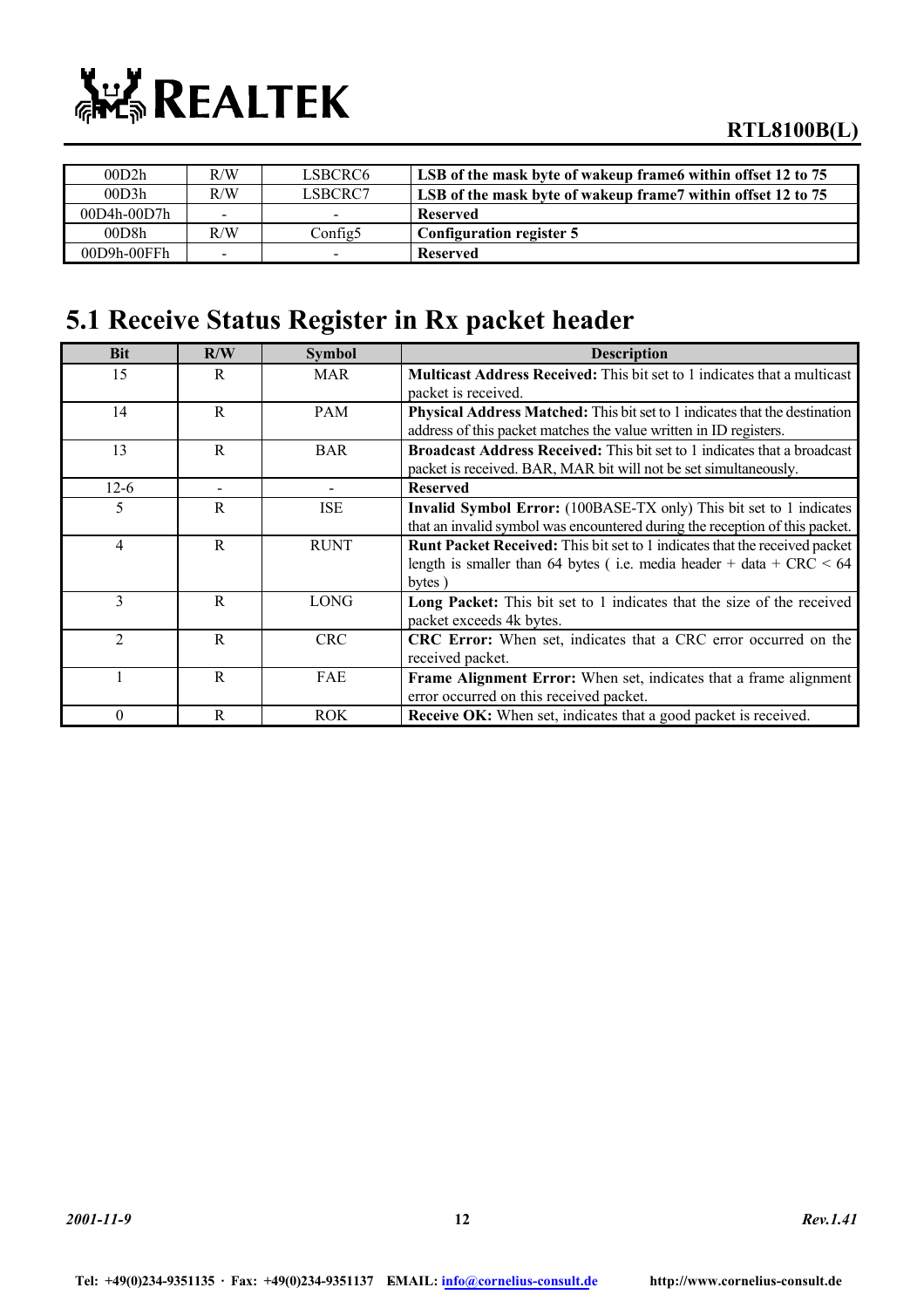| 00D2h | R/W | LSBCRC6 | **LSB of the mask byte of wakeup frame6 within offset 12 to 75** |
|---|---|---|---|
| 00D3h | R/W | LSBCRC7 | **LSB of the mask byte of wakeup frame7 within offset 12 to 75** |
| 00D4h-00D7h | - | - | **Reserved** |
| 00D8h | R/W | Config5 | **Configuration register 5** |
| 00D9h-00FFh | - | - | **Reserved** |

## 5.1 Receive Status Register in Rx packet header

| Bit | R/W | Symbol | Description |
|---|---|---|---|
| 15 | R | MAR | **Multicast Address Received:** This bit set to 1 indicates that a multicast packet is received. |
| 14 | R | PAM | **Physical Address Matched:** This bit set to 1 indicates that the destination address of this packet matches the value written in ID registers. |
| 13 | R | BAR | **Broadcast Address Received:** This bit set to 1 indicates that a broadcast packet is received. BAR, MAR bit will not be set simultaneously. |
| 12-6 | - | - | **Reserved** |
| 5 | R | ISE | **Invalid Symbol Error:** (100BASE-TX only) This bit set to 1 indicates that an invalid symbol was encountered during the reception of this packet. |
| 4 | R | RUNT | **Runt Packet Received:** This bit set to 1 indicates that the received packet length is smaller than 64 bytes ( i.e. media header + data + CRC < 64 bytes ) |
| 3 | R | LONG | **Long Packet:** This bit set to 1 indicates that the size of the received packet exceeds 4k bytes. |
| 2 | R | CRC | **CRC Error:** When set, indicates that a CRC error occurred on the received packet. |
| 1 | R | FAE | **Frame Alignment Error:** When set, indicates that a frame alignment error occurred on this received packet. |
| 0 | R | ROK | **Receive OK:** When set, indicates that a good packet is received. |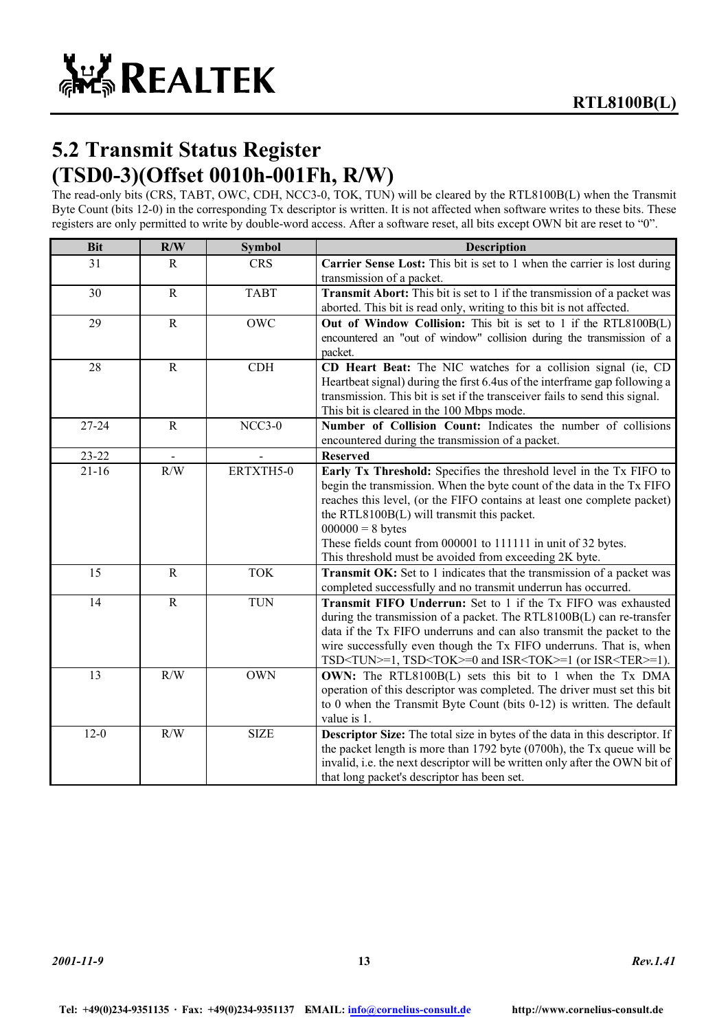## 5.2 Transmit Status Register (TSD0-3)(Offset 0010h-001Fh, R/W)

The read-only bits (CRS, TABT, OWC, CDH, NCC3-0, TOK, TUN) will be cleared by the RTL8100B(L) when the Transmit Byte Count (bits 12-0) in the corresponding Tx descriptor is written. It is not affected when software writes to these bits. These registers are only permitted to write by double-word access. After a software reset, all bits except OWN bit are reset to "0".

| Bit | R/W | Symbol | Description |
|---|---|---|---|
| 31 | R | CRS | **Carrier Sense Lost:** This bit is set to 1 when the carrier is lost during transmission of a packet. |
| 30 | R | TABT | **Transmit Abort:** This bit is set to 1 if the transmission of a packet was aborted. This bit is read only, writing to this bit is not affected. |
| 29 | R | OWC | **Out of Window Collision:** This bit is set to 1 if the RTL8100B(L) encountered an "out of window" collision during the transmission of a packet. |
| 28 | R | CDH | **CD Heart Beat:** The NIC watches for a collision signal (ie, CD Heartbeat signal) during the first 6.4us of the interframe gap following a transmission. This bit is set if the transceiver fails to send this signal. This bit is cleared in the 100 Mbps mode. |
| 27-24 | R | NCC3-0 | **Number of Collision Count:** Indicates the number of collisions encountered during the transmission of a packet. |
| 23-22 | - | - | **Reserved** |
| 21-16 | R/W | ERTXTH5-0 | **Early Tx Threshold:** Specifies the threshold level in the Tx FIFO to begin the transmission. When the byte count of the data in the Tx FIFO reaches this level, (or the FIFO contains at least one complete packet) the RTL8100B(L) will transmit this packet.<br>000000 = 8 bytes<br>These fields count from 000001 to 111111 in unit of 32 bytes.<br>This threshold must be avoided from exceeding 2K byte. |
| 15 | R | TOK | **Transmit OK:** Set to 1 indicates that the transmission of a packet was completed successfully and no transmit underrun has occurred. |
| 14 | R | TUN | **Transmit FIFO Underrun:** Set to 1 if the Tx FIFO was exhausted during the transmission of a packet. The RTL8100B(L) can re-transfer data if the Tx FIFO underruns and can also transmit the packet to the wire successfully even though the Tx FIFO underruns. That is, when TSD<TUN>=1, TSD<TOK>=0 and ISR<TOK>=1 (or ISR<TER>=1). |
| 13 | R/W | OWN | **OWN:** The RTL8100B(L) sets this bit to 1 when the Tx DMA operation of this descriptor was completed. The driver must set this bit to 0 when the Transmit Byte Count (bits 0-12) is written. The default value is 1. |
| 12-0 | R/W | SIZE | **Descriptor Size:** The total size in bytes of the data in this descriptor. If the packet length is more than 1792 byte (0700h), the Tx queue will be invalid, i.e. the next descriptor will be written only after the OWN bit of that long packet's descriptor has been set. |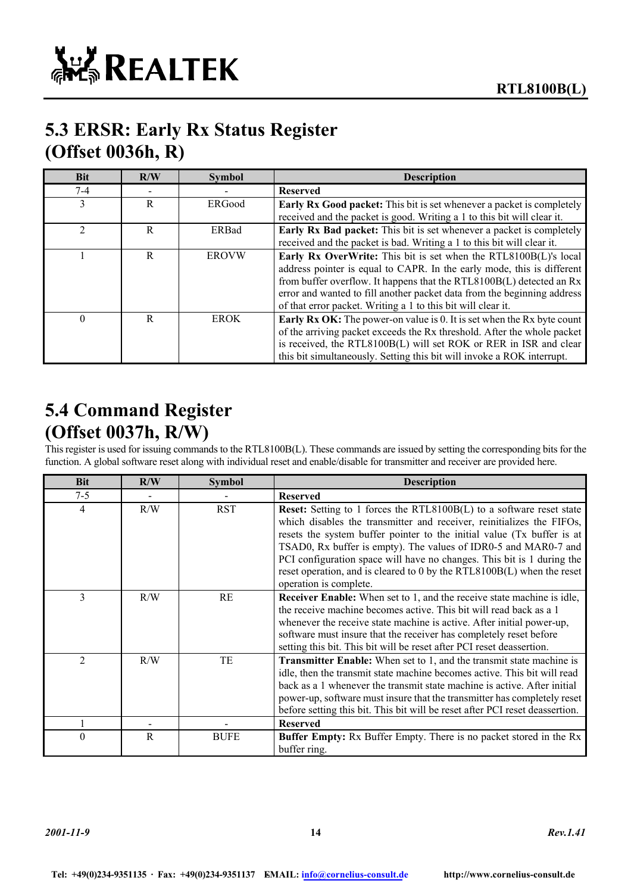## 5.3 ERSR: Early Rx Status Register (Offset 0036h, R)

| Bit | R/W | Symbol | Description |
|---|---|---|---|
| 7-4 | - | - | **Reserved** |
| 3 | R | ERGood | **Early Rx Good packet:** This bit is set whenever a packet is completely received and the packet is good. Writing a 1 to this bit will clear it. |
| 2 | R | ERBad | **Early Rx Bad packet:** This bit is set whenever a packet is completely received and the packet is bad. Writing a 1 to this bit will clear it. |
| 1 | R | EROVW | **Early Rx OverWrite:** This bit is set when the RTL8100B(L)'s local address pointer is equal to CAPR. In the early mode, this is different from buffer overflow. It happens that the RTL8100B(L) detected an Rx error and wanted to fill another packet data from the beginning address of that error packet. Writing a 1 to this bit will clear it. |
| 0 | R | EROK | **Early Rx OK:** The power-on value is 0. It is set when the Rx byte count of the arriving packet exceeds the Rx threshold. After the whole packet is received, the RTL8100B(L) will set ROK or RER in ISR and clear this bit simultaneously. Setting this bit will invoke a ROK interrupt. |

## 5.4 Command Register (Offset 0037h, R/W)

This register is used for issuing commands to the RTL8100B(L). These commands are issued by setting the corresponding bits for the function. A global software reset along with individual reset and enable/disable for transmitter and receiver are provided here.

| Bit | R/W | Symbol | Description |
|---|---|---|---|
| 7-5 | - | - | **Reserved** |
| 4 | R/W | RST | **Reset:** Setting to 1 forces the RTL8100B(L) to a software reset state which disables the transmitter and receiver, reinitializes the FIFOs, resets the system buffer pointer to the initial value (Tx buffer is at TSAD0, Rx buffer is empty). The values of IDR0-5 and MAR0-7 and PCI configuration space will have no changes. This bit is 1 during the reset operation, and is cleared to 0 by the RTL8100B(L) when the reset operation is complete. |
| 3 | R/W | RE | **Receiver Enable:** When set to 1, and the receive state machine is idle, the receive machine becomes active. This bit will read back as a 1 whenever the receive state machine is active. After initial power-up, software must insure that the receiver has completely reset before setting this bit. This bit will be reset after PCI reset deassertion. |
| 2 | R/W | TE | **Transmitter Enable:** When set to 1, and the transmit state machine is idle, then the transmit state machine becomes active. This bit will read back as a 1 whenever the transmit state machine is active. After initial power-up, software must insure that the transmitter has completely reset before setting this bit. This bit will be reset after PCI reset deassertion. |
| 1 | - | - | **Reserved** |
| 0 | R | BUFE | **Buffer Empty:** Rx Buffer Empty. There is no packet stored in the Rx buffer ring. |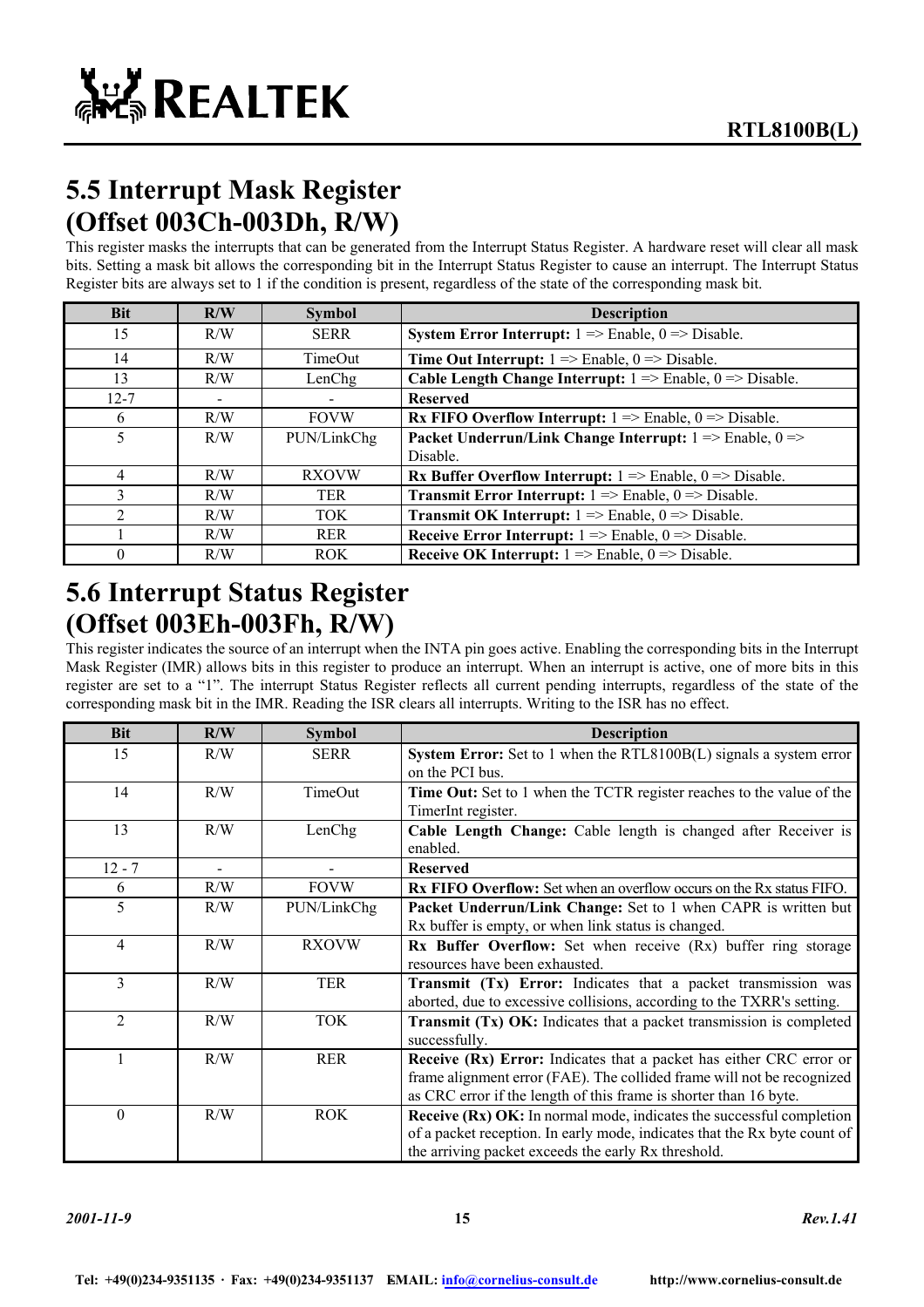## 5.5 Interrupt Mask Register (Offset 003Ch-003Dh, R/W)

This register masks the interrupts that can be generated from the Interrupt Status Register. A hardware reset will clear all mask bits. Setting a mask bit allows the corresponding bit in the Interrupt Status Register to cause an interrupt. The Interrupt Status Register bits are always set to 1 if the condition is present, regardless of the state of the corresponding mask bit.

| Bit | R/W | Symbol | Description |
|---|---|---|---|
| 15 | R/W | SERR | **System Error Interrupt:** 1 => Enable, 0 => Disable. |
| 14 | R/W | TimeOut | **Time Out Interrupt:** 1 => Enable, 0 => Disable. |
| 13 | R/W | LenChg | **Cable Length Change Interrupt:** 1 => Enable, 0 => Disable. |
| 12-7 | - | - | **Reserved** |
| 6 | R/W | FOVW | **Rx FIFO Overflow Interrupt:** 1 => Enable, 0 => Disable. |
| 5 | R/W | PUN/LinkChg | **Packet Underrun/Link Change Interrupt:** 1 => Enable, 0 => Disable. |
| 4 | R/W | RXOVW | **Rx Buffer Overflow Interrupt:** 1 => Enable, 0 => Disable. |
| 3 | R/W | TER | **Transmit Error Interrupt:** 1 => Enable, 0 => Disable. |
| 2 | R/W | TOK | **Transmit OK Interrupt:** 1 => Enable, 0 => Disable. |
| 1 | R/W | RER | **Receive Error Interrupt:** 1 => Enable, 0 => Disable. |
| 0 | R/W | ROK | **Receive OK Interrupt:** 1 => Enable, 0 => Disable. |

## 5.6 Interrupt Status Register (Offset 003Eh-003Fh, R/W)

This register indicates the source of an interrupt when the INTA pin goes active. Enabling the corresponding bits in the Interrupt Mask Register (IMR) allows bits in this register to produce an interrupt. When an interrupt is active, one of more bits in this register are set to a "1". The interrupt Status Register reflects all current pending interrupts, regardless of the state of the corresponding mask bit in the IMR. Reading the ISR clears all interrupts. Writing to the ISR has no effect.

| Bit | R/W | Symbol | Description |
|---|---|---|---|
| 15 | R/W | SERR | **System Error:** Set to 1 when the RTL8100B(L) signals a system error on the PCI bus. |
| 14 | R/W | TimeOut | **Time Out:** Set to 1 when the TCTR register reaches to the value of the TimerInt register. |
| 13 | R/W | LenChg | **Cable Length Change:** Cable length is changed after Receiver is enabled. |
| 12 - 7 | - | - | **Reserved** |
| 6 | R/W | FOVW | **Rx FIFO Overflow:** Set when an overflow occurs on the Rx status FIFO. |
| 5 | R/W | PUN/LinkChg | **Packet Underrun/Link Change:** Set to 1 when CAPR is written but Rx buffer is empty, or when link status is changed. |
| 4 | R/W | RXOVW | **Rx Buffer Overflow:** Set when receive (Rx) buffer ring storage resources have been exhausted. |
| 3 | R/W | TER | **Transmit (Tx) Error:** Indicates that a packet transmission was aborted, due to excessive collisions, according to the TXRR's setting. |
| 2 | R/W | TOK | **Transmit (Tx) OK:** Indicates that a packet transmission is completed successfully. |
| 1 | R/W | RER | **Receive (Rx) Error:** Indicates that a packet has either CRC error or frame alignment error (FAE). The collided frame will not be recognized as CRC error if the length of this frame is shorter than 16 byte. |
| 0 | R/W | ROK | **Receive (Rx) OK:** In normal mode, indicates the successful completion of a packet reception. In early mode, indicates that the Rx byte count of the arriving packet exceeds the early Rx threshold. |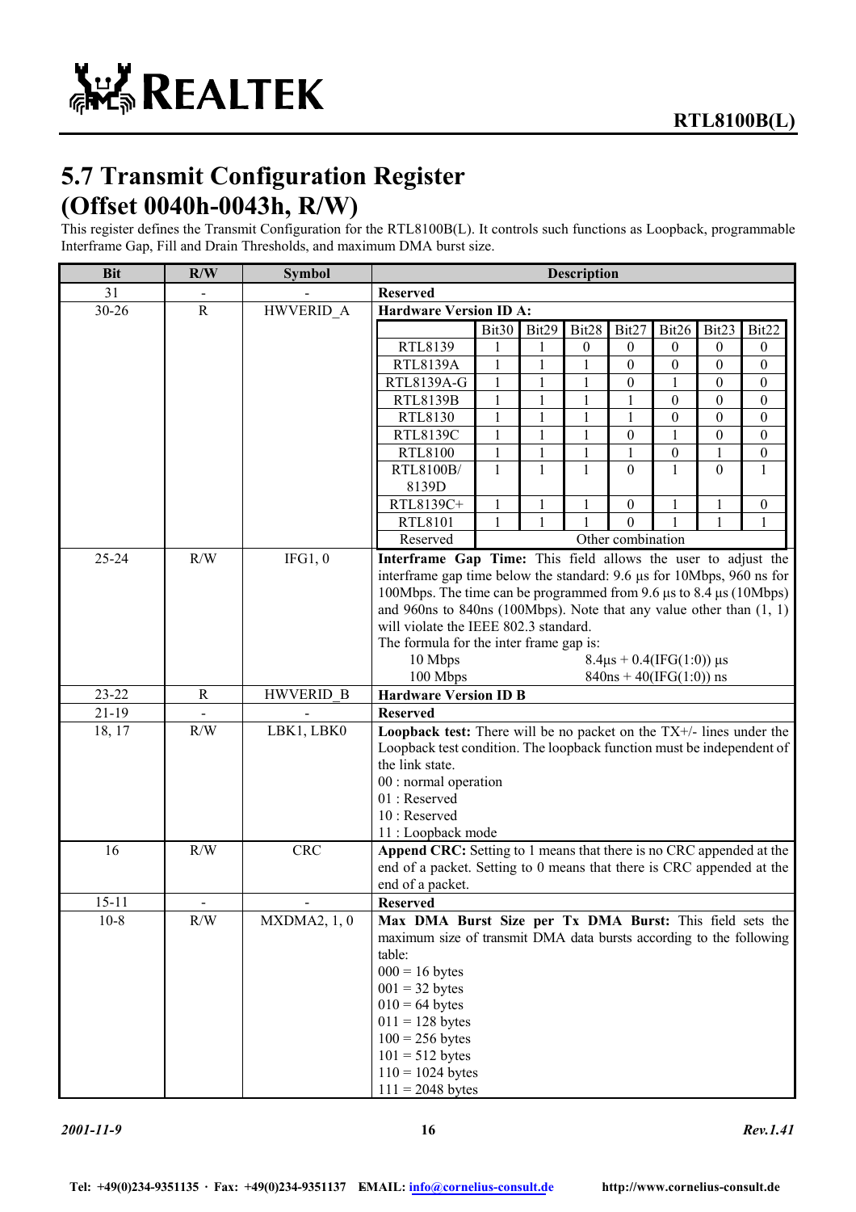## 5.7 Transmit Configuration Register (Offset 0040h-0043h, R/W)

This register defines the Transmit Configuration for the RTL8100B(L). It controls such functions as Loopback, programmable Interframe Gap, Fill and Drain Thresholds, and maximum DMA burst size.

| Bit | R/W | Symbol | Description |
|---|---|---|---|
| 31 | - | - | **Reserved** |
| 30-26 | R | HWVERID_A | **Hardware Version ID A:** (see table below) |
| 25-24 | R/W | IFG1, 0 | **Interframe Gap Time:** This field allows the user to adjust the interframe gap time below the standard: 9.6 µs for 10Mbps, 960 ns for 100Mbps. The time can be programmed from 9.6 µs to 8.4 µs (10Mbps) and 960ns to 840ns (100Mbps). Note that any value other than (1, 1) will violate the IEEE 802.3 standard.<br>The formula for the inter frame gap is:<br>10 Mbps 8.4µs + 0.4(IFG(1:0)) µs<br>100 Mbps 840ns + 40(IFG(1:0)) ns |
| 23-22 | R | HWVERID_B | **Hardware Version ID B** |
| 21-19 | - | - | **Reserved** |
| 18, 17 | R/W | LBK1, LBK0 | **Loopback test:** There will be no packet on the TX+/- lines under the Loopback test condition. The loopback function must be independent of the link state.<br>00 : normal operation<br>01 : Reserved<br>10 : Reserved<br>11 : Loopback mode |
| 16 | R/W | CRC | **Append CRC:** Setting to 1 means that there is no CRC appended at the end of a packet. Setting to 0 means that there is CRC appended at the end of a packet. |
| 15-11 | - | - | **Reserved** |
| 10-8 | R/W | MXDMA2, 1, 0 | **Max DMA Burst Size per Tx DMA Burst:** This field sets the maximum size of transmit DMA data bursts according to the following table:<br>000 = 16 bytes<br>001 = 32 bytes<br>010 = 64 bytes<br>011 = 128 bytes<br>100 = 256 bytes<br>101 = 512 bytes<br>110 = 1024 bytes<br>111 = 2048 bytes |

**Hardware Version ID A:**

| | Bit30 | Bit29 | Bit28 | Bit27 | Bit26 | Bit23 | Bit22 |
|---|---|---|---|---|---|---|---|
| RTL8139 | 1 | 1 | 0 | 0 | 0 | 0 | 0 |
| RTL8139A | 1 | 1 | 1 | 0 | 0 | 0 | 0 |
| RTL8139A-G | 1 | 1 | 1 | 0 | 1 | 0 | 0 |
| RTL8139B | 1 | 1 | 1 | 1 | 0 | 0 | 0 |
| RTL8130 | 1 | 1 | 1 | 1 | 0 | 0 | 0 |
| RTL8139C | 1 | 1 | 1 | 0 | 1 | 0 | 0 |
| RTL8100 | 1 | 1 | 1 | 1 | 0 | 1 | 0 |
| RTL8100B/ 8139D | 1 | 1 | 1 | 0 | 1 | 0 | 1 |
| RTL8139C+ | 1 | 1 | 1 | 0 | 1 | 1 | 0 |
| RTL8101 | 1 | 1 | 1 | 0 | 1 | 1 | 1 |
| Reserved | Other combination | | | | | | |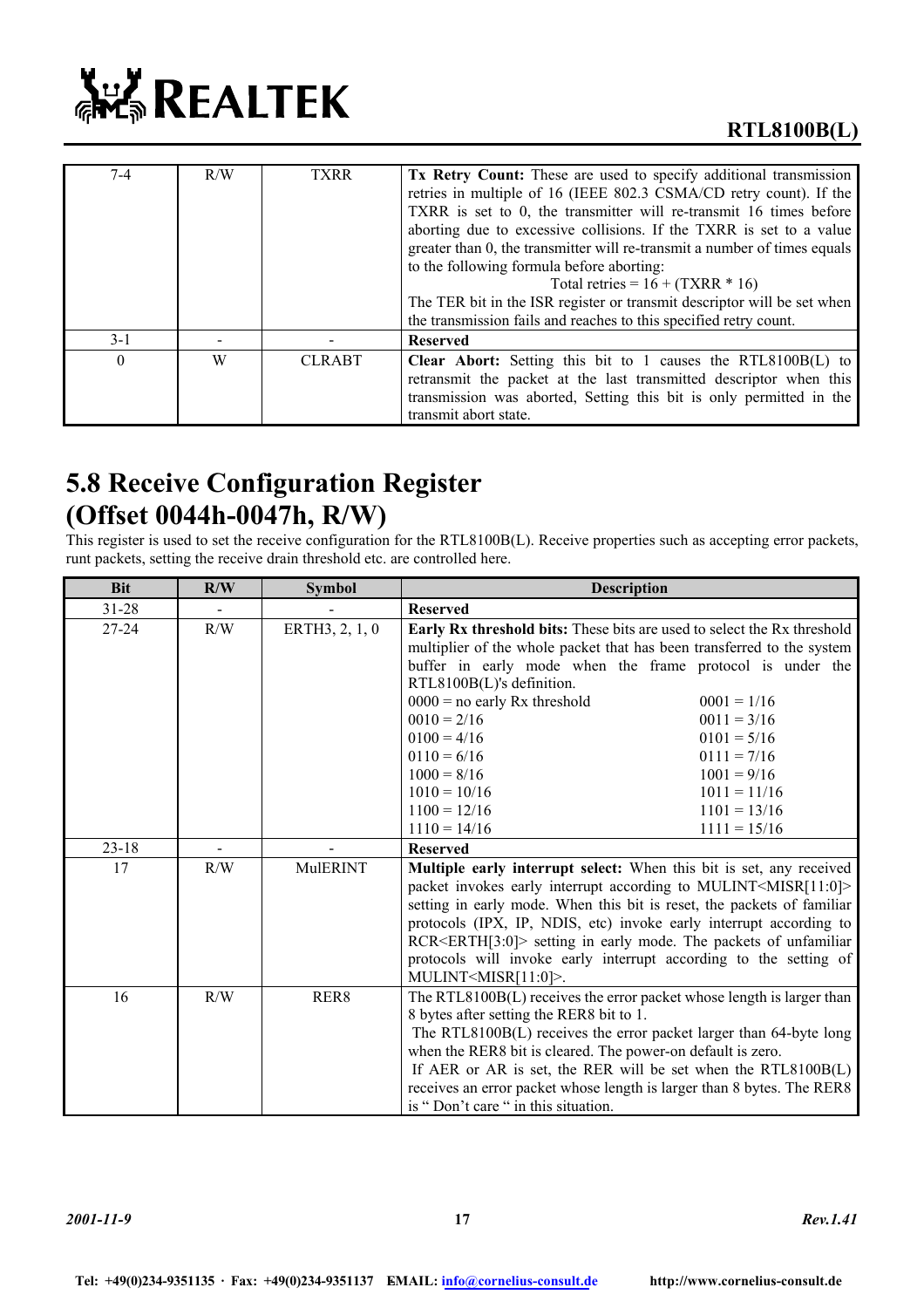| 7-4 | R/W | TXRR | **Tx Retry Count:** These are used to specify additional transmission retries in multiple of 16 (IEEE 802.3 CSMA/CD retry count). If the TXRR is set to 0, the transmitter will re-transmit 16 times before aborting due to excessive collisions. If the TXRR is set to a value greater than 0, the transmitter will re-transmit a number of times equals to the following formula before aborting: Total retries = 16 + (TXRR * 16) The TER bit in the ISR register or transmit descriptor will be set when the transmission fails and reaches to this specified retry count. |
|---|---|---|---|
| 3-1 | - | - | **Reserved** |
| 0 | W | CLRABT | **Clear Abort:** Setting this bit to 1 causes the RTL8100B(L) to retransmit the packet at the last transmitted descriptor when this transmission was aborted, Setting this bit is only permitted in the transmit abort state. |

## 5.8 Receive Configuration Register (Offset 0044h-0047h, R/W)

This register is used to set the receive configuration for the RTL8100B(L). Receive properties such as accepting error packets, runt packets, setting the receive drain threshold etc. are controlled here.

| Bit | R/W | Symbol | Description |
|---|---|---|---|
| 31-28 | - | - | **Reserved** |
| 27-24 | R/W | ERTH3, 2, 1, 0 | **Early Rx threshold bits:** These bits are used to select the Rx threshold multiplier of the whole packet that has been transferred to the system buffer in early mode when the frame protocol is under the RTL8100B(L)'s definition.<br>0000 = no early Rx threshold 0001 = 1/16<br>0010 = 2/16 0011 = 3/16<br>0100 = 4/16 0101 = 5/16<br>0110 = 6/16 0111 = 7/16<br>1000 = 8/16 1001 = 9/16<br>1010 = 10/16 1011 = 11/16<br>1100 = 12/16 1101 = 13/16<br>1110 = 14/16 1111 = 15/16 |
| 23-18 | - | - | **Reserved** |
| 17 | R/W | MulERINT | **Multiple early interrupt select:** When this bit is set, any received packet invokes early interrupt according to MULINT<MISR[11:0]> setting in early mode. When this bit is reset, the packets of familiar protocols (IPX, IP, NDIS, etc) invoke early interrupt according to RCR<ERTH[3:0]> setting in early mode. The packets of unfamiliar protocols will invoke early interrupt according to the setting of MULINT<MISR[11:0]>. |
| 16 | R/W | RER8 | The RTL8100B(L) receives the error packet whose length is larger than 8 bytes after setting the RER8 bit to 1.<br>The RTL8100B(L) receives the error packet larger than 64-byte long when the RER8 bit is cleared. The power-on default is zero.<br>If AER or AR is set, the RER will be set when the RTL8100B(L) receives an error packet whose length is larger than 8 bytes. The RER8 is " Don't care " in this situation. |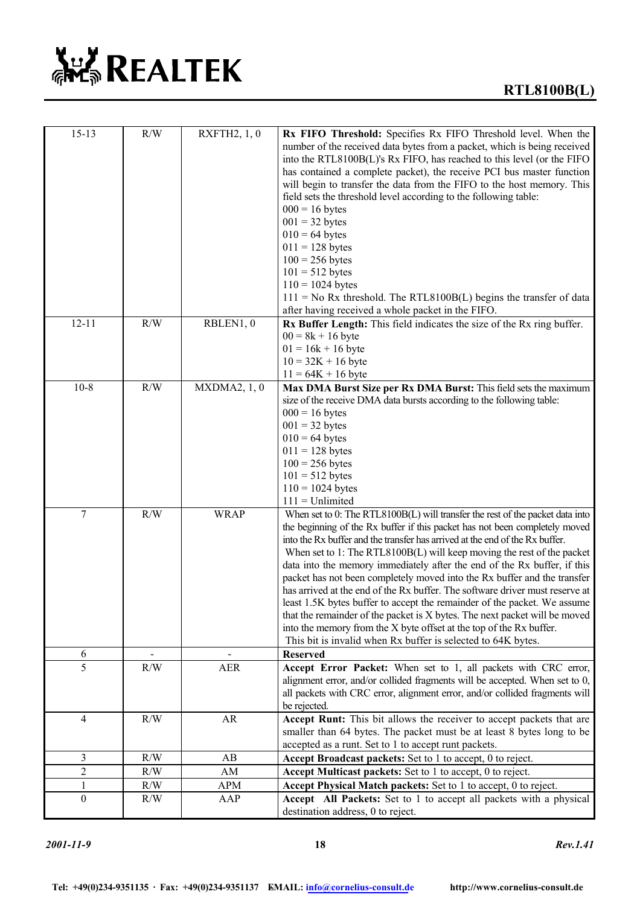| 15-13 | R/W | RXFTH2, 1, 0 | **Rx FIFO Threshold:** Specifies Rx FIFO Threshold level. When the number of the received data bytes from a packet, which is being received into the RTL8100B(L)'s Rx FIFO, has reached to this level (or the FIFO has contained a complete packet), the receive PCI bus master function will begin to transfer the data from the FIFO to the host memory. This field sets the threshold level according to the following table:<br>000 = 16 bytes<br>001 = 32 bytes<br>010 = 64 bytes<br>011 = 128 bytes<br>100 = 256 bytes<br>101 = 512 bytes<br>110 = 1024 bytes<br>111 = No Rx threshold. The RTL8100B(L) begins the transfer of data after having received a whole packet in the FIFO. |
|---|---|---|---|
| 12-11 | R/W | RBLEN1, 0 | **Rx Buffer Length:** This field indicates the size of the Rx ring buffer.<br>00 = 8k + 16 byte<br>01 = 16k + 16 byte<br>10 = 32K + 16 byte<br>11 = 64K + 16 byte |
| 10-8 | R/W | MXDMA2, 1, 0 | **Max DMA Burst Size per Rx DMA Burst:** This field sets the maximum size of the receive DMA data bursts according to the following table:<br>000 = 16 bytes<br>001 = 32 bytes<br>010 = 64 bytes<br>011 = 128 bytes<br>100 = 256 bytes<br>101 = 512 bytes<br>110 = 1024 bytes<br>111 = Unlimited |
| 7 | R/W | WRAP | When set to 0: The RTL8100B(L) will transfer the rest of the packet data into the beginning of the Rx buffer if this packet has not been completely moved into the Rx buffer and the transfer has arrived at the end of the Rx buffer.<br>When set to 1: The RTL8100B(L) will keep moving the rest of the packet data into the memory immediately after the end of the Rx buffer, if this packet has not been completely moved into the Rx buffer and the transfer has arrived at the end of the Rx buffer. The software driver must reserve at least 1.5K bytes buffer to accept the remainder of the packet. We assume that the remainder of the packet is X bytes. The next packet will be moved into the memory from the X byte offset at the top of the Rx buffer.<br>This bit is invalid when Rx buffer is selected to 64K bytes. |
| 6 | - | - | **Reserved** |
| 5 | R/W | AER | **Accept Error Packet:** When set to 1, all packets with CRC error, alignment error, and/or collided fragments will be accepted. When set to 0, all packets with CRC error, alignment error, and/or collided fragments will be rejected. |
| 4 | R/W | AR | **Accept Runt:** This bit allows the receiver to accept packets that are smaller than 64 bytes. The packet must be at least 8 bytes long to be accepted as a runt. Set to 1 to accept runt packets. |
| 3 | R/W | AB | **Accept Broadcast packets:** Set to 1 to accept, 0 to reject. |
| 2 | R/W | AM | **Accept Multicast packets:** Set to 1 to accept, 0 to reject. |
| 1 | R/W | APM | **Accept Physical Match packets:** Set to 1 to accept, 0 to reject. |
| 0 | R/W | AAP | **Accept All Packets:** Set to 1 to accept all packets with a physical destination address, 0 to reject. |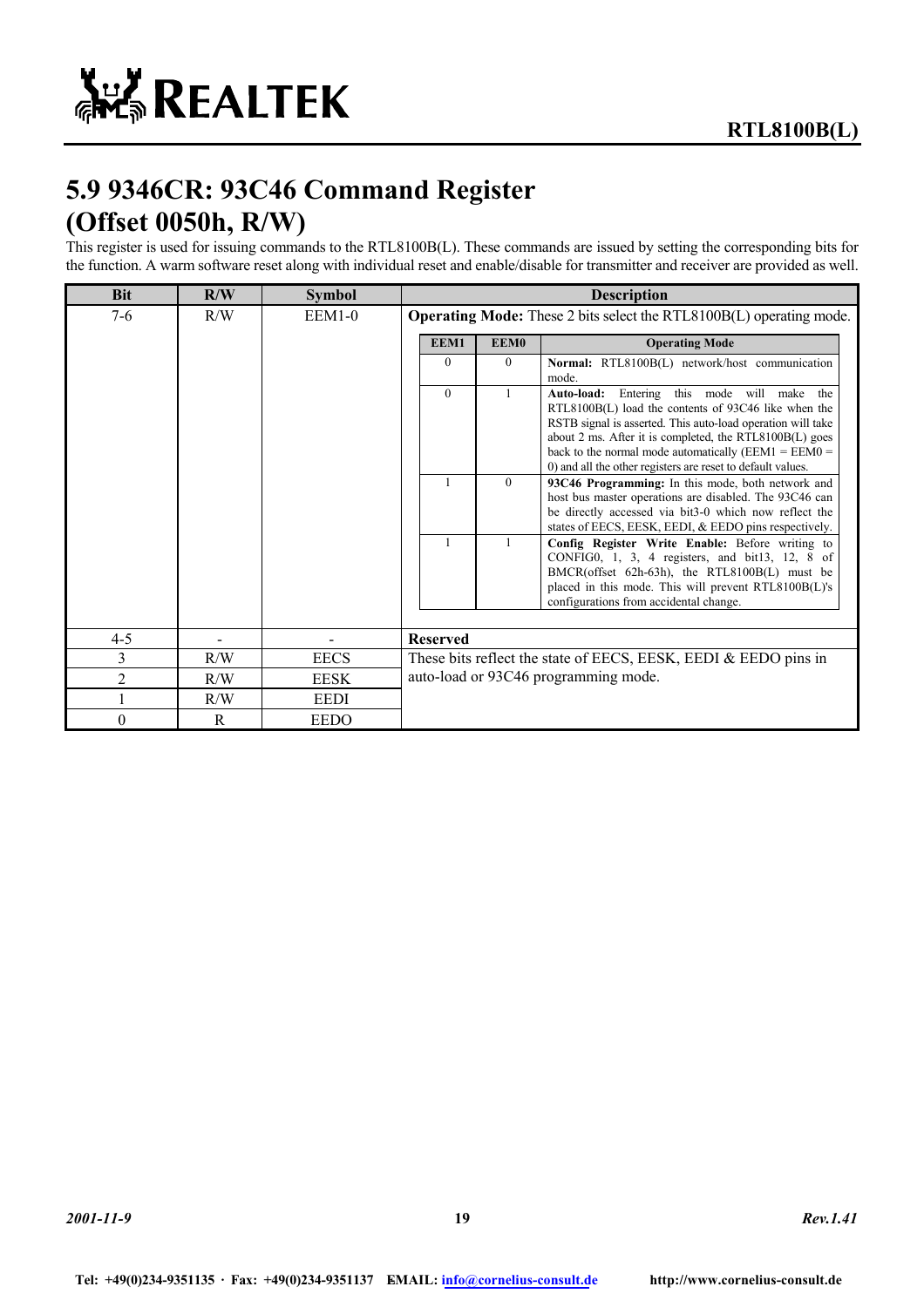## 5.9 9346CR: 93C46 Command Register (Offset 0050h, R/W)

This register is used for issuing commands to the RTL8100B(L). These commands are issued by setting the corresponding bits for the function. A warm software reset along with individual reset and enable/disable for transmitter and receiver are provided as well.

| Bit | R/W | Symbol | Description |
|---|---|---|---|
| 7-6 | R/W | EEM1-0 | **Operating Mode:** These 2 bits select the RTL8100B(L) operating mode.<br><br>EEM1 = 0, EEM0 = 0: **Normal:** RTL8100B(L) network/host communication mode.<br><br>EEM1 = 0, EEM0 = 1: **Auto-load:** Entering this mode will make the RTL8100B(L) load the contents of 93C46 like when the RSTB signal is asserted. This auto-load operation will take about 2 ms. After it is completed, the RTL8100B(L) goes back to the normal mode automatically (EEM1 = EEM0 = 0) and all the other registers are reset to default values.<br><br>EEM1 = 1, EEM0 = 0: **93C46 Programming:** In this mode, both network and host bus master operations are disabled. The 93C46 can be directly accessed via bit3-0 which now reflect the states of EECS, EESK, EEDI, & EEDO pins respectively.<br><br>EEM1 = 1, EEM0 = 1: **Config Register Write Enable:** Before writing to CONFIG0, 1, 3, 4 registers, and bit13, 12, 8 of BMCR(offset 62h-63h), the RTL8100B(L) must be placed in this mode. This will prevent RTL8100B(L)'s configurations from accidental change. |
| 4-5 | - | - | **Reserved** |
| 3 | R/W | EECS | These bits reflect the state of EECS, EESK, EEDI & EEDO pins in auto-load or 93C46 programming mode. |
| 2 | R/W | EESK | |
| 1 | R/W | EEDI | |
| 0 | R | EEDO | |

Operating Mode sub-table (bits 7-6):

| EEM1 | EEM0 | Operating Mode |
|---|---|---|
| 0 | 0 | **Normal:** RTL8100B(L) network/host communication mode. |
| 0 | 1 | **Auto-load:** Entering this mode will make the RTL8100B(L) load the contents of 93C46 like when the RSTB signal is asserted. This auto-load operation will take about 2 ms. After it is completed, the RTL8100B(L) goes back to the normal mode automatically (EEM1 = EEM0 = 0) and all the other registers are reset to default values. |
| 1 | 0 | **93C46 Programming:** In this mode, both network and host bus master operations are disabled. The 93C46 can be directly accessed via bit3-0 which now reflect the states of EECS, EESK, EEDI, & EEDO pins respectively. |
| 1 | 1 | **Config Register Write Enable:** Before writing to CONFIG0, 1, 3, 4 registers, and bit13, 12, 8 of BMCR(offset 62h-63h), the RTL8100B(L) must be placed in this mode. This will prevent RTL8100B(L)'s configurations from accidental change. |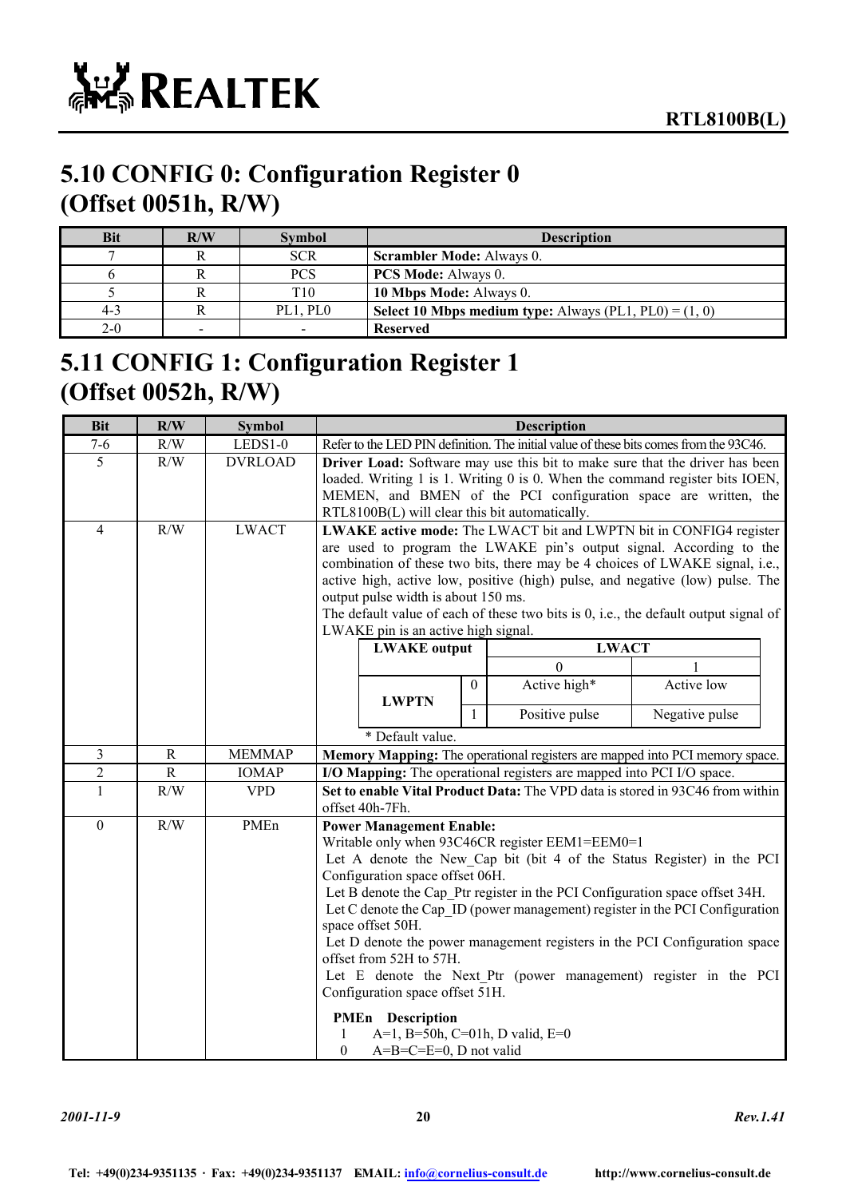## 5.10 CONFIG 0: Configuration Register 0 (Offset 0051h, R/W)

| Bit | R/W | Symbol | Description |
|---|---|---|---|
| 7 | R | SCR | **Scrambler Mode:** Always 0. |
| 6 | R | PCS | **PCS Mode:** Always 0. |
| 5 | R | T10 | **10 Mbps Mode:** Always 0. |
| 4-3 | R | PL1, PL0 | **Select 10 Mbps medium type:** Always (PL1, PL0) = (1, 0) |
| 2-0 | - | - | **Reserved** |

## 5.11 CONFIG 1: Configuration Register 1 (Offset 0052h, R/W)

| Bit | R/W | Symbol | Description |
|---|---|---|---|
| 7-6 | R/W | LEDS1-0 | Refer to the LED PIN definition. The initial value of these bits comes from the 93C46. |
| 5 | R/W | DVRLOAD | **Driver Load:** Software may use this bit to make sure that the driver has been loaded. Writing 1 is 1. Writing 0 is 0. When the command register bits IOEN, MEMEN, and BMEN of the PCI configuration space are written, the RTL8100B(L) will clear this bit automatically. |
| 4 | R/W | LWACT | **LWAKE active mode:** The LWACT bit and LWPTN bit in CONFIG4 register are used to program the LWAKE pin's output signal. According to the combination of these two bits, there may be 4 choices of LWAKE signal, i.e., active high, active low, positive (high) pulse, and negative (low) pulse. The output pulse width is about 150 ms.<br>The default value of each of these two bits is 0, i.e., the default output signal of LWAKE pin is an active high signal.<br>LWAKE output / LWACT = 0 / LWACT = 1:<br>LWPTN 0: Active high* / Active low<br>LWPTN 1: Positive pulse / Negative pulse<br>* Default value. |
| 3 | R | MEMMAP | **Memory Mapping:** The operational registers are mapped into PCI memory space. |
| 2 | R | IOMAP | **I/O Mapping:** The operational registers are mapped into PCI I/O space. |
| 1 | R/W | VPD | **Set to enable Vital Product Data:** The VPD data is stored in 93C46 from within offset 40h-7Fh. |
| 0 | R/W | PMEn | **Power Management Enable:**<br>Writable only when 93C46CR register EEM1=EEM0=1<br>Let A denote the New_Cap bit (bit 4 of the Status Register) in the PCI Configuration space offset 06H.<br>Let B denote the Cap_Ptr register in the PCI Configuration space offset 34H.<br>Let C denote the Cap_ID (power management) register in the PCI Configuration space offset 50H.<br>Let D denote the power management registers in the PCI Configuration space offset from 52H to 57H.<br>Let E denote the Next_Ptr (power management) register in the PCI Configuration space offset 51H.<br>**PMEn Description**<br>1 A=1, B=50h, C=01h, D valid, E=0<br>0 A=B=C=E=0, D not valid |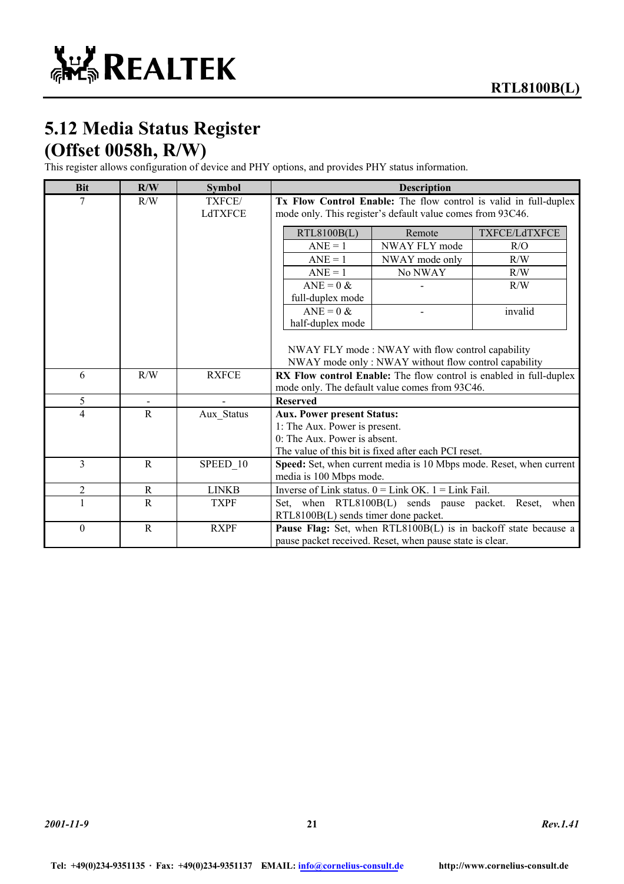## 5.12 Media Status Register (Offset 0058h, R/W)

This register allows configuration of device and PHY options, and provides PHY status information.

| Bit | R/W | Symbol | Description |
|---|---|---|---|
| 7 | R/W | TXFCE/ LdTXFCE | **Tx Flow Control Enable:** The flow control is valid in full-duplex mode only. This register's default value comes from 93C46.<br><br>RTL8100B(L) / Remote / TXFCE/LdTXFCE:<br>ANE = 1 / NWAY FLY mode / R/O<br>ANE = 1 / NWAY mode only / R/W<br>ANE = 1 / No NWAY / R/W<br>ANE = 0 & full-duplex mode / - / R/W<br>ANE = 0 & half-duplex mode / - / invalid<br><br>NWAY FLY mode : NWAY with flow control capability<br>NWAY mode only : NWAY without flow control capability |
| 6 | R/W | RXFCE | **RX Flow control Enable:** The flow control is enabled in full-duplex mode only. The default value comes from 93C46. |
| 5 | - | - | **Reserved** |
| 4 | R | Aux_Status | **Aux. Power present Status:**<br>1: The Aux. Power is present.<br>0: The Aux. Power is absent.<br>The value of this bit is fixed after each PCI reset. |
| 3 | R | SPEED_10 | **Speed:** Set, when current media is 10 Mbps mode. Reset, when current media is 100 Mbps mode. |
| 2 | R | LINKB | Inverse of Link status. 0 = Link OK. 1 = Link Fail. |
| 1 | R | TXPF | Set, when RTL8100B(L) sends pause packet. Reset, when RTL8100B(L) sends timer done packet. |
| 0 | R | RXPF | **Pause Flag:** Set, when RTL8100B(L) is in backoff state because a pause packet received. Reset, when pause state is clear. |

| RTL8100B(L) | Remote | TXFCE/LdTXFCE |
|---|---|---|
| ANE = 1 | NWAY FLY mode | R/O |
| ANE = 1 | NWAY mode only | R/W |
| ANE = 1 | No NWAY | R/W |
| ANE = 0 & full-duplex mode | - | R/W |
| ANE = 0 & half-duplex mode | - | invalid |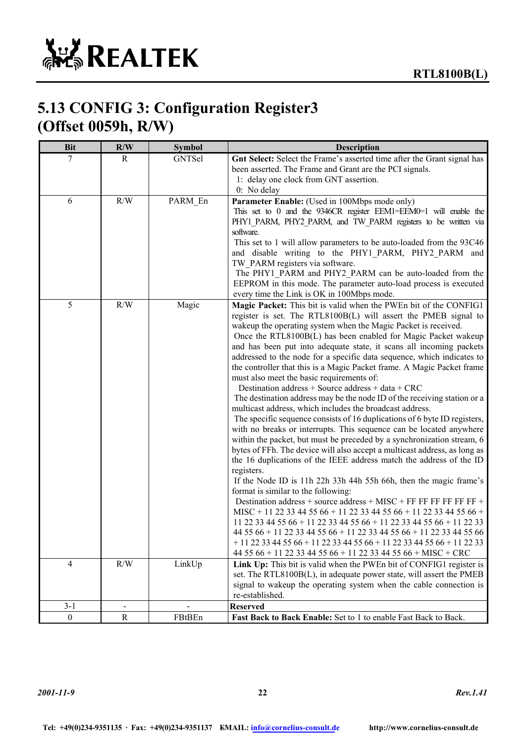## 5.13 CONFIG 3: Configuration Register3 (Offset 0059h, R/W)

| Bit | R/W | Symbol | Description |
|---|---|---|---|
| 7 | R | GNTSel | **Gnt Select:** Select the Frame's asserted time after the Grant signal has been asserted. The Frame and Grant are the PCI signals.<br>1: delay one clock from GNT assertion.<br>0: No delay |
| 6 | R/W | PARM_En | **Parameter Enable:** (Used in 100Mbps mode only)<br>This set to 0 and the 9346CR register EEM1=EEM0=1 will enable the PHY1_PARM, PHY2_PARM, and TW_PARM registers to be written via software.<br>This set to 1 will allow parameters to be auto-loaded from the 93C46 and disable writing to the PHY1_PARM, PHY2_PARM and TW_PARM registers via software.<br>The PHY1_PARM and PHY2_PARM can be auto-loaded from the EEPROM in this mode. The parameter auto-load process is executed every time the Link is OK in 100Mbps mode. |
| 5 | R/W | Magic | **Magic Packet:** This bit is valid when the PWEn bit of the CONFIG1 register is set. The RTL8100B(L) will assert the PMEB signal to wakeup the operating system when the Magic Packet is received.<br>Once the RTL8100B(L) has been enabled for Magic Packet wakeup and has been put into adequate state, it scans all incoming packets addressed to the node for a specific data sequence, which indicates to the controller that this is a Magic Packet frame. A Magic Packet frame must also meet the basic requirements of:<br>Destination address + Source address + data + CRC<br>The destination address may be the node ID of the receiving station or a multicast address, which includes the broadcast address.<br>The specific sequence consists of 16 duplications of 6 byte ID registers, with no breaks or interrupts. This sequence can be located anywhere within the packet, but must be preceded by a synchronization stream, 6 bytes of FFh. The device will also accept a multicast address, as long as the 16 duplications of the IEEE address match the address of the ID registers.<br>If the Node ID is 11h 22h 33h 44h 55h 66h, then the magic frame's format is similar to the following:<br>Destination address + source address + MISC + FF FF FF FF FF FF + MISC + 11 22 33 44 55 66 + 11 22 33 44 55 66 + 11 22 33 44 55 66 + 11 22 33 44 55 66 + 11 22 33 44 55 66 + 11 22 33 44 55 66 + 11 22 33 44 55 66 + 11 22 33 44 55 66 + 11 22 33 44 55 66 + 11 22 33 44 55 66 + 11 22 33 44 55 66 + 11 22 33 44 55 66 + 11 22 33 44 55 66 + 11 22 33 44 55 66 + 11 22 33 44 55 66 + 11 22 33 44 55 66 + MISC + CRC |
| 4 | R/W | LinkUp | **Link Up:** This bit is valid when the PWEn bit of CONFIG1 register is set. The RTL8100B(L), in adequate power state, will assert the PMEB signal to wakeup the operating system when the cable connection is re-established. |
| 3-1 | - | - | **Reserved** |
| 0 | R | FBtBEn | **Fast Back to Back Enable:** Set to 1 to enable Fast Back to Back. |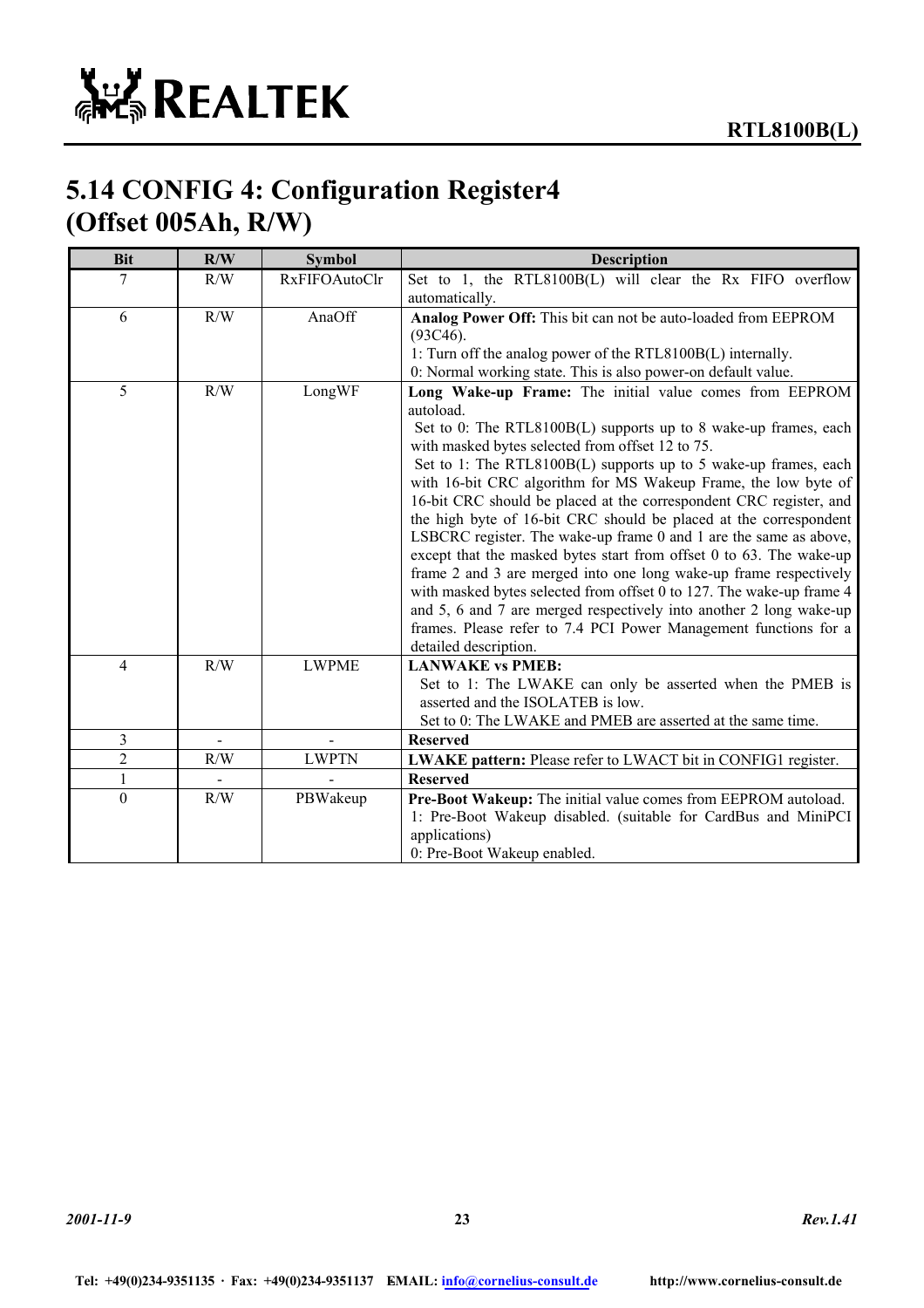## 5.14 CONFIG 4: Configuration Register4 (Offset 005Ah, R/W)

| Bit | R/W | Symbol | Description |
|---|---|---|---|
| 7 | R/W | RxFIFOAutoClr | Set to 1, the RTL8100B(L) will clear the Rx FIFO overflow automatically. |
| 6 | R/W | AnaOff | **Analog Power Off:** This bit can not be auto-loaded from EEPROM (93C46).<br>1: Turn off the analog power of the RTL8100B(L) internally.<br>0: Normal working state. This is also power-on default value. |
| 5 | R/W | LongWF | **Long Wake-up Frame:** The initial value comes from EEPROM autoload.<br>Set to 0: The RTL8100B(L) supports up to 8 wake-up frames, each with masked bytes selected from offset 12 to 75.<br>Set to 1: The RTL8100B(L) supports up to 5 wake-up frames, each with 16-bit CRC algorithm for MS Wakeup Frame, the low byte of 16-bit CRC should be placed at the correspondent CRC register, and the high byte of 16-bit CRC should be placed at the correspondent LSBCRC register. The wake-up frame 0 and 1 are the same as above, except that the masked bytes start from offset 0 to 63. The wake-up frame 2 and 3 are merged into one long wake-up frame respectively with masked bytes selected from offset 0 to 127. The wake-up frame 4 and 5, 6 and 7 are merged respectively into another 2 long wake-up frames. Please refer to 7.4 PCI Power Management functions for a detailed description. |
| 4 | R/W | LWPME | **LANWAKE vs PMEB:**<br>Set to 1: The LWAKE can only be asserted when the PMEB is asserted and the ISOLATEB is low.<br>Set to 0: The LWAKE and PMEB are asserted at the same time. |
| 3 | - | - | **Reserved** |
| 2 | R/W | LWPTN | **LWAKE pattern:** Please refer to LWACT bit in CONFIG1 register. |
| 1 | - | - | **Reserved** |
| 0 | R/W | PBWakeup | **Pre-Boot Wakeup:** The initial value comes from EEPROM autoload.<br>1: Pre-Boot Wakeup disabled. (suitable for CardBus and MiniPCI applications)<br>0: Pre-Boot Wakeup enabled. |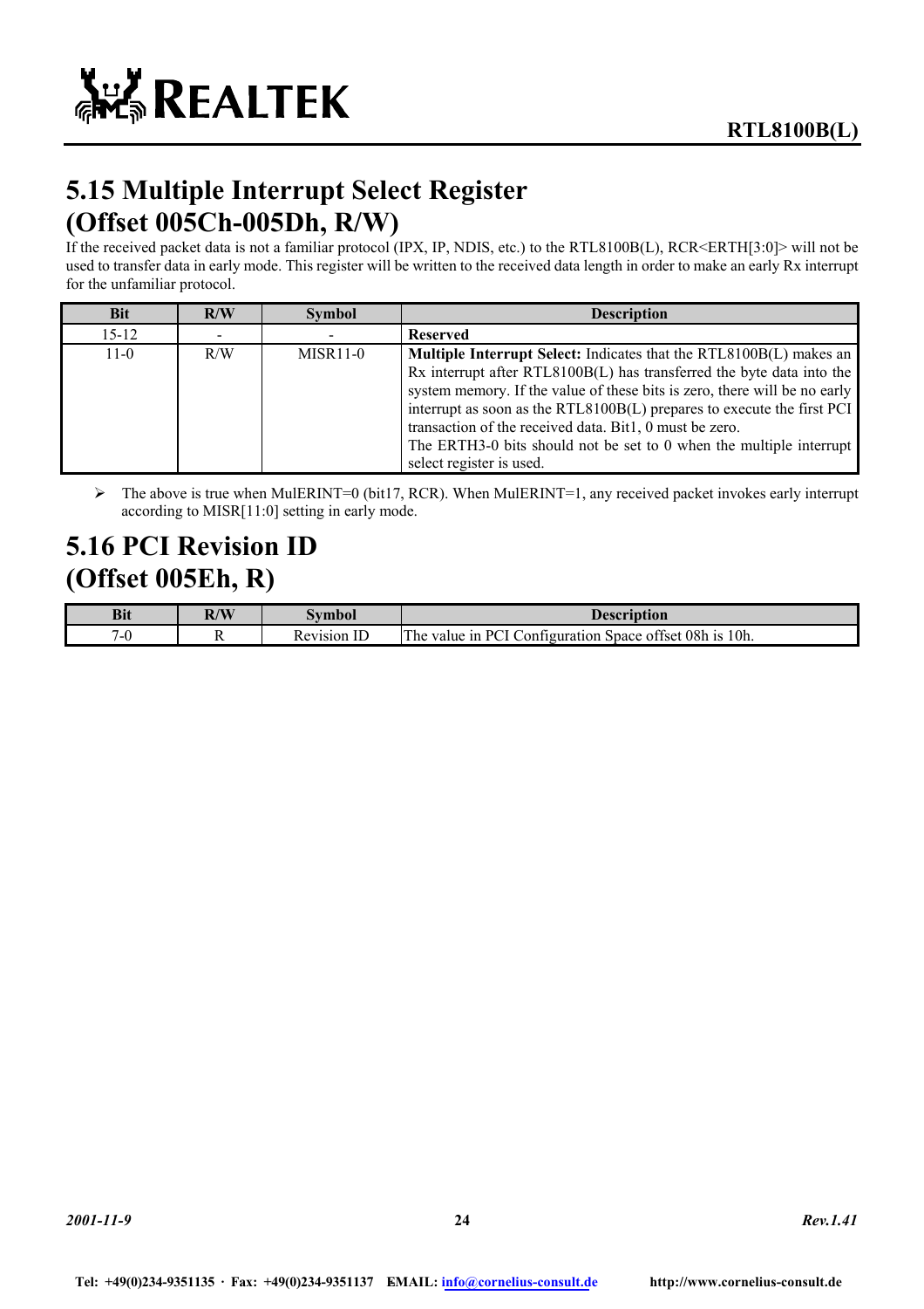## 5.15 Multiple Interrupt Select Register (Offset 005Ch-005Dh, R/W)

If the received packet data is not a familiar protocol (IPX, IP, NDIS, etc.) to the RTL8100B(L), RCR<ERTH[3:0]> will not be used to transfer data in early mode. This register will be written to the received data length in order to make an early Rx interrupt for the unfamiliar protocol.

| Bit | R/W | Symbol | Description |
|---|---|---|---|
| 15-12 | - | - | **Reserved** |
| 11-0 | R/W | MISR11-0 | **Multiple Interrupt Select:** Indicates that the RTL8100B(L) makes an Rx interrupt after RTL8100B(L) has transferred the byte data into the system memory. If the value of these bits is zero, there will be no early interrupt as soon as the RTL8100B(L) prepares to execute the first PCI transaction of the received data. Bit1, 0 must be zero. The ERTH3-0 bits should not be set to 0 when the multiple interrupt select register is used. |

- The above is true when MulERINT=0 (bit17, RCR). When MulERINT=1, any received packet invokes early interrupt according to MISR[11:0] setting in early mode.

## 5.16 PCI Revision ID (Offset 005Eh, R)

| Bit | R/W | Symbol | Description |
|---|---|---|---|
| 7-0 | R | Revision ID | The value in PCI Configuration Space offset 08h is 10h. |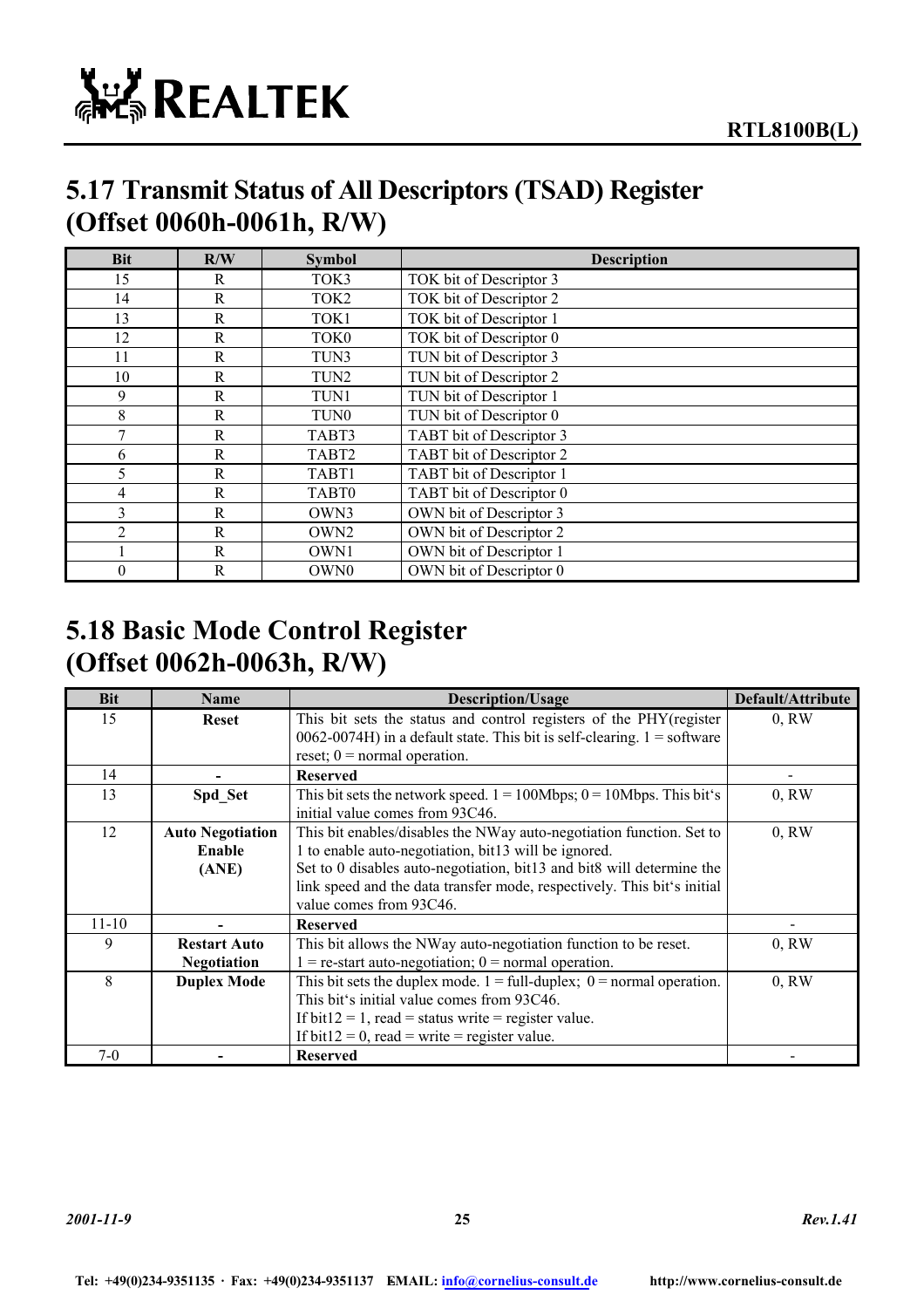## 5.17 Transmit Status of All Descriptors (TSAD) Register (Offset 0060h-0061h, R/W)

| Bit | R/W | Symbol | Description |
|---|---|---|---|
| 15 | R | TOK3 | TOK bit of Descriptor 3 |
| 14 | R | TOK2 | TOK bit of Descriptor 2 |
| 13 | R | TOK1 | TOK bit of Descriptor 1 |
| 12 | R | TOK0 | TOK bit of Descriptor 0 |
| 11 | R | TUN3 | TUN bit of Descriptor 3 |
| 10 | R | TUN2 | TUN bit of Descriptor 2 |
| 9 | R | TUN1 | TUN bit of Descriptor 1 |
| 8 | R | TUN0 | TUN bit of Descriptor 0 |
| 7 | R | TABT3 | TABT bit of Descriptor 3 |
| 6 | R | TABT2 | TABT bit of Descriptor 2 |
| 5 | R | TABT1 | TABT bit of Descriptor 1 |
| 4 | R | TABT0 | TABT bit of Descriptor 0 |
| 3 | R | OWN3 | OWN bit of Descriptor 3 |
| 2 | R | OWN2 | OWN bit of Descriptor 2 |
| 1 | R | OWN1 | OWN bit of Descriptor 1 |
| 0 | R | OWN0 | OWN bit of Descriptor 0 |

## 5.18 Basic Mode Control Register (Offset 0062h-0063h, R/W)

| Bit | Name | Description/Usage | Default/Attribute |
|---|---|---|---|
| 15 | **Reset** | This bit sets the status and control registers of the PHY(register 0062-0074H) in a default state. This bit is self-clearing. 1 = software reset; 0 = normal operation. | 0, RW |
| 14 | **-** | **Reserved** | - |
| 13 | **Spd_Set** | This bit sets the network speed. 1 = 100Mbps; 0 = 10Mbps. This bit's initial value comes from 93C46. | 0, RW |
| 12 | **Auto Negotiation Enable (ANE)** | This bit enables/disables the NWay auto-negotiation function. Set to 1 to enable auto-negotiation, bit13 will be ignored. Set to 0 disables auto-negotiation, bit13 and bit8 will determine the link speed and the data transfer mode, respectively. This bit's initial value comes from 93C46. | 0, RW |
| 11-10 | **-** | **Reserved** | - |
| 9 | **Restart Auto Negotiation** | This bit allows the NWay auto-negotiation function to be reset. 1 = re-start auto-negotiation; 0 = normal operation. | 0, RW |
| 8 | **Duplex Mode** | This bit sets the duplex mode. 1 = full-duplex; 0 = normal operation. This bit's initial value comes from 93C46. If bit12 = 1, read = status write = register value. If bit12 = 0, read = write = register value. | 0, RW |
| 7-0 | **-** | **Reserved** | - |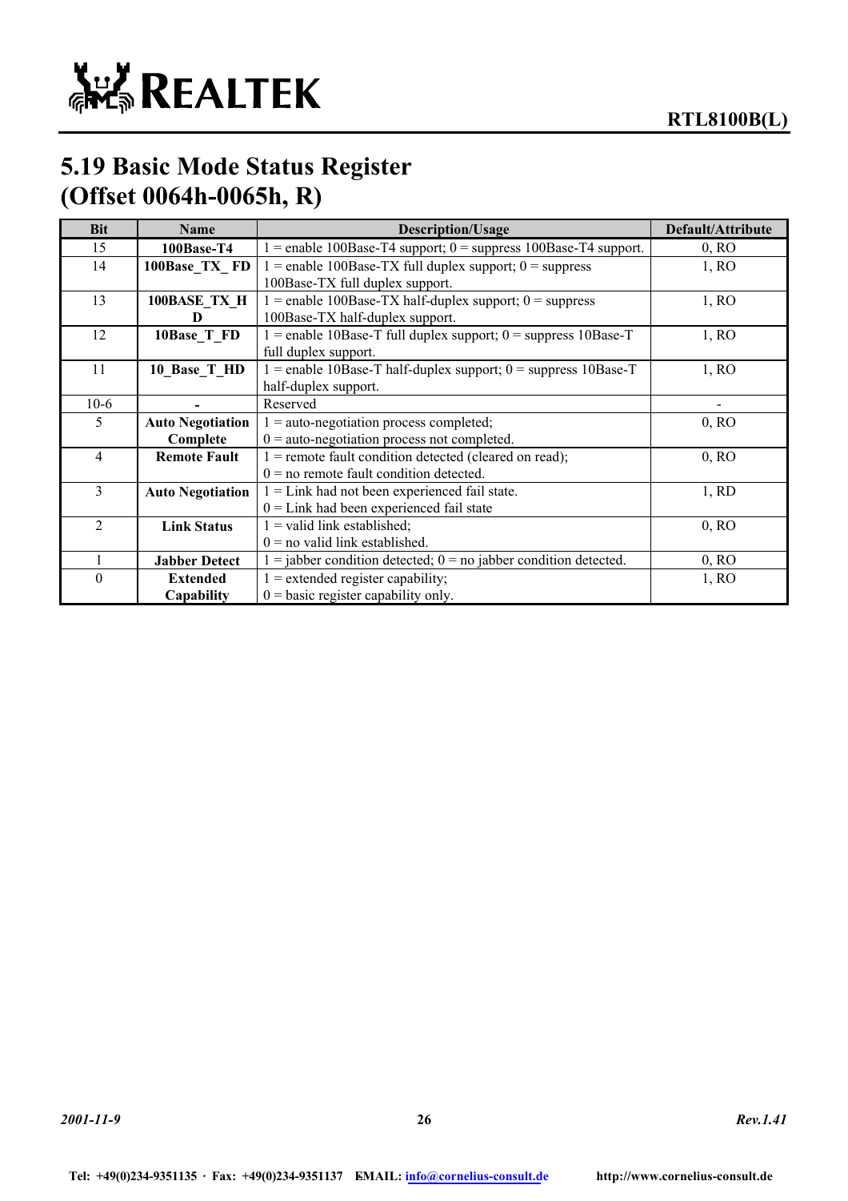## 5.19 Basic Mode Status Register (Offset 0064h-0065h, R)

| Bit | Name | Description/Usage | Default/Attribute |
|---|---|---|---|
| 15 | **100Base-T4** | 1 = enable 100Base-T4 support; 0 = suppress 100Base-T4 support. | 0, RO |
| 14 | **100Base_TX_ FD** | 1 = enable 100Base-TX full duplex support; 0 = suppress 100Base-TX full duplex support. | 1, RO |
| 13 | **100BASE_TX_HD** | 1 = enable 100Base-TX half-duplex support; 0 = suppress 100Base-TX half-duplex support. | 1, RO |
| 12 | **10Base_T_FD** | 1 = enable 10Base-T full duplex support; 0 = suppress 10Base-T full duplex support. | 1, RO |
| 11 | **10_Base_T_HD** | 1 = enable 10Base-T half-duplex support; 0 = suppress 10Base-T half-duplex support. | 1, RO |
| 10-6 | **-** | Reserved | - |
| 5 | **Auto Negotiation Complete** | 1 = auto-negotiation process completed;<br>0 = auto-negotiation process not completed. | 0, RO |
| 4 | **Remote Fault** | 1 = remote fault condition detected (cleared on read);<br>0 = no remote fault condition detected. | 0, RO |
| 3 | **Auto Negotiation** | 1 = Link had not been experienced fail state.<br>0 = Link had been experienced fail state | 1, RD |
| 2 | **Link Status** | 1 = valid link established;<br>0 = no valid link established. | 0, RO |
| 1 | **Jabber Detect** | 1 = jabber condition detected; 0 = no jabber condition detected. | 0, RO |
| 0 | **Extended Capability** | 1 = extended register capability;<br>0 = basic register capability only. | 1, RO |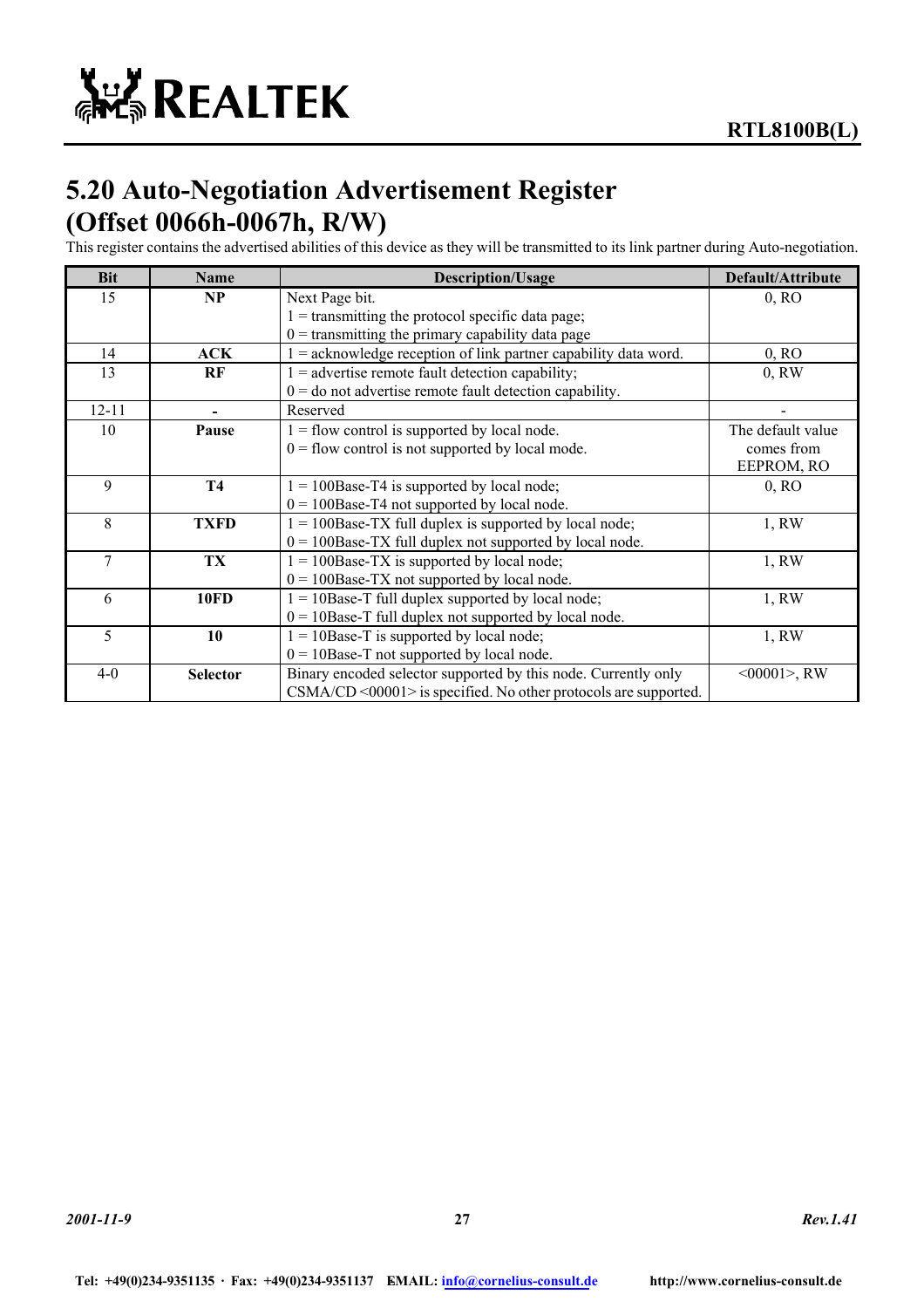## 5.20 Auto-Negotiation Advertisement Register (Offset 0066h-0067h, R/W)

This register contains the advertised abilities of this device as they will be transmitted to its link partner during Auto-negotiation.

| Bit | Name | Description/Usage | Default/Attribute |
|---|---|---|---|
| 15 | **NP** | Next Page bit.<br>1 = transmitting the protocol specific data page;<br>0 = transmitting the primary capability data page | 0, RO |
| 14 | **ACK** | 1 = acknowledge reception of link partner capability data word. | 0, RO |
| 13 | **RF** | 1 = advertise remote fault detection capability;<br>0 = do not advertise remote fault detection capability. | 0, RW |
| 12-11 | **-** | Reserved | - |
| 10 | **Pause** | 1 = flow control is supported by local node.<br>0 = flow control is not supported by local mode. | The default value comes from EEPROM, RO |
| 9 | **T4** | 1 = 100Base-T4 is supported by local node;<br>0 = 100Base-T4 not supported by local node. | 0, RO |
| 8 | **TXFD** | 1 = 100Base-TX full duplex is supported by local node;<br>0 = 100Base-TX full duplex not supported by local node. | 1, RW |
| 7 | **TX** | 1 = 100Base-TX is supported by local node;<br>0 = 100Base-TX not supported by local node. | 1, RW |
| 6 | **10FD** | 1 = 10Base-T full duplex supported by local node;<br>0 = 10Base-T full duplex not supported by local node. | 1, RW |
| 5 | **10** | 1 = 10Base-T is supported by local node;<br>0 = 10Base-T not supported by local node. | 1, RW |
| 4-0 | **Selector** | Binary encoded selector supported by this node. Currently only CSMA/CD <00001> is specified. No other protocols are supported. | <00001>, RW |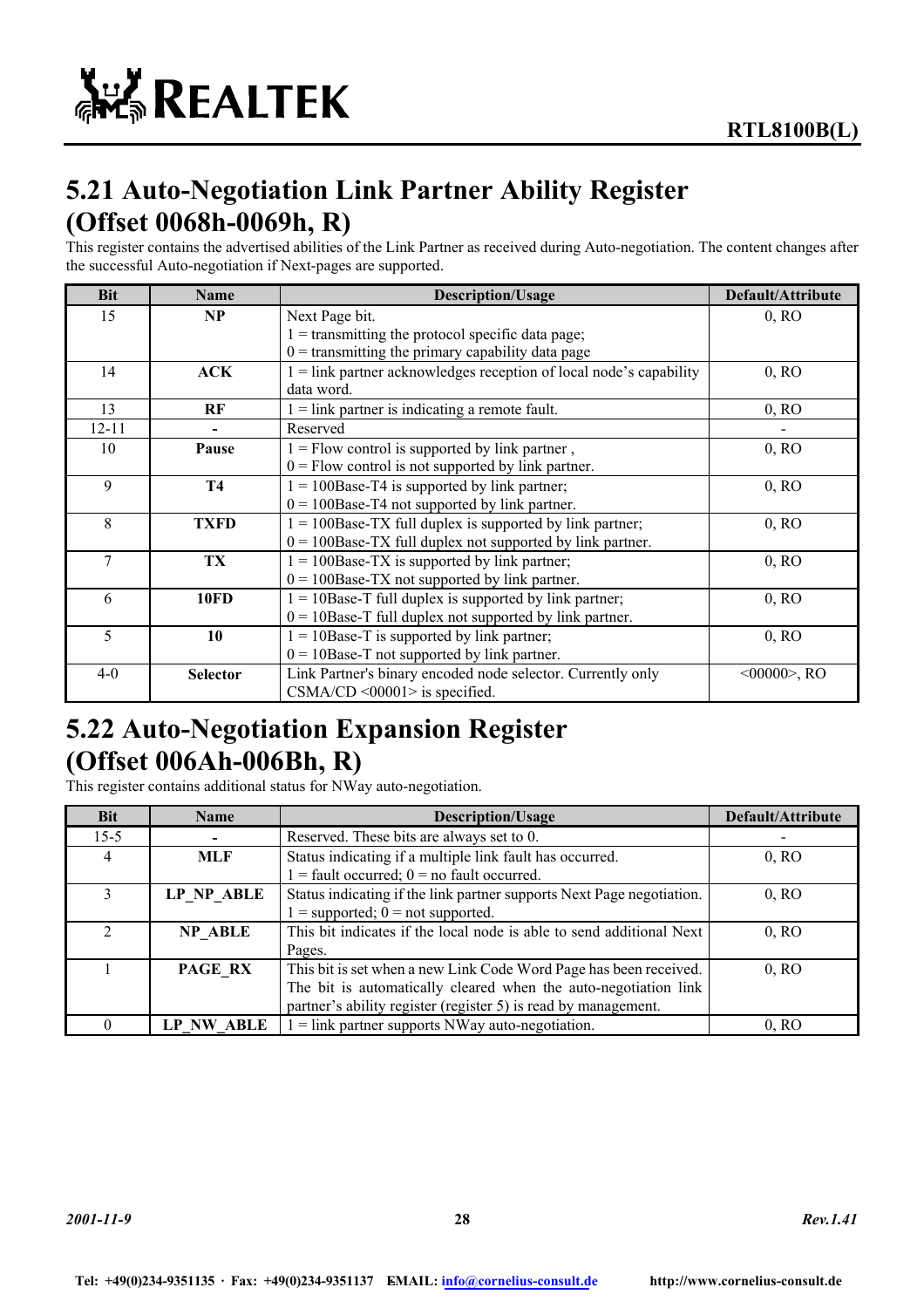## 5.21 Auto-Negotiation Link Partner Ability Register (Offset 0068h-0069h, R)

This register contains the advertised abilities of the Link Partner as received during Auto-negotiation. The content changes after the successful Auto-negotiation if Next-pages are supported.

| Bit | Name | Description/Usage | Default/Attribute |
|---|---|---|---|
| 15 | **NP** | Next Page bit.<br>1 = transmitting the protocol specific data page;<br>0 = transmitting the primary capability data page | 0, RO |
| 14 | **ACK** | 1 = link partner acknowledges reception of local node's capability data word. | 0, RO |
| 13 | **RF** | 1 = link partner is indicating a remote fault. | 0, RO |
| 12-11 | **-** | Reserved | - |
| 10 | **Pause** | 1 = Flow control is supported by link partner ,<br>0 = Flow control is not supported by link partner. | 0, RO |
| 9 | **T4** | 1 = 100Base-T4 is supported by link partner;<br>0 = 100Base-T4 not supported by link partner. | 0, RO |
| 8 | **TXFD** | 1 = 100Base-TX full duplex is supported by link partner;<br>0 = 100Base-TX full duplex not supported by link partner. | 0, RO |
| 7 | **TX** | 1 = 100Base-TX is supported by link partner;<br>0 = 100Base-TX not supported by link partner. | 0, RO |
| 6 | **10FD** | 1 = 10Base-T full duplex is supported by link partner;<br>0 = 10Base-T full duplex not supported by link partner. | 0, RO |
| 5 | **10** | 1 = 10Base-T is supported by link partner;<br>0 = 10Base-T not supported by link partner. | 0, RO |
| 4-0 | **Selector** | Link Partner's binary encoded node selector. Currently only CSMA/CD <00001> is specified. | <00000>, RO |

## 5.22 Auto-Negotiation Expansion Register (Offset 006Ah-006Bh, R)

This register contains additional status for NWay auto-negotiation.

| Bit | Name | Description/Usage | Default/Attribute |
|---|---|---|---|
| 15-5 | **-** | Reserved. These bits are always set to 0. | - |
| 4 | **MLF** | Status indicating if a multiple link fault has occurred.<br>1 = fault occurred; 0 = no fault occurred. | 0, RO |
| 3 | **LP_NP_ABLE** | Status indicating if the link partner supports Next Page negotiation.<br>1 = supported; 0 = not supported. | 0, RO |
| 2 | **NP_ABLE** | This bit indicates if the local node is able to send additional Next Pages. | 0, RO |
| 1 | **PAGE_RX** | This bit is set when a new Link Code Word Page has been received. The bit is automatically cleared when the auto-negotiation link partner's ability register (register 5) is read by management. | 0, RO |
| 0 | **LP_NW_ABLE** | 1 = link partner supports NWay auto-negotiation. | 0, RO |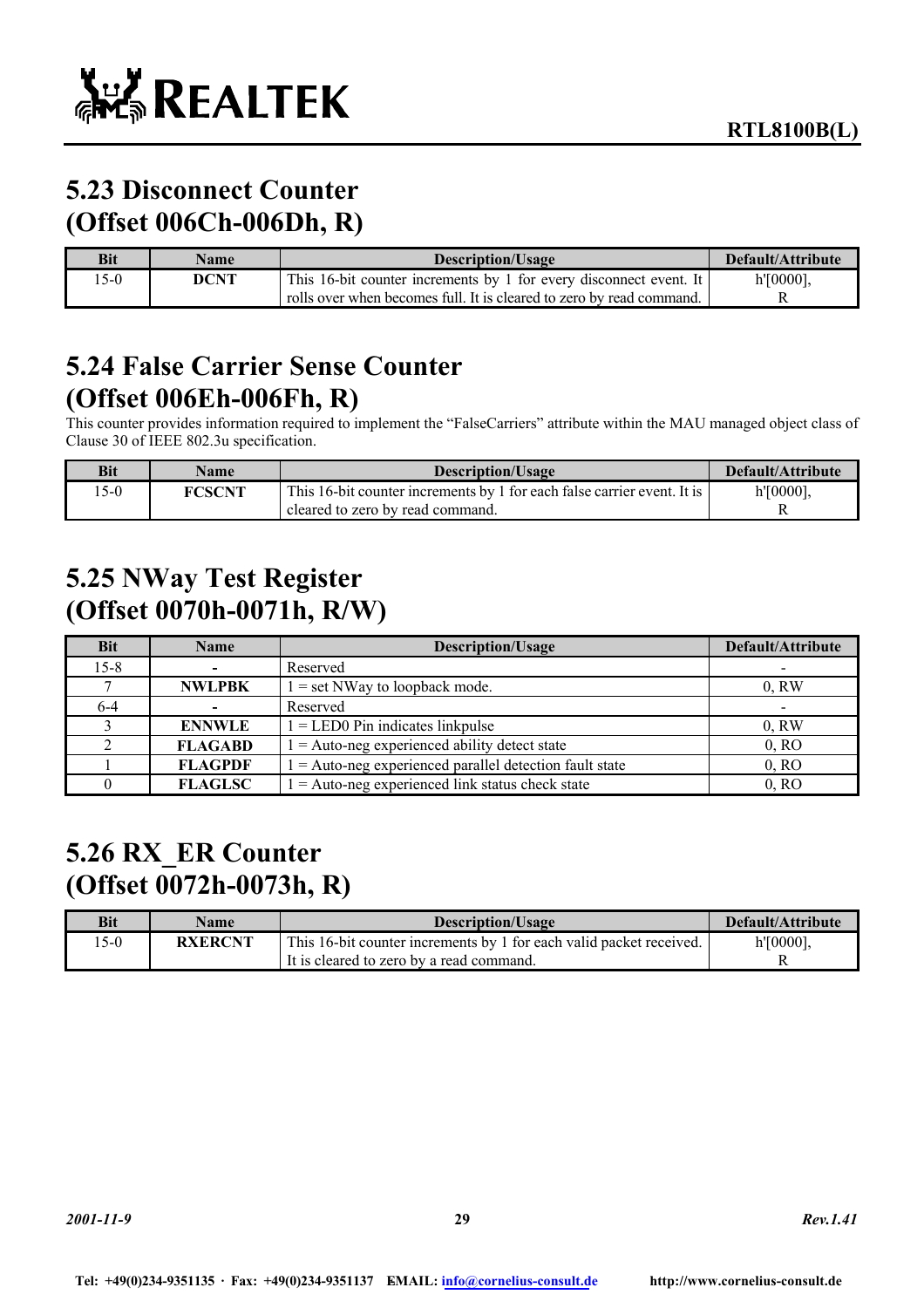## 5.23 Disconnect Counter (Offset 006Ch-006Dh, R)

| Bit | Name | Description/Usage | Default/Attribute |
|---|---|---|---|
| 15-0 | **DCNT** | This 16-bit counter increments by 1 for every disconnect event. It rolls over when becomes full. It is cleared to zero by read command. | h'[0000], R |

## 5.24 False Carrier Sense Counter (Offset 006Eh-006Fh, R)

This counter provides information required to implement the "FalseCarriers" attribute within the MAU managed object class of Clause 30 of IEEE 802.3u specification.

| Bit | Name | Description/Usage | Default/Attribute |
|---|---|---|---|
| 15-0 | **FCSCNT** | This 16-bit counter increments by 1 for each false carrier event. It is cleared to zero by read command. | h'[0000], R |

## 5.25 NWay Test Register (Offset 0070h-0071h, R/W)

| Bit | Name | Description/Usage | Default/Attribute |
|---|---|---|---|
| 15-8 | - | Reserved | - |
| 7 | **NWLPBK** | 1 = set NWay to loopback mode. | 0, RW |
| 6-4 | - | Reserved | - |
| 3 | **ENNWLE** | 1 = LED0 Pin indicates linkpulse | 0, RW |
| 2 | **FLAGABD** | 1 = Auto-neg experienced ability detect state | 0, RO |
| 1 | **FLAGPDF** | 1 = Auto-neg experienced parallel detection fault state | 0, RO |
| 0 | **FLAGLSC** | 1 = Auto-neg experienced link status check state | 0, RO |

## 5.26 RX_ER Counter (Offset 0072h-0073h, R)

| Bit | Name | Description/Usage | Default/Attribute |
|---|---|---|---|
| 15-0 | **RXERCNT** | This 16-bit counter increments by 1 for each valid packet received. It is cleared to zero by a read command. | h'[0000], R |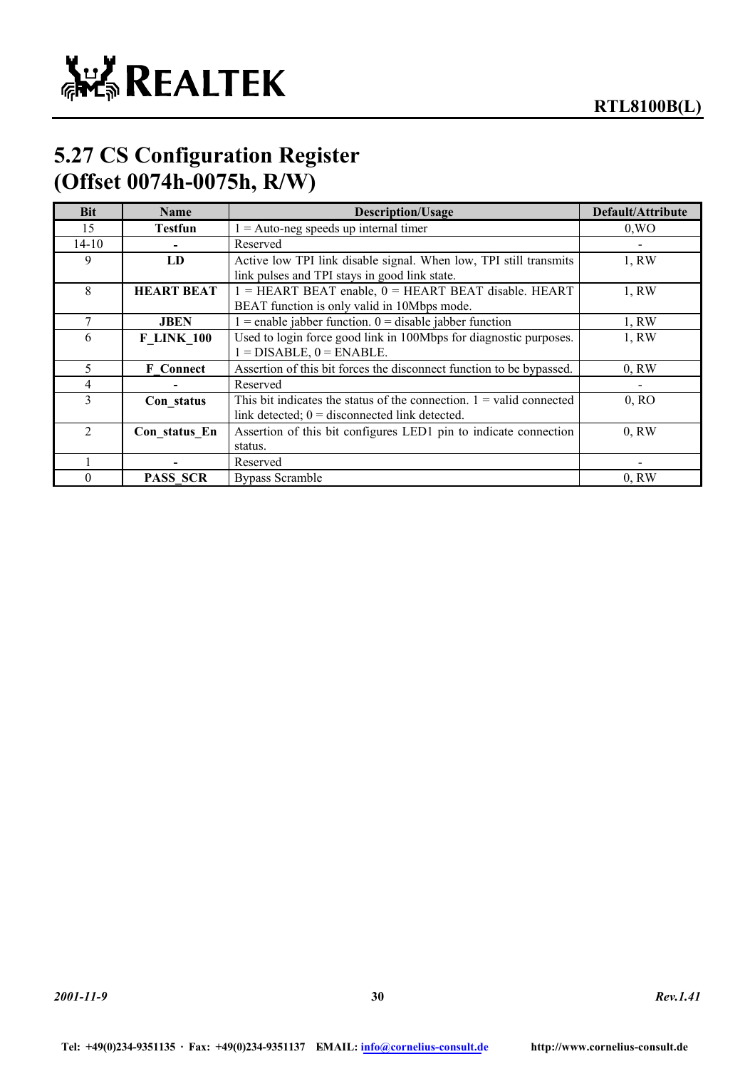## 5.27 CS Configuration Register (Offset 0074h-0075h, R/W)

| Bit | Name | Description/Usage | Default/Attribute |
|---|---|---|---|
| 15 | **Testfun** | 1 = Auto-neg speeds up internal timer | 0,WO |
| 14-10 | **-** | Reserved | - |
| 9 | **LD** | Active low TPI link disable signal. When low, TPI still transmits link pulses and TPI stays in good link state. | 1, RW |
| 8 | **HEART BEAT** | 1 = HEART BEAT enable, 0 = HEART BEAT disable. HEART BEAT function is only valid in 10Mbps mode. | 1, RW |
| 7 | **JBEN** | 1 = enable jabber function. 0 = disable jabber function | 1, RW |
| 6 | **F_LINK_100** | Used to login force good link in 100Mbps for diagnostic purposes. 1 = DISABLE, 0 = ENABLE. | 1, RW |
| 5 | **F_Connect** | Assertion of this bit forces the disconnect function to be bypassed. | 0, RW |
| 4 | **-** | Reserved | - |
| 3 | **Con_status** | This bit indicates the status of the connection. 1 = valid connected link detected; 0 = disconnected link detected. | 0, RO |
| 2 | **Con_status_En** | Assertion of this bit configures LED1 pin to indicate connection status. | 0, RW |
| 1 | **-** | Reserved | - |
| 0 | **PASS_SCR** | Bypass Scramble | 0, RW |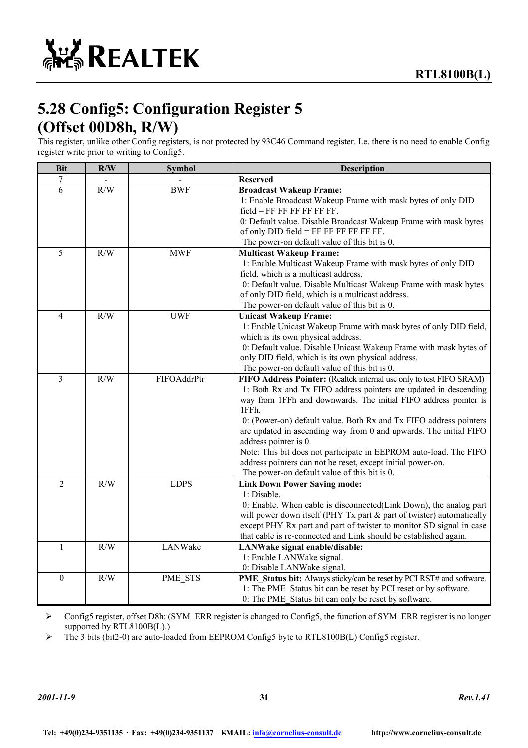## 5.28 Config5: Configuration Register 5 (Offset 00D8h, R/W)

This register, unlike other Config registers, is not protected by 93C46 Command register. I.e. there is no need to enable Config register write prior to writing to Config5.

| Bit | R/W | Symbol | Description |
|---|---|---|---|
| 7 | - | - | **Reserved** |
| 6 | R/W | BWF | **Broadcast Wakeup Frame:** 1: Enable Broadcast Wakeup Frame with mask bytes of only DID field = FF FF FF FF FF FF. 0: Default value. Disable Broadcast Wakeup Frame with mask bytes of only DID field = FF FF FF FF FF FF. The power-on default value of this bit is 0. |
| 5 | R/W | MWF | **Multicast Wakeup Frame:** 1: Enable Multicast Wakeup Frame with mask bytes of only DID field, which is a multicast address. 0: Default value. Disable Multicast Wakeup Frame with mask bytes of only DID field, which is a multicast address. The power-on default value of this bit is 0. |
| 4 | R/W | UWF | **Unicast Wakeup Frame:** 1: Enable Unicast Wakeup Frame with mask bytes of only DID field, which is its own physical address. 0: Default value. Disable Unicast Wakeup Frame with mask bytes of only DID field, which is its own physical address. The power-on default value of this bit is 0. |
| 3 | R/W | FIFOAddrPtr | **FIFO Address Pointer:** (Realtek internal use only to test FIFO SRAM) 1: Both Rx and Tx FIFO address pointers are updated in descending way from 1FFh and downwards. The initial FIFO address pointer is 1FFh. 0: (Power-on) default value. Both Rx and Tx FIFO address pointers are updated in ascending way from 0 and upwards. The initial FIFO address pointer is 0. Note: This bit does not participate in EEPROM auto-load. The FIFO address pointers can not be reset, except initial power-on. The power-on default value of this bit is 0. |
| 2 | R/W | LDPS | **Link Down Power Saving mode:** 1: Disable. 0: Enable. When cable is disconnected(Link Down), the analog part will power down itself (PHY Tx part & part of twister) automatically except PHY Rx part and part of twister to monitor SD signal in case that cable is re-connected and Link should be established again. |
| 1 | R/W | LANWake | **LANWake signal enable/disable:** 1: Enable LANWake signal. 0: Disable LANWake signal. |
| 0 | R/W | PME_STS | **PME_Status bit:** Always sticky/can be reset by PCI RST# and software. 1: The PME_Status bit can be reset by PCI reset or by software. 0: The PME_Status bit can only be reset by software. |

- Config5 register, offset D8h: (SYM_ERR register is changed to Config5, the function of SYM_ERR register is no longer supported by RTL8100B(L).)
- The 3 bits (bit2-0) are auto-loaded from EEPROM Config5 byte to RTL8100B(L) Config5 register.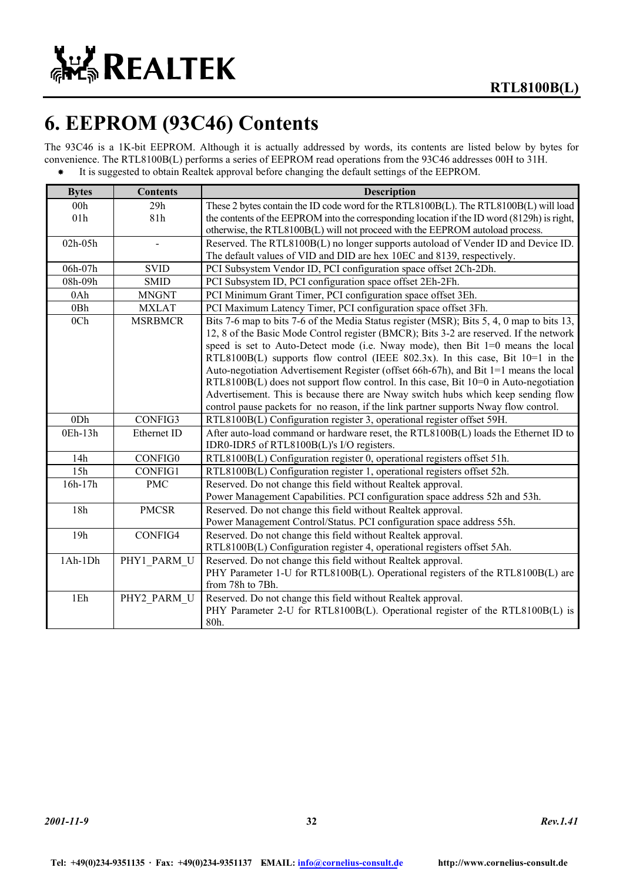# 6. EEPROM (93C46) Contents

The 93C46 is a 1K-bit EEPROM. Although it is actually addressed by words, its contents are listed below by bytes for convenience. The RTL8100B(L) performs a series of EEPROM read operations from the 93C46 addresses 00H to 31H.

- It is suggested to obtain Realtek approval before changing the default settings of the EEPROM.

| Bytes | Contents | Description |
|---|---|---|
| 00h<br>01h | 29h<br>81h | These 2 bytes contain the ID code word for the RTL8100B(L). The RTL8100B(L) will load the contents of the EEPROM into the corresponding location if the ID word (8129h) is right, otherwise, the RTL8100B(L) will not proceed with the EEPROM autoload process. |
| 02h-05h | - | Reserved. The RTL8100B(L) no longer supports autoload of Vender ID and Device ID. The default values of VID and DID are hex 10EC and 8139, respectively. |
| 06h-07h | SVID | PCI Subsystem Vendor ID, PCI configuration space offset 2Ch-2Dh. |
| 08h-09h | SMID | PCI Subsystem ID, PCI configuration space offset 2Eh-2Fh. |
| 0Ah | MNGNT | PCI Minimum Grant Timer, PCI configuration space offset 3Eh. |
| 0Bh | MXLAT | PCI Maximum Latency Timer, PCI configuration space offset 3Fh. |
| 0Ch | MSRBMCR | Bits 7-6 map to bits 7-6 of the Media Status register (MSR); Bits 5, 4, 0 map to bits 13, 12, 8 of the Basic Mode Control register (BMCR); Bits 3-2 are reserved. If the network speed is set to Auto-Detect mode (i.e. Nway mode), then Bit 1=0 means the local RTL8100B(L) supports flow control (IEEE 802.3x). In this case, Bit 10=1 in the Auto-negotiation Advertisement Register (offset 66h-67h), and Bit 1=1 means the local RTL8100B(L) does not support flow control. In this case, Bit 10=0 in Auto-negotiation Advertisement. This is because there are Nway switch hubs which keep sending flow control pause packets for no reason, if the link partner supports Nway flow control. |
| 0Dh | CONFIG3 | RTL8100B(L) Configuration register 3, operational register offset 59H. |
| 0Eh-13h | Ethernet ID | After auto-load command or hardware reset, the RTL8100B(L) loads the Ethernet ID to IDR0-IDR5 of RTL8100B(L)'s I/O registers. |
| 14h | CONFIG0 | RTL8100B(L) Configuration register 0, operational registers offset 51h. |
| 15h | CONFIG1 | RTL8100B(L) Configuration register 1, operational registers offset 52h. |
| 16h-17h | PMC | Reserved. Do not change this field without Realtek approval.<br>Power Management Capabilities. PCI configuration space address 52h and 53h. |
| 18h | PMCSR | Reserved. Do not change this field without Realtek approval.<br>Power Management Control/Status. PCI configuration space address 55h. |
| 19h | CONFIG4 | Reserved. Do not change this field without Realtek approval.<br>RTL8100B(L) Configuration register 4, operational registers offset 5Ah. |
| 1Ah-1Dh | PHY1_PARM_U | Reserved. Do not change this field without Realtek approval.<br>PHY Parameter 1-U for RTL8100B(L). Operational registers of the RTL8100B(L) are from 78h to 7Bh. |
| 1Eh | PHY2_PARM_U | Reserved. Do not change this field without Realtek approval.<br>PHY Parameter 2-U for RTL8100B(L). Operational register of the RTL8100B(L) is 80h. |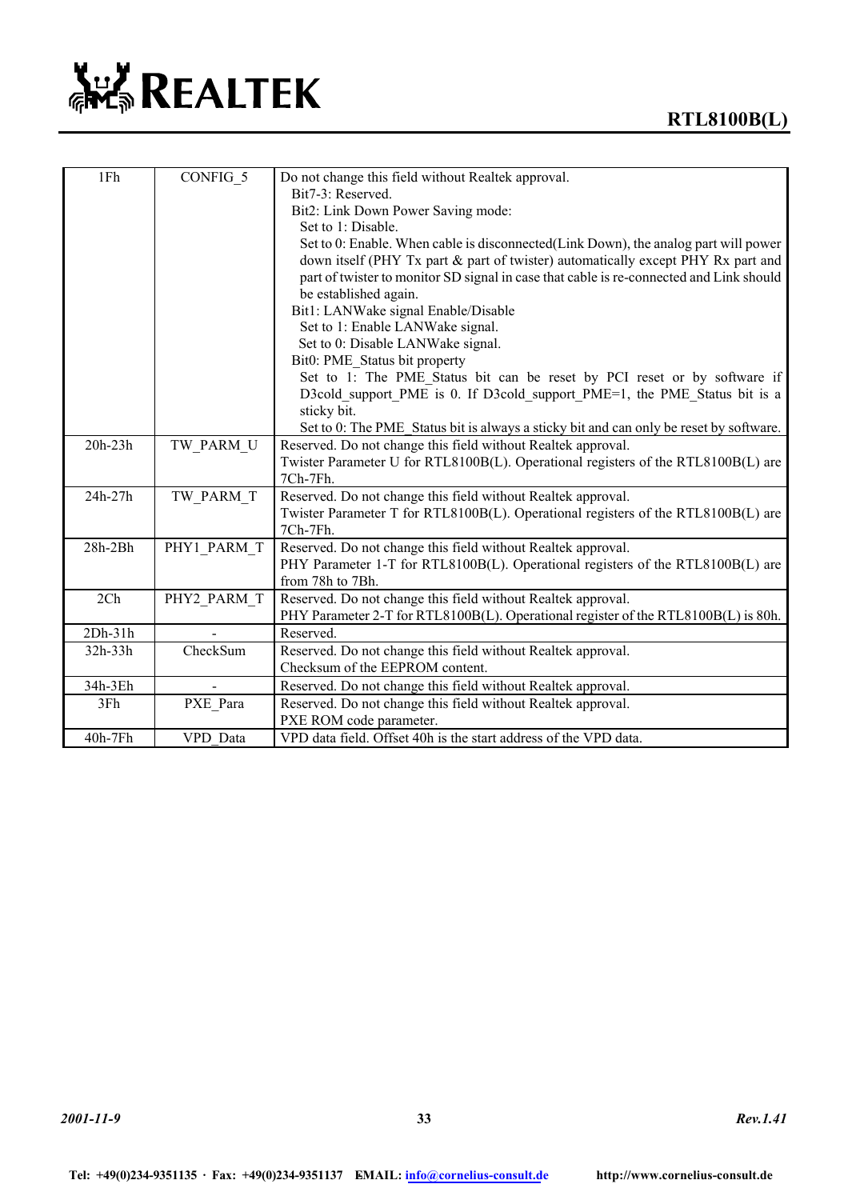| 1Fh | CONFIG_5 | Do not change this field without Realtek approval.<br>Bit7-3: Reserved.<br>Bit2: Link Down Power Saving mode:<br>Set to 1: Disable.<br>Set to 0: Enable. When cable is disconnected(Link Down), the analog part will power down itself (PHY Tx part & part of twister) automatically except PHY Rx part and part of twister to monitor SD signal in case that cable is re-connected and Link should be established again.<br>Bit1: LANWake signal Enable/Disable<br>Set to 1: Enable LANWake signal.<br>Set to 0: Disable LANWake signal.<br>Bit0: PME_Status bit property<br>Set to 1: The PME_Status bit can be reset by PCI reset or by software if D3cold_support_PME is 0. If D3cold_support_PME=1, the PME_Status bit is a sticky bit.<br>Set to 0: The PME_Status bit is always a sticky bit and can only be reset by software. |
|---|---|---|
| 20h-23h | TW_PARM_U | Reserved. Do not change this field without Realtek approval.<br>Twister Parameter U for RTL8100B(L). Operational registers of the RTL8100B(L) are 7Ch-7Fh. |
| 24h-27h | TW_PARM_T | Reserved. Do not change this field without Realtek approval.<br>Twister Parameter T for RTL8100B(L). Operational registers of the RTL8100B(L) are 7Ch-7Fh. |
| 28h-2Bh | PHY1_PARM_T | Reserved. Do not change this field without Realtek approval.<br>PHY Parameter 1-T for RTL8100B(L). Operational registers of the RTL8100B(L) are from 78h to 7Bh. |
| 2Ch | PHY2_PARM_T | Reserved. Do not change this field without Realtek approval.<br>PHY Parameter 2-T for RTL8100B(L). Operational register of the RTL8100B(L) is 80h. |
| 2Dh-31h | - | Reserved. |
| 32h-33h | CheckSum | Reserved. Do not change this field without Realtek approval.<br>Checksum of the EEPROM content. |
| 34h-3Eh | - | Reserved. Do not change this field without Realtek approval. |
| 3Fh | PXE_Para | Reserved. Do not change this field without Realtek approval.<br>PXE ROM code parameter. |
| 40h-7Fh | VPD_Data | VPD data field. Offset 40h is the start address of the VPD data. |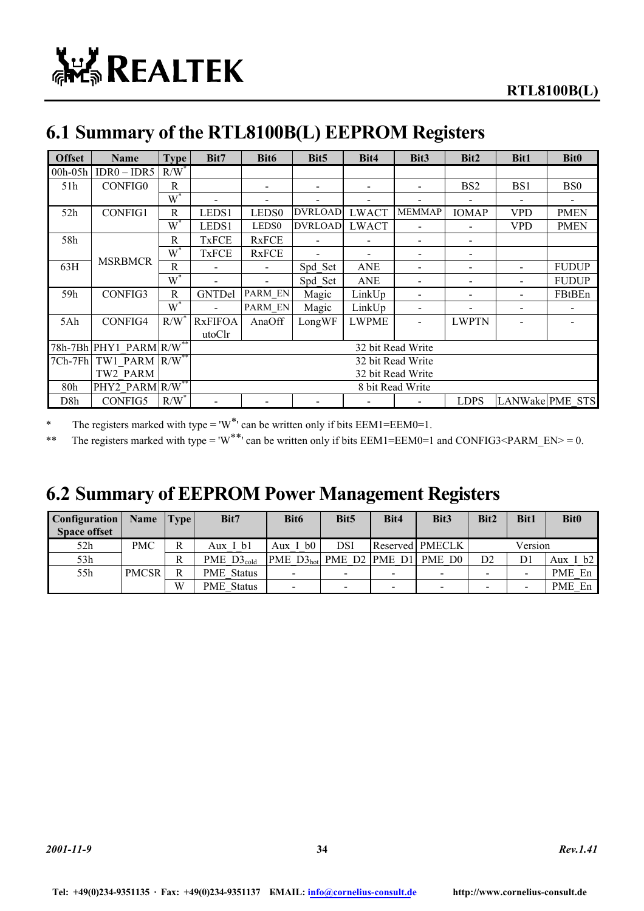## 6.1 Summary of the RTL8100B(L) EEPROM Registers

| Offset | Name | Type | Bit7 | Bit6 | Bit5 | Bit4 | Bit3 | Bit2 | Bit1 | Bit0 |
|---|---|---|---|---|---|---|---|---|---|---|
| 00h-05h | IDR0 – IDR5 | R/W* | | | | | | | | |
| 51h | CONFIG0 | R | | - | - | - | - | BS2 | BS1 | BS0 |
| | | W* | - | - | - | - | - | - | - | - |
| 52h | CONFIG1 | R | LEDS1 | LEDS0 | DVRLOAD | LWACT | MEMMAP | IOMAP | VPD | PMEN |
| | | W* | LEDS1 | LEDS0 | DVRLOAD | LWACT | - | - | VPD | PMEN |
| 58h | MSRBMCR | R | TxFCE | RxFCE | - | - | - | - | | |
| | | W* | TxFCE | RxFCE | - | - | - | - | | |
| 63H | | R | - | - | Spd_Set | ANE | - | - | - | FUDUP |
| | | W* | - | - | Spd_Set | ANE | - | - | - | FUDUP |
| 59h | CONFIG3 | R | GNTDel | PARM_EN | Magic | LinkUp | - | - | - | FBtBEn |
| | | W* | - | PARM_EN | Magic | LinkUp | - | - | - | - |
| 5Ah | CONFIG4 | R/W* | RxFIFOAutoClr | AnaOff | LongWF | LWPME | - | LWPTN | - | - |
| 78h-7Bh | PHY1_PARM | R/W** | 32 bit Read Write | | | | | | | |
| 7Ch-7Fh | TW1_PARM TW2_PARM | R/W** | 32 bit Read Write 32 bit Read Write | | | | | | | |
| 80h | PHY2_PARM | R/W** | 8 bit Read Write | | | | | | | |
| D8h | CONFIG5 | R/W* | - | - | - | - | - | LDPS | LANWake | PME_STS |

\* The registers marked with type = 'W*' can be written only if bits EEM1=EEM0=1.

\*\* The registers marked with type = 'W**' can be written only if bits EEM1=EEM0=1 and CONFIG3<PARM_EN> = 0.

## 6.2 Summary of EEPROM Power Management Registers

| Configuration Space offset | Name | Type | Bit7 | Bit6 | Bit5 | Bit4 | Bit3 | Bit2 | Bit1 | Bit0 |
|---|---|---|---|---|---|---|---|---|---|---|
| 52h | PMC | R | Aux_I_b1 | Aux_I_b0 | DSI | Reserved | PMECLK | Version | | |
| 53h | | R | PME_D3cold | PME_D3hot | PME_D2 | PME_D1 | PME_D0 | D2 | D1 | Aux_I_b2 |
| 55h | PMCSR | R | PME_Status | - | - | - | - | - | - | PME_En |
| | | W | PME_Status | - | - | - | - | - | - | PME_En |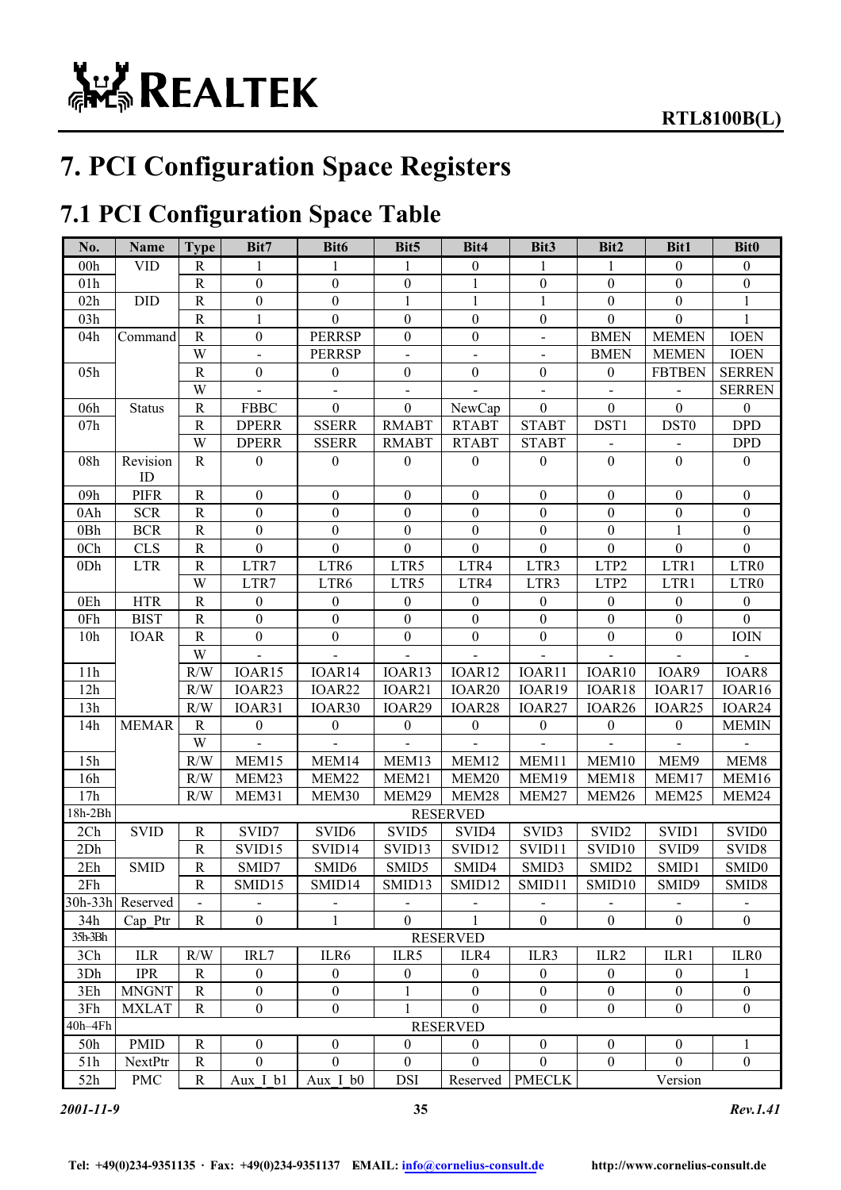# 7. PCI Configuration Space Registers

## 7.1 PCI Configuration Space Table

| No. | Name | Type | Bit7 | Bit6 | Bit5 | Bit4 | Bit3 | Bit2 | Bit1 | Bit0 |
|---|---|---|---|---|---|---|---|---|---|---|
| 00h | VID | R | 1 | 1 | 1 | 0 | 1 | 1 | 0 | 0 |
| 01h | | R | 0 | 0 | 0 | 1 | 0 | 0 | 0 | 0 |
| 02h | DID | R | 0 | 0 | 1 | 1 | 1 | 0 | 0 | 1 |
| 03h | | R | 1 | 0 | 0 | 0 | 0 | 0 | 0 | 1 |
| 04h | Command | R | 0 | PERRSP | 0 | 0 | - | BMEN | MEMEN | IOEN |
| | | W | - | PERRSP | - | - | - | BMEN | MEMEN | IOEN |
| 05h | | R | 0 | 0 | 0 | 0 | 0 | 0 | FBTBEN | SERREN |
| | | W | - | - | - | - | - | - | - | SERREN |
| 06h | Status | R | FBBC | 0 | 0 | NewCap | 0 | 0 | 0 | 0 |
| 07h | | R | DPERR | SSERR | RMABT | RTABT | STABT | DST1 | DST0 | DPD |
| | | W | DPERR | SSERR | RMABT | RTABT | STABT | - | - | DPD |
| 08h | Revision ID | R | 0 | 0 | 0 | 0 | 0 | 0 | 0 | 0 |
| 09h | PIFR | R | 0 | 0 | 0 | 0 | 0 | 0 | 0 | 0 |
| 0Ah | SCR | R | 0 | 0 | 0 | 0 | 0 | 0 | 0 | 0 |
| 0Bh | BCR | R | 0 | 0 | 0 | 0 | 0 | 0 | 1 | 0 |
| 0Ch | CLS | R | 0 | 0 | 0 | 0 | 0 | 0 | 0 | 0 |
| 0Dh | LTR | R | LTR7 | LTR6 | LTR5 | LTR4 | LTR3 | LTP2 | LTR1 | LTR0 |
| | | W | LTR7 | LTR6 | LTR5 | LTR4 | LTR3 | LTP2 | LTR1 | LTR0 |
| 0Eh | HTR | R | 0 | 0 | 0 | 0 | 0 | 0 | 0 | 0 |
| 0Fh | BIST | R | 0 | 0 | 0 | 0 | 0 | 0 | 0 | 0 |
| 10h | IOAR | R | 0 | 0 | 0 | 0 | 0 | 0 | 0 | IOIN |
| | | W | - | - | - | - | - | - | - | - |
| 11h | | R/W | IOAR15 | IOAR14 | IOAR13 | IOAR12 | IOAR11 | IOAR10 | IOAR9 | IOAR8 |
| 12h | | R/W | IOAR23 | IOAR22 | IOAR21 | IOAR20 | IOAR19 | IOAR18 | IOAR17 | IOAR16 |
| 13h | | R/W | IOAR31 | IOAR30 | IOAR29 | IOAR28 | IOAR27 | IOAR26 | IOAR25 | IOAR24 |
| 14h | MEMAR | R | 0 | 0 | 0 | 0 | 0 | 0 | 0 | MEMIN |
| | | W | - | - | - | - | - | - | - | - |
| 15h | | R/W | MEM15 | MEM14 | MEM13 | MEM12 | MEM11 | MEM10 | MEM9 | MEM8 |
| 16h | | R/W | MEM23 | MEM22 | MEM21 | MEM20 | MEM19 | MEM18 | MEM17 | MEM16 |
| 17h | | R/W | MEM31 | MEM30 | MEM29 | MEM28 | MEM27 | MEM26 | MEM25 | MEM24 |
| 18h-2Bh | RESERVED | | | | | | | | | |
| 2Ch | SVID | R | SVID7 | SVID6 | SVID5 | SVID4 | SVID3 | SVID2 | SVID1 | SVID0 |
| 2Dh | | R | SVID15 | SVID14 | SVID13 | SVID12 | SVID11 | SVID10 | SVID9 | SVID8 |
| 2Eh | SMID | R | SMID7 | SMID6 | SMID5 | SMID4 | SMID3 | SMID2 | SMID1 | SMID0 |
| 2Fh | | R | SMID15 | SMID14 | SMID13 | SMID12 | SMID11 | SMID10 | SMID9 | SMID8 |
| 30h-33h | Reserved | - | - | - | - | - | - | - | - | - |
| 34h | Cap_Ptr | R | 0 | 1 | 0 | 1 | 0 | 0 | 0 | 0 |
| 35h-3Bh | RESERVED | | | | | | | | | |
| 3Ch | ILR | R/W | IRL7 | ILR6 | ILR5 | ILR4 | ILR3 | ILR2 | ILR1 | ILR0 |
| 3Dh | IPR | R | 0 | 0 | 0 | 0 | 0 | 0 | 0 | 1 |
| 3Eh | MNGNT | R | 0 | 0 | 1 | 0 | 0 | 0 | 0 | 0 |
| 3Fh | MXLAT | R | 0 | 0 | 1 | 0 | 0 | 0 | 0 | 0 |
| 40h–4Fh | RESERVED | | | | | | | | | |
| 50h | PMID | R | 0 | 0 | 0 | 0 | 0 | 0 | 0 | 1 |
| 51h | NextPtr | R | 0 | 0 | 0 | 0 | 0 | 0 | 0 | 0 |
| 52h | PMC | R | Aux_I_b1 | Aux_I_b0 | DSI | Reserved | PMECLK | Version | | |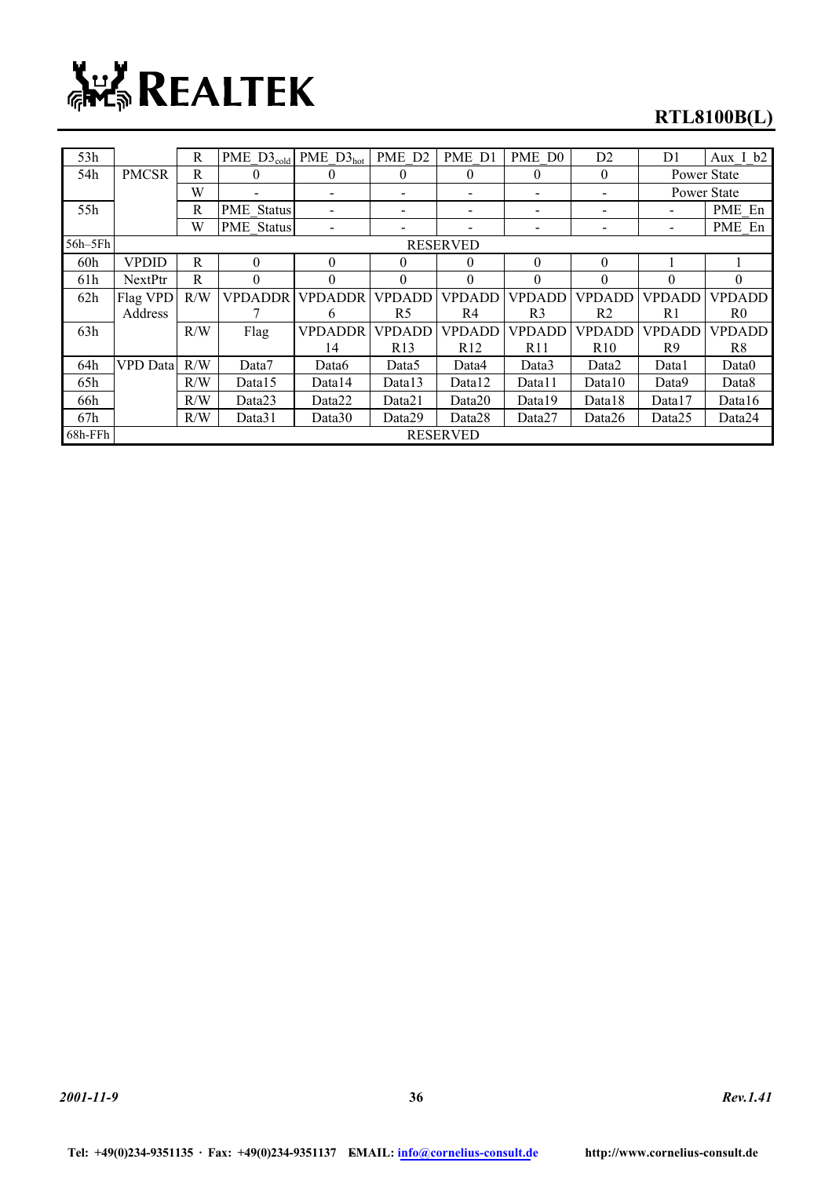| 53h | | R | PME_D3$_{cold}$ | PME_D3$_{hot}$ | PME_D2 | PME_D1 | PME_D0 | D2 | D1 | Aux_I_b2 |
|---|---|---|---|---|---|---|---|---|---|---|
| 54h | PMCSR | R | 0 | 0 | 0 | 0 | 0 | 0 | Power State | |
| | | W | - | - | - | - | - | - | Power State | |
| 55h | | R | PME_Status | - | - | - | - | - | - | PME_En |
| | | W | PME_Status | - | - | - | - | - | - | PME_En |
| 56h–5Fh | RESERVED | | | | | | | | | |
| 60h | VPDID | R | 0 | 0 | 0 | 0 | 0 | 0 | 1 | 1 |
| 61h | NextPtr | R | 0 | 0 | 0 | 0 | 0 | 0 | 0 | 0 |
| 62h | Flag VPD Address | R/W | VPDADDR 7 | VPDADDR 6 | VPDADD R5 | VPDADD R4 | VPDADD R3 | VPDADD R2 | VPDADD R1 | VPDADD R0 |
| 63h | | R/W | Flag | VPDADDR 14 | VPDADD R13 | VPDADD R12 | VPDADD R11 | VPDADD R10 | VPDADD R9 | VPDADD R8 |
| 64h | VPD Data | R/W | Data7 | Data6 | Data5 | Data4 | Data3 | Data2 | Data1 | Data0 |
| 65h | | R/W | Data15 | Data14 | Data13 | Data12 | Data11 | Data10 | Data9 | Data8 |
| 66h | | R/W | Data23 | Data22 | Data21 | Data20 | Data19 | Data18 | Data17 | Data16 |
| 67h | | R/W | Data31 | Data30 | Data29 | Data28 | Data27 | Data26 | Data25 | Data24 |
| 68h-FFh | RESERVED | | | | | | | | | |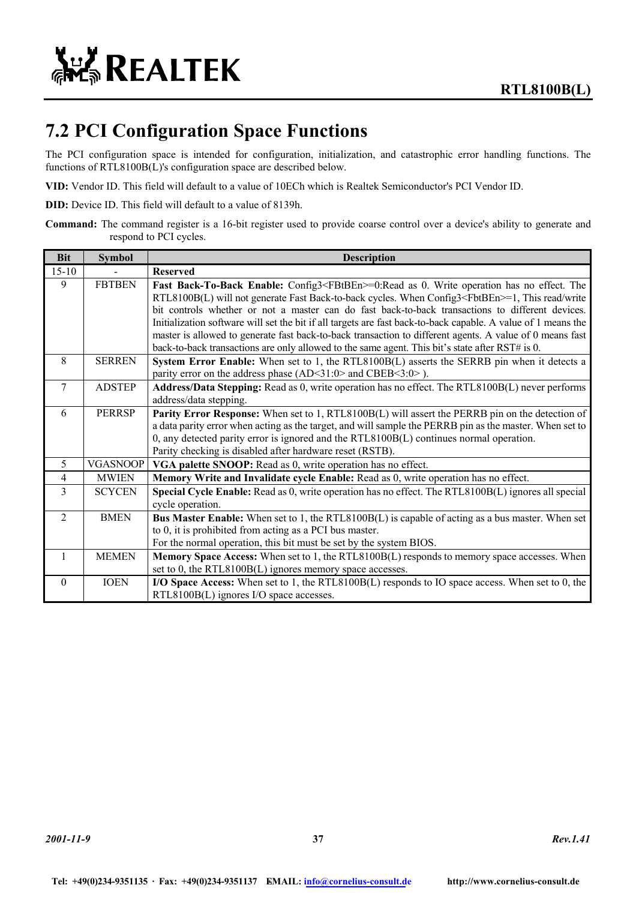## 7.2 PCI Configuration Space Functions

The PCI configuration space is intended for configuration, initialization, and catastrophic error handling functions. The functions of RTL8100B(L)'s configuration space are described below.

**VID:** Vendor ID. This field will default to a value of 10ECh which is Realtek Semiconductor's PCI Vendor ID.

**DID:** Device ID. This field will default to a value of 8139h.

**Command:** The command register is a 16-bit register used to provide coarse control over a device's ability to generate and respond to PCI cycles.

| Bit | Symbol | Description |
|---|---|---|
| 15-10 | - | **Reserved** |
| 9 | FBTBEN | **Fast Back-To-Back Enable:** Config3<FBtBEn>=0:Read as 0. Write operation has no effect. The RTL8100B(L) will not generate Fast Back-to-back cycles. When Config3<FbtBEn>=1, This read/write bit controls whether or not a master can do fast back-to-back transactions to different devices. Initialization software will set the bit if all targets are fast back-to-back capable. A value of 1 means the master is allowed to generate fast back-to-back transaction to different agents. A value of 0 means fast back-to-back transactions are only allowed to the same agent. This bit's state after RST# is 0. |
| 8 | SERREN | **System Error Enable:** When set to 1, the RTL8100B(L) asserts the SERRB pin when it detects a parity error on the address phase (AD<31:0> and CBEB<3:0> ). |
| 7 | ADSTEP | **Address/Data Stepping:** Read as 0, write operation has no effect. The RTL8100B(L) never performs address/data stepping. |
| 6 | PERRSP | **Parity Error Response:** When set to 1, RTL8100B(L) will assert the PERRB pin on the detection of a data parity error when acting as the target, and will sample the PERRB pin as the master. When set to 0, any detected parity error is ignored and the RTL8100B(L) continues normal operation.<br>Parity checking is disabled after hardware reset (RSTB). |
| 5 | VGASNOOP | **VGA palette SNOOP:** Read as 0, write operation has no effect. |
| 4 | MWIEN | **Memory Write and Invalidate cycle Enable:** Read as 0, write operation has no effect. |
| 3 | SCYCEN | **Special Cycle Enable:** Read as 0, write operation has no effect. The RTL8100B(L) ignores all special cycle operation. |
| 2 | BMEN | **Bus Master Enable:** When set to 1, the RTL8100B(L) is capable of acting as a bus master. When set to 0, it is prohibited from acting as a PCI bus master.<br>For the normal operation, this bit must be set by the system BIOS. |
| 1 | MEMEN | **Memory Space Access:** When set to 1, the RTL8100B(L) responds to memory space accesses. When set to 0, the RTL8100B(L) ignores memory space accesses. |
| 0 | IOEN | **I/O Space Access:** When set to 1, the RTL8100B(L) responds to IO space access. When set to 0, the RTL8100B(L) ignores I/O space accesses. |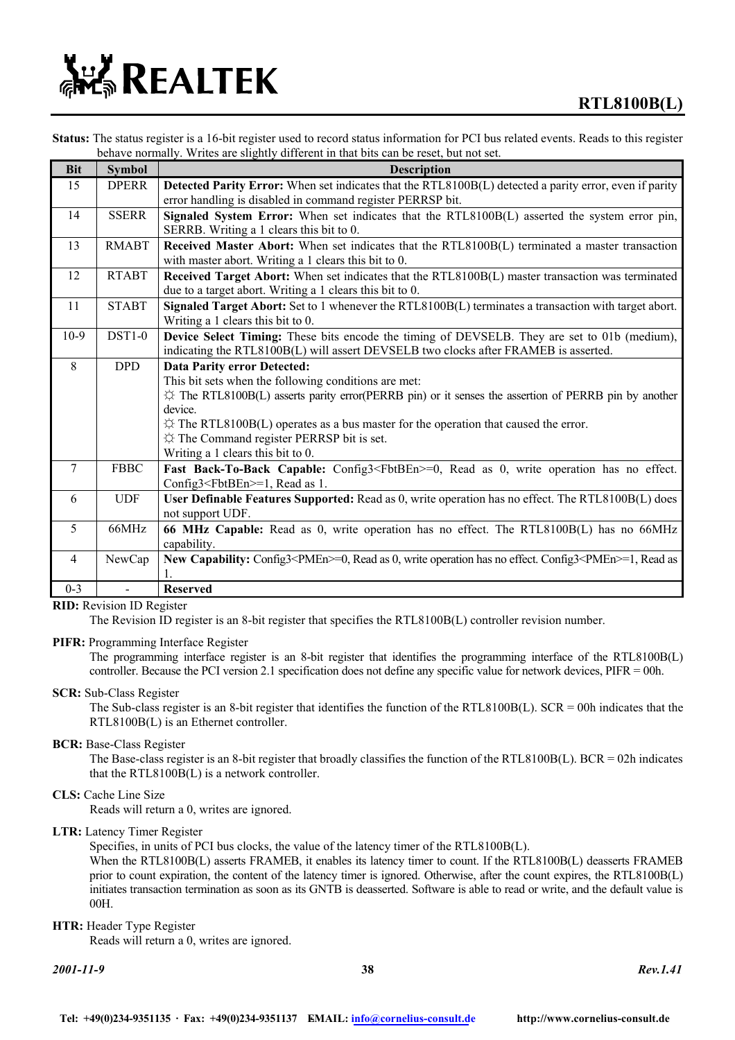**Status:** The status register is a 16-bit register used to record status information for PCI bus related events. Reads to this register behave normally. Writes are slightly different in that bits can be reset, but not set.

| Bit | Symbol | Description |
|---|---|---|
| 15 | DPERR | **Detected Parity Error:** When set indicates that the RTL8100B(L) detected a parity error, even if parity error handling is disabled in command register PERRSP bit. |
| 14 | SSERR | **Signaled System Error:** When set indicates that the RTL8100B(L) asserted the system error pin, SERRB. Writing a 1 clears this bit to 0. |
| 13 | RMABT | **Received Master Abort:** When set indicates that the RTL8100B(L) terminated a master transaction with master abort. Writing a 1 clears this bit to 0. |
| 12 | RTABT | **Received Target Abort:** When set indicates that the RTL8100B(L) master transaction was terminated due to a target abort. Writing a 1 clears this bit to 0. |
| 11 | STABT | **Signaled Target Abort:** Set to 1 whenever the RTL8100B(L) terminates a transaction with target abort. Writing a 1 clears this bit to 0. |
| 10-9 | DST1-0 | **Device Select Timing:** These bits encode the timing of DEVSELB. They are set to 01b (medium), indicating the RTL8100B(L) will assert DEVSELB two clocks after FRAMEB is asserted. |
| 8 | DPD | **Data Parity error Detected:**<br>This bit sets when the following conditions are met:<br>☼ The RTL8100B(L) asserts parity error(PERRB pin) or it senses the assertion of PERRB pin by another device.<br>☼ The RTL8100B(L) operates as a bus master for the operation that caused the error.<br>☼ The Command register PERRSP bit is set.<br>Writing a 1 clears this bit to 0. |
| 7 | FBBC | **Fast Back-To-Back Capable:** Config3<FbtBEn>=0, Read as 0, write operation has no effect. Config3<FbtBEn>=1, Read as 1. |
| 6 | UDF | **User Definable Features Supported:** Read as 0, write operation has no effect. The RTL8100B(L) does not support UDF. |
| 5 | 66MHz | **66 MHz Capable:** Read as 0, write operation has no effect. The RTL8100B(L) has no 66MHz capability. |
| 4 | NewCap | **New Capability:** Config3<PMEn>=0, Read as 0, write operation has no effect. Config3<PMEn>=1, Read as 1. |
| 0-3 | - | **Reserved** |

**RID:** Revision ID Register

The Revision ID register is an 8-bit register that specifies the RTL8100B(L) controller revision number.

**PIFR:** Programming Interface Register

The programming interface register is an 8-bit register that identifies the programming interface of the RTL8100B(L) controller. Because the PCI version 2.1 specification does not define any specific value for network devices, PIFR = 00h.

**SCR:** Sub-Class Register

The Sub-class register is an 8-bit register that identifies the function of the RTL8100B(L). SCR = 00h indicates that the RTL8100B(L) is an Ethernet controller.

**BCR:** Base-Class Register

The Base-class register is an 8-bit register that broadly classifies the function of the RTL8100B(L). BCR = 02h indicates that the RTL8100B(L) is a network controller.

**CLS:** Cache Line Size

Reads will return a 0, writes are ignored.

**LTR:** Latency Timer Register

Specifies, in units of PCI bus clocks, the value of the latency timer of the RTL8100B(L).

When the RTL8100B(L) asserts FRAMEB, it enables its latency timer to count. If the RTL8100B(L) deasserts FRAMEB prior to count expiration, the content of the latency timer is ignored. Otherwise, after the count expires, the RTL8100B(L) initiates transaction termination as soon as its GNTB is deasserted. Software is able to read or write, and the default value is 00H.

**HTR:** Header Type Register

Reads will return a 0, writes are ignored.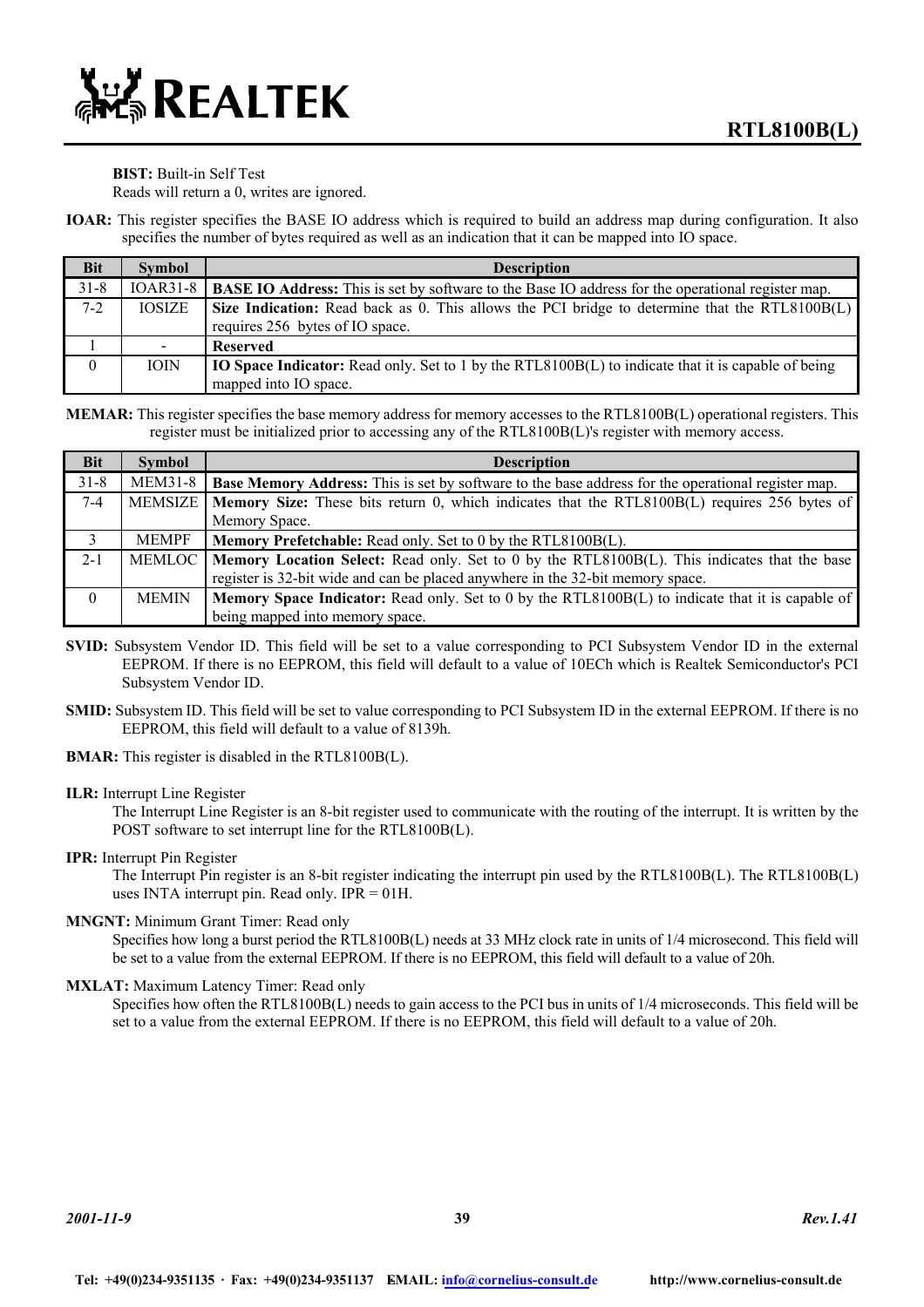**BIST:** Built-in Self Test

Reads will return a 0, writes are ignored.

**IOAR:** This register specifies the BASE IO address which is required to build an address map during configuration. It also specifies the number of bytes required as well as an indication that it can be mapped into IO space.

| Bit | Symbol | Description |
|---|---|---|
| 31-8 | IOAR31-8 | **BASE IO Address:** This is set by software to the Base IO address for the operational register map. |
| 7-2 | IOSIZE | **Size Indication:** Read back as 0. This allows the PCI bridge to determine that the RTL8100B(L) requires 256 bytes of IO space. |
| 1 | - | **Reserved** |
| 0 | IOIN | **IO Space Indicator:** Read only. Set to 1 by the RTL8100B(L) to indicate that it is capable of being mapped into IO space. |

**MEMAR:** This register specifies the base memory address for memory accesses to the RTL8100B(L) operational registers. This register must be initialized prior to accessing any of the RTL8100B(L)'s register with memory access.

| Bit | Symbol | Description |
|---|---|---|
| 31-8 | MEM31-8 | **Base Memory Address:** This is set by software to the base address for the operational register map. |
| 7-4 | MEMSIZE | **Memory Size:** These bits return 0, which indicates that the RTL8100B(L) requires 256 bytes of Memory Space. |
| 3 | MEMPF | **Memory Prefetchable:** Read only. Set to 0 by the RTL8100B(L). |
| 2-1 | MEMLOC | **Memory Location Select:** Read only. Set to 0 by the RTL8100B(L). This indicates that the base register is 32-bit wide and can be placed anywhere in the 32-bit memory space. |
| 0 | MEMIN | **Memory Space Indicator:** Read only. Set to 0 by the RTL8100B(L) to indicate that it is capable of being mapped into memory space. |

**SVID:** Subsystem Vendor ID. This field will be set to a value corresponding to PCI Subsystem Vendor ID in the external EEPROM. If there is no EEPROM, this field will default to a value of 10ECh which is Realtek Semiconductor's PCI Subsystem Vendor ID.

**SMID:** Subsystem ID. This field will be set to value corresponding to PCI Subsystem ID in the external EEPROM. If there is no EEPROM, this field will default to a value of 8139h.

**BMAR:** This register is disabled in the RTL8100B(L).

**ILR:** Interrupt Line Register

The Interrupt Line Register is an 8-bit register used to communicate with the routing of the interrupt. It is written by the POST software to set interrupt line for the RTL8100B(L).

**IPR:** Interrupt Pin Register

The Interrupt Pin register is an 8-bit register indicating the interrupt pin used by the RTL8100B(L). The RTL8100B(L) uses INTA interrupt pin. Read only. IPR = 01H.

**MNGNT:** Minimum Grant Timer: Read only

Specifies how long a burst period the RTL8100B(L) needs at 33 MHz clock rate in units of 1/4 microsecond. This field will be set to a value from the external EEPROM. If there is no EEPROM, this field will default to a value of 20h.

**MXLAT:** Maximum Latency Timer: Read only

Specifies how often the RTL8100B(L) needs to gain access to the PCI bus in units of 1/4 microseconds. This field will be set to a value from the external EEPROM. If there is no EEPROM, this field will default to a value of 20h.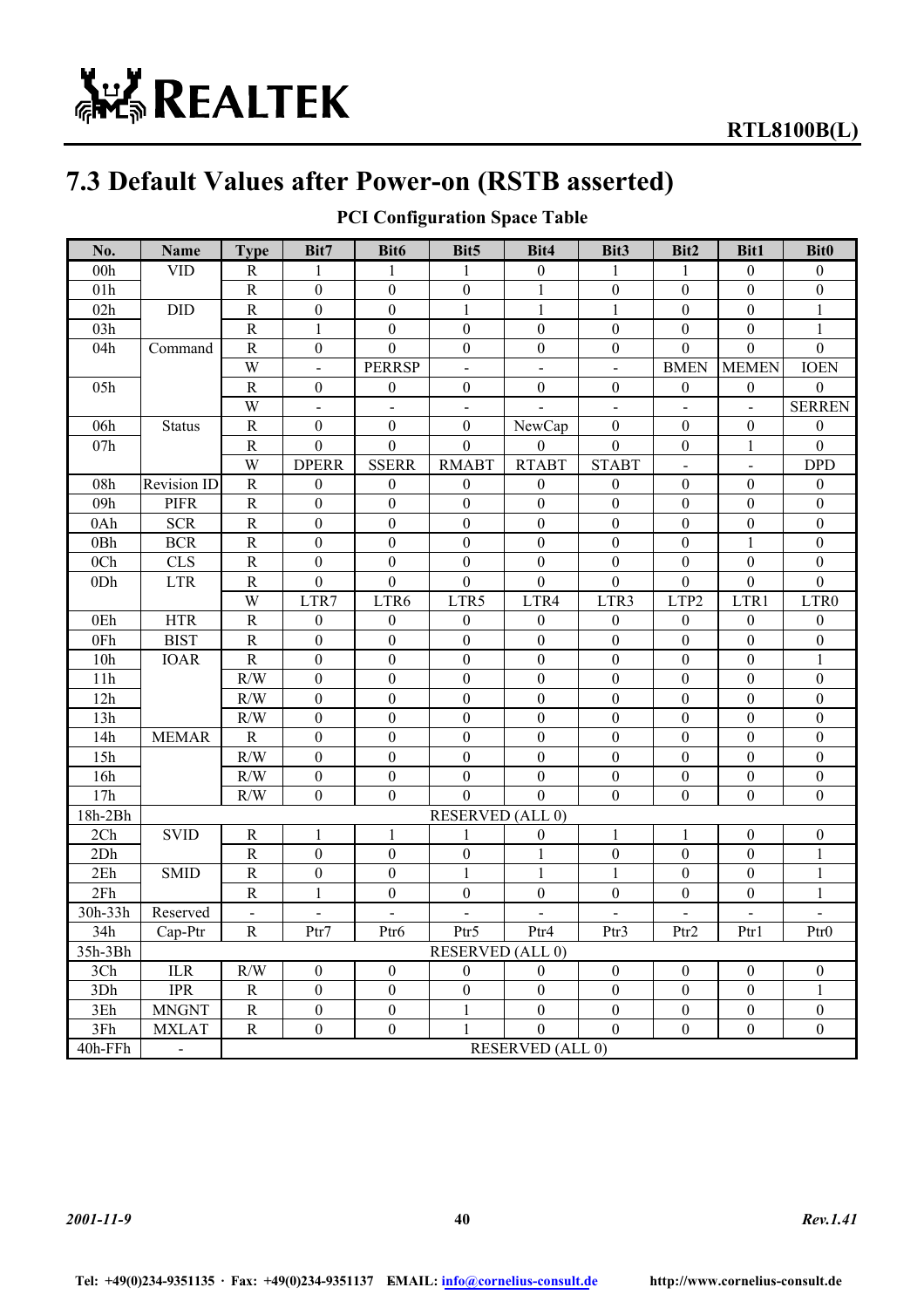# 7.3 Default Values after Power-on (RSTB asserted)

**PCI Configuration Space Table**

| No. | Name | Type | Bit7 | Bit6 | Bit5 | Bit4 | Bit3 | Bit2 | Bit1 | Bit0 |
|---|---|---|---|---|---|---|---|---|---|---|
| 00h | VID | R | 1 | 1 | 1 | 0 | 1 | 1 | 0 | 0 |
| 01h | | R | 0 | 0 | 0 | 1 | 0 | 0 | 0 | 0 |
| 02h | DID | R | 0 | 0 | 1 | 1 | 1 | 0 | 0 | 1 |
| 03h | | R | 1 | 0 | 0 | 0 | 0 | 0 | 0 | 1 |
| 04h | Command | R | 0 | 0 | 0 | 0 | 0 | 0 | 0 | 0 |
| | | W | - | PERRSP | - | - | - | BMEN | MEMEN | IOEN |
| 05h | | R | 0 | 0 | 0 | 0 | 0 | 0 | 0 | 0 |
| | | W | - | - | - | - | - | - | - | SERREN |
| 06h | Status | R | 0 | 0 | 0 | NewCap | 0 | 0 | 0 | 0 |
| 07h | | R | 0 | 0 | 0 | 0 | 0 | 0 | 1 | 0 |
| | | W | DPERR | SSERR | RMABT | RTABT | STABT | - | - | DPD |
| 08h | Revision ID | R | 0 | 0 | 0 | 0 | 0 | 0 | 0 | 0 |
| 09h | PIFR | R | 0 | 0 | 0 | 0 | 0 | 0 | 0 | 0 |
| 0Ah | SCR | R | 0 | 0 | 0 | 0 | 0 | 0 | 0 | 0 |
| 0Bh | BCR | R | 0 | 0 | 0 | 0 | 0 | 0 | 1 | 0 |
| 0Ch | CLS | R | 0 | 0 | 0 | 0 | 0 | 0 | 0 | 0 |
| 0Dh | LTR | R | 0 | 0 | 0 | 0 | 0 | 0 | 0 | 0 |
| | | W | LTR7 | LTR6 | LTR5 | LTR4 | LTR3 | LTP2 | LTR1 | LTR0 |
| 0Eh | HTR | R | 0 | 0 | 0 | 0 | 0 | 0 | 0 | 0 |
| 0Fh | BIST | R | 0 | 0 | 0 | 0 | 0 | 0 | 0 | 0 |
| 10h | IOAR | R | 0 | 0 | 0 | 0 | 0 | 0 | 0 | 1 |
| 11h | | R/W | 0 | 0 | 0 | 0 | 0 | 0 | 0 | 0 |
| 12h | | R/W | 0 | 0 | 0 | 0 | 0 | 0 | 0 | 0 |
| 13h | | R/W | 0 | 0 | 0 | 0 | 0 | 0 | 0 | 0 |
| 14h | MEMAR | R | 0 | 0 | 0 | 0 | 0 | 0 | 0 | 0 |
| 15h | | R/W | 0 | 0 | 0 | 0 | 0 | 0 | 0 | 0 |
| 16h | | R/W | 0 | 0 | 0 | 0 | 0 | 0 | 0 | 0 |
| 17h | | R/W | 0 | 0 | 0 | 0 | 0 | 0 | 0 | 0 |
| 18h-2Bh | RESERVED (ALL 0) | | | | | | | | | |
| 2Ch | SVID | R | 1 | 1 | 1 | 0 | 1 | 1 | 0 | 0 |
| 2Dh | | R | 0 | 0 | 0 | 1 | 0 | 0 | 0 | 1 |
| 2Eh | SMID | R | 0 | 0 | 1 | 1 | 1 | 0 | 0 | 1 |
| 2Fh | | R | 1 | 0 | 0 | 0 | 0 | 0 | 0 | 1 |
| 30h-33h | Reserved | - | - | - | - | - | - | - | - | - |
| 34h | Cap-Ptr | R | Ptr7 | Ptr6 | Ptr5 | Ptr4 | Ptr3 | Ptr2 | Ptr1 | Ptr0 |
| 35h-3Bh | RESERVED (ALL 0) | | | | | | | | | |
| 3Ch | ILR | R/W | 0 | 0 | 0 | 0 | 0 | 0 | 0 | 0 |
| 3Dh | IPR | R | 0 | 0 | 0 | 0 | 0 | 0 | 0 | 1 |
| 3Eh | MNGNT | R | 0 | 0 | 1 | 0 | 0 | 0 | 0 | 0 |
| 3Fh | MXLAT | R | 0 | 0 | 1 | 0 | 0 | 0 | 0 | 0 |
| 40h-FFh | - | RESERVED (ALL 0) | | | | | | | | |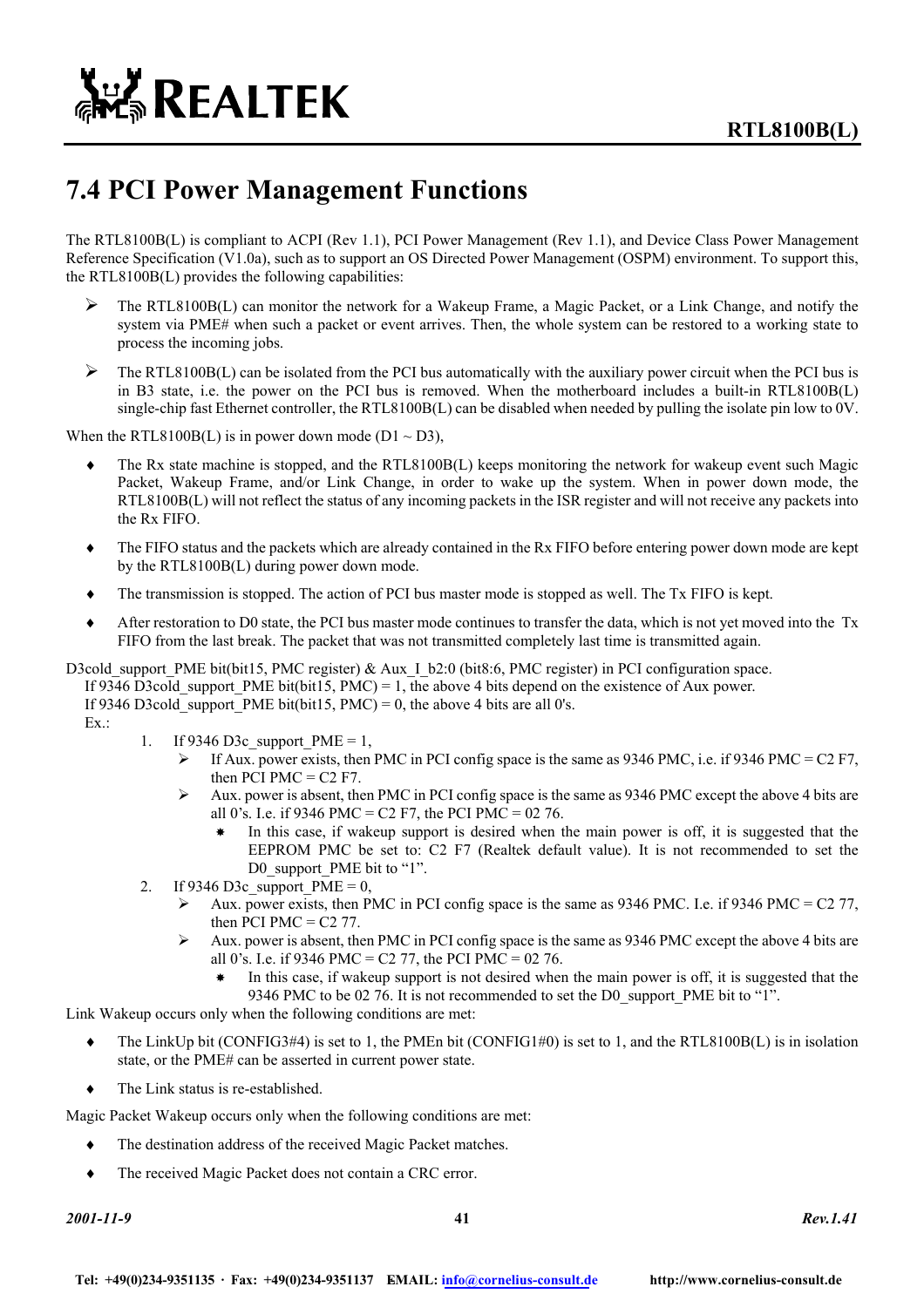# 7.4 PCI Power Management Functions

The RTL8100B(L) is compliant to ACPI (Rev 1.1), PCI Power Management (Rev 1.1), and Device Class Power Management Reference Specification (V1.0a), such as to support an OS Directed Power Management (OSPM) environment. To support this, the RTL8100B(L) provides the following capabilities:

- The RTL8100B(L) can monitor the network for a Wakeup Frame, a Magic Packet, or a Link Change, and notify the system via PME# when such a packet or event arrives. Then, the whole system can be restored to a working state to process the incoming jobs.
- The RTL8100B(L) can be isolated from the PCI bus automatically with the auxiliary power circuit when the PCI bus is in B3 state, i.e. the power on the PCI bus is removed. When the motherboard includes a built-in RTL8100B(L) single-chip fast Ethernet controller, the RTL8100B(L) can be disabled when needed by pulling the isolate pin low to 0V.

When the RTL8100B(L) is in power down mode (D1 ~ D3),

- The Rx state machine is stopped, and the RTL8100B(L) keeps monitoring the network for wakeup event such Magic Packet, Wakeup Frame, and/or Link Change, in order to wake up the system. When in power down mode, the RTL8100B(L) will not reflect the status of any incoming packets in the ISR register and will not receive any packets into the Rx FIFO.
- The FIFO status and the packets which are already contained in the Rx FIFO before entering power down mode are kept by the RTL8100B(L) during power down mode.
- The transmission is stopped. The action of PCI bus master mode is stopped as well. The Tx FIFO is kept.
- After restoration to D0 state, the PCI bus master mode continues to transfer the data, which is not yet moved into the Tx FIFO from the last break. The packet that was not transmitted completely last time is transmitted again.

D3cold_support_PME bit(bit15, PMC register) & Aux_I_b2:0 (bit8:6, PMC register) in PCI configuration space.
If 9346 D3cold_support_PME bit(bit15, PMC) = 1, the above 4 bits depend on the existence of Aux power.
If 9346 D3cold_support_PME bit(bit15, PMC) = 0, the above 4 bits are all 0's.
Ex.:

1. If 9346 D3c_support_PME = 1,
   - If Aux. power exists, then PMC in PCI config space is the same as 9346 PMC, i.e. if 9346 PMC = C2 F7, then PCI PMC = C2 F7.
   - Aux. power is absent, then PMC in PCI config space is the same as 9346 PMC except the above 4 bits are all 0's. I.e. if 9346 PMC = C2 F7, the PCI PMC = 02 76.
     - In this case, if wakeup support is desired when the main power is off, it is suggested that the EEPROM PMC be set to: C2 F7 (Realtek default value). It is not recommended to set the D0_support_PME bit to "1".
2. If 9346 D3c_support_PME = 0,
   - Aux. power exists, then PMC in PCI config space is the same as 9346 PMC. I.e. if 9346 PMC = C2 77, then PCI PMC = C2 77.
   - Aux. power is absent, then PMC in PCI config space is the same as 9346 PMC except the above 4 bits are all 0's. I.e. if 9346 PMC = C2 77, the PCI PMC = 02 76.
     - In this case, if wakeup support is not desired when the main power is off, it is suggested that the 9346 PMC to be 02 76. It is not recommended to set the D0_support_PME bit to "1".

Link Wakeup occurs only when the following conditions are met:

- The LinkUp bit (CONFIG3#4) is set to 1, the PMEn bit (CONFIG1#0) is set to 1, and the RTL8100B(L) is in isolation state, or the PME# can be asserted in current power state.
- The Link status is re-established.

Magic Packet Wakeup occurs only when the following conditions are met:

- The destination address of the received Magic Packet matches.
- The received Magic Packet does not contain a CRC error.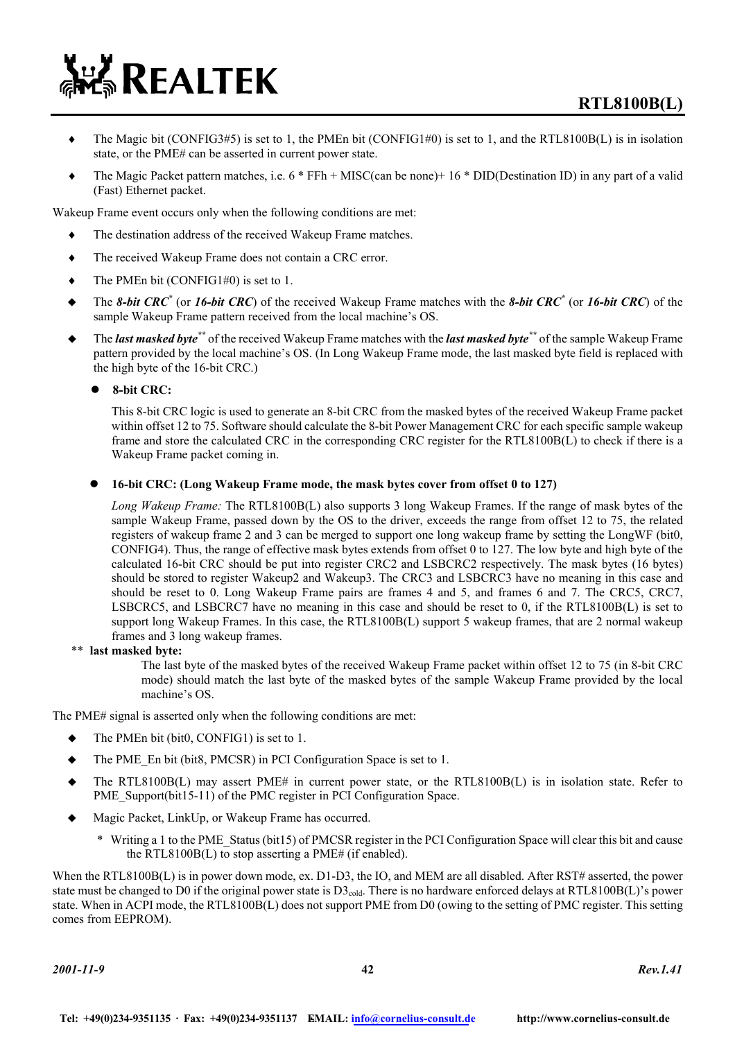- The Magic bit (CONFIG3#5) is set to 1, the PMEn bit (CONFIG1#0) is set to 1, and the RTL8100B(L) is in isolation state, or the PME# can be asserted in current power state.
- The Magic Packet pattern matches, i.e. 6 * FFh + MISC(can be none)+ 16 * DID(Destination ID) in any part of a valid (Fast) Ethernet packet.

Wakeup Frame event occurs only when the following conditions are met:

- The destination address of the received Wakeup Frame matches.
- The received Wakeup Frame does not contain a CRC error.
- The PMEn bit (CONFIG1#0) is set to 1.
- The ***8-bit CRC**** (or ***16-bit CRC***) of the received Wakeup Frame matches with the ***8-bit CRC**** (or ***16-bit CRC***) of the sample Wakeup Frame pattern received from the local machine's OS.
- The ***last masked byte***** of the received Wakeup Frame matches with the ***last masked byte***** of the sample Wakeup Frame pattern provided by the local machine's OS. (In Long Wakeup Frame mode, the last masked byte field is replaced with the high byte of the 16-bit CRC.)
  - **8-bit CRC:**

    This 8-bit CRC logic is used to generate an 8-bit CRC from the masked bytes of the received Wakeup Frame packet within offset 12 to 75. Software should calculate the 8-bit Power Management CRC for each specific sample wakeup frame and store the calculated CRC in the corresponding CRC register for the RTL8100B(L) to check if there is a Wakeup Frame packet coming in.

  - **16-bit CRC: (Long Wakeup Frame mode, the mask bytes cover from offset 0 to 127)**

    *Long Wakeup Frame:* The RTL8100B(L) also supports 3 long Wakeup Frames. If the range of mask bytes of the sample Wakeup Frame, passed down by the OS to the driver, exceeds the range from offset 12 to 75, the related registers of wakeup frame 2 and 3 can be merged to support one long wakeup frame by setting the LongWF (bit0, CONFIG4). Thus, the range of effective mask bytes extends from offset 0 to 127. The low byte and high byte of the calculated 16-bit CRC should be put into register CRC2 and LSBCRC2 respectively. The mask bytes (16 bytes) should be stored to register Wakeup2 and Wakeup3. The CRC3 and LSBCRC3 have no meaning in this case and should be reset to 0. Long Wakeup Frame pairs are frames 4 and 5, and frames 6 and 7. The CRC5, CRC7, LSBCRC5, and LSBCRC7 have no meaning in this case and should be reset to 0, if the RTL8100B(L) is set to support long Wakeup Frames. In this case, the RTL8100B(L) support 5 wakeup frames, that are 2 normal wakeup frames and 3 long wakeup frames.

** **last masked byte:**

The last byte of the masked bytes of the received Wakeup Frame packet within offset 12 to 75 (in 8-bit CRC mode) should match the last byte of the masked bytes of the sample Wakeup Frame provided by the local machine's OS.

The PME# signal is asserted only when the following conditions are met:

- The PMEn bit (bit0, CONFIG1) is set to 1.
- The PME_En bit (bit8, PMCSR) in PCI Configuration Space is set to 1.
- The RTL8100B(L) may assert PME# in current power state, or the RTL8100B(L) is in isolation state. Refer to PME_Support(bit15-11) of the PMC register in PCI Configuration Space.
- Magic Packet, LinkUp, or Wakeup Frame has occurred.

  \* Writing a 1 to the PME_Status (bit15) of PMCSR register in the PCI Configuration Space will clear this bit and cause the RTL8100B(L) to stop asserting a PME# (if enabled).

When the RTL8100B(L) is in power down mode, ex. D1-D3, the IO, and MEM are all disabled. After RST# asserted, the power state must be changed to D0 if the original power state is $D3_{cold}$. There is no hardware enforced delays at RTL8100B(L)'s power state. When in ACPI mode, the RTL8100B(L) does not support PME from D0 (owing to the setting of PMC register. This setting comes from EEPROM).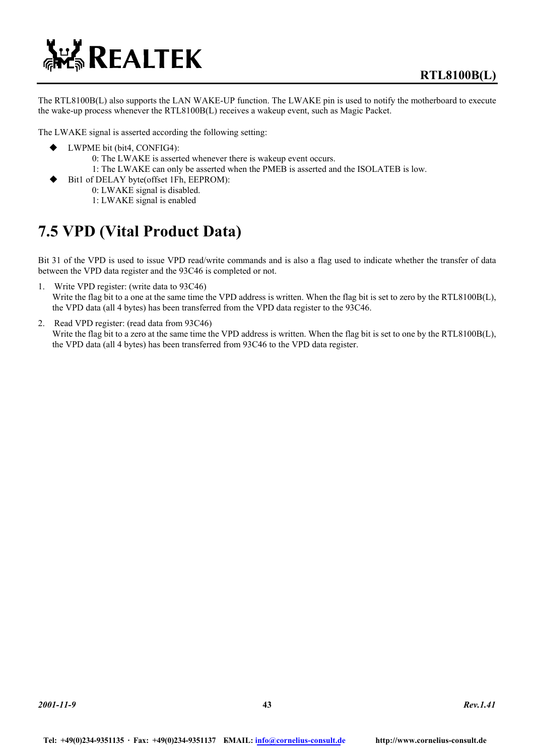The RTL8100B(L) also supports the LAN WAKE-UP function. The LWAKE pin is used to notify the motherboard to execute the wake-up process whenever the RTL8100B(L) receives a wakeup event, such as Magic Packet.

The LWAKE signal is asserted according the following setting:

- LWPME bit (bit4, CONFIG4):
  - 0: The LWAKE is asserted whenever there is wakeup event occurs.
  - 1: The LWAKE can only be asserted when the PMEB is asserted and the ISOLATEB is low.
- Bit1 of DELAY byte(offset 1Fh, EEPROM):
  - 0: LWAKE signal is disabled.
  - 1: LWAKE signal is enabled

## 7.5 VPD (Vital Product Data)

Bit 31 of the VPD is used to issue VPD read/write commands and is also a flag used to indicate whether the transfer of data between the VPD data register and the 93C46 is completed or not.

1. Write VPD register: (write data to 93C46)
   Write the flag bit to a one at the same time the VPD address is written. When the flag bit is set to zero by the RTL8100B(L), the VPD data (all 4 bytes) has been transferred from the VPD data register to the 93C46.
2. Read VPD register: (read data from 93C46)
   Write the flag bit to a zero at the same time the VPD address is written. When the flag bit is set to one by the RTL8100B(L), the VPD data (all 4 bytes) has been transferred from 93C46 to the VPD data register.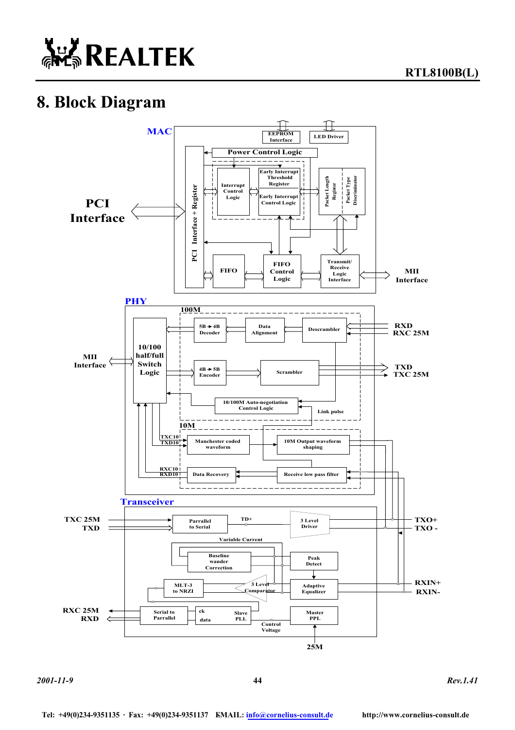# 8. Block Diagram

MAC

EEPROM Interface

LED Driver

Power Control Logic

PCI Interface

PCI Interface + Register

Interrupt Control Logic

Early Interrupt Threshold Register

Early Interrupt Control Logic

Packet Length Register

Packet Type Discriminator

FIFO

FIFO Control Logic

Transmit/ Receive Logic Interface

MII Interface

PHY

100M

5B → 4B Decoder

Data Alignment

Descrambler

RXD
RXC 25M

MII Interface

10/100 half/full Switch Logic

4B → 5B Encoder

Scrambler

TXD
TXC 25M

10/100M Auto-negotiation Control Logic

Link pulse

10M

TXC10
TXD10

Manchester coded waveform

10M Output waveform shaping

RXC10
RXD10

Data Recovery

Receive low pass filter

Transceiver

TXC 25M
TXD

Parrallel to Serial

TD+

3 Level Driver

TXO+
TXO -

Variable Current

Baseline wander Correction

Peak Detect

MLT-3 to NRZI

3 Level Comparator

Adaptive Equalizer

RXIN+
RXIN-

RXC 25M
RXD

Serial to Parrallel

ck
data

Slave PLL

Master PPL

Control Voltage

25M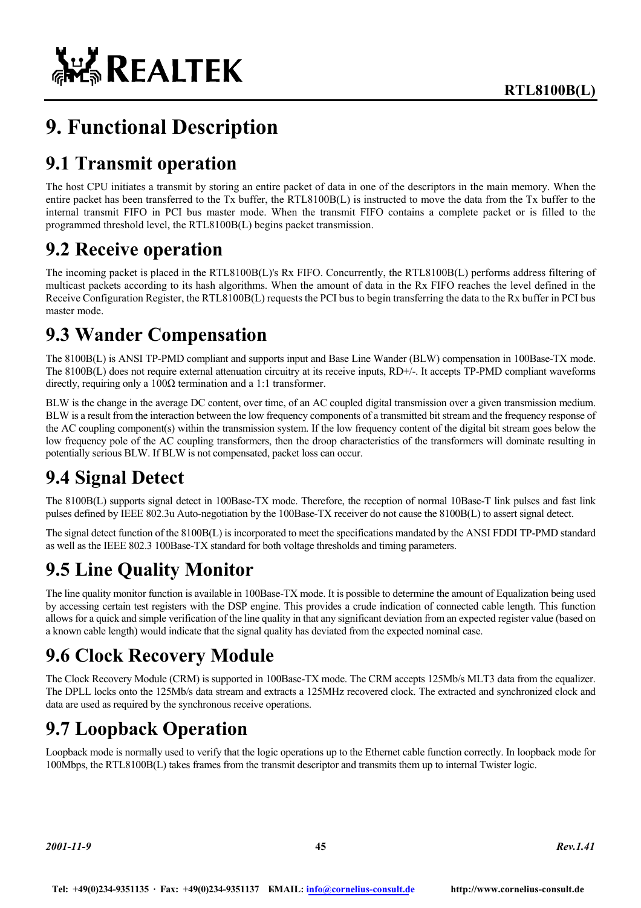# 9. Functional Description

## 9.1 Transmit operation

The host CPU initiates a transmit by storing an entire packet of data in one of the descriptors in the main memory. When the entire packet has been transferred to the Tx buffer, the RTL8100B(L) is instructed to move the data from the Tx buffer to the internal transmit FIFO in PCI bus master mode. When the transmit FIFO contains a complete packet or is filled to the programmed threshold level, the RTL8100B(L) begins packet transmission.

## 9.2 Receive operation

The incoming packet is placed in the RTL8100B(L)'s Rx FIFO. Concurrently, the RTL8100B(L) performs address filtering of multicast packets according to its hash algorithms. When the amount of data in the Rx FIFO reaches the level defined in the Receive Configuration Register, the RTL8100B(L) requests the PCI bus to begin transferring the data to the Rx buffer in PCI bus master mode.

## 9.3 Wander Compensation

The 8100B(L) is ANSI TP-PMD compliant and supports input and Base Line Wander (BLW) compensation in 100Base-TX mode. The 8100B(L) does not require external attenuation circuitry at its receive inputs, RD+/-. It accepts TP-PMD compliant waveforms directly, requiring only a 100Ω termination and a 1:1 transformer.

BLW is the change in the average DC content, over time, of an AC coupled digital transmission over a given transmission medium. BLW is a result from the interaction between the low frequency components of a transmitted bit stream and the frequency response of the AC coupling component(s) within the transmission system. If the low frequency content of the digital bit stream goes below the low frequency pole of the AC coupling transformers, then the droop characteristics of the transformers will dominate resulting in potentially serious BLW. If BLW is not compensated, packet loss can occur.

## 9.4 Signal Detect

The 8100B(L) supports signal detect in 100Base-TX mode. Therefore, the reception of normal 10Base-T link pulses and fast link pulses defined by IEEE 802.3u Auto-negotiation by the 100Base-TX receiver do not cause the 8100B(L) to assert signal detect.

The signal detect function of the 8100B(L) is incorporated to meet the specifications mandated by the ANSI FDDI TP-PMD standard as well as the IEEE 802.3 100Base-TX standard for both voltage thresholds and timing parameters.

## 9.5 Line Quality Monitor

The line quality monitor function is available in 100Base-TX mode. It is possible to determine the amount of Equalization being used by accessing certain test registers with the DSP engine. This provides a crude indication of connected cable length. This function allows for a quick and simple verification of the line quality in that any significant deviation from an expected register value (based on a known cable length) would indicate that the signal quality has deviated from the expected nominal case.

## 9.6 Clock Recovery Module

The Clock Recovery Module (CRM) is supported in 100Base-TX mode. The CRM accepts 125Mb/s MLT3 data from the equalizer. The DPLL locks onto the 125Mb/s data stream and extracts a 125MHz recovered clock. The extracted and synchronized clock and data are used as required by the synchronous receive operations.

## 9.7 Loopback Operation

Loopback mode is normally used to verify that the logic operations up to the Ethernet cable function correctly. In loopback mode for 100Mbps, the RTL8100B(L) takes frames from the transmit descriptor and transmits them up to internal Twister logic.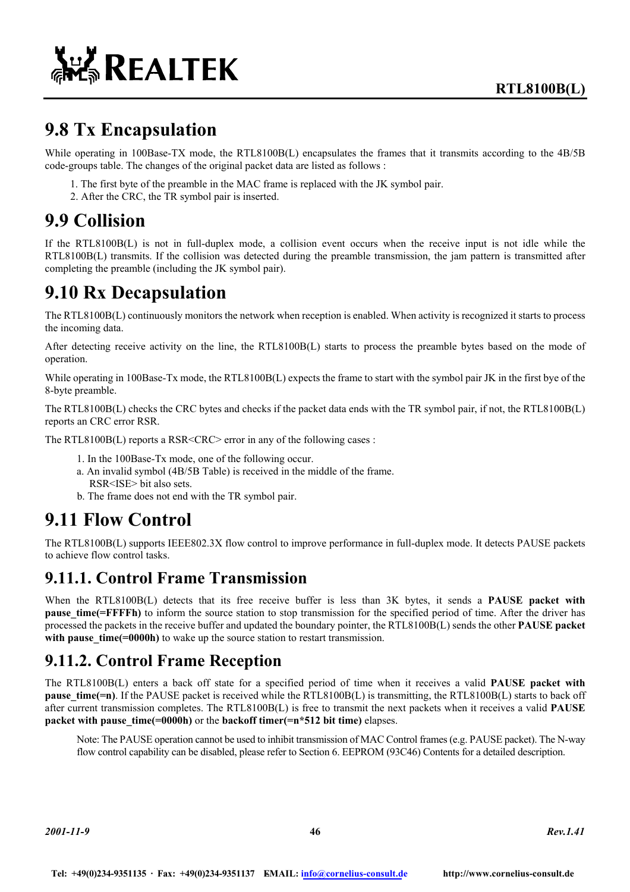## 9.8 Tx Encapsulation

While operating in 100Base-TX mode, the RTL8100B(L) encapsulates the frames that it transmits according to the 4B/5B code-groups table. The changes of the original packet data are listed as follows :

1. The first byte of the preamble in the MAC frame is replaced with the JK symbol pair.
2. After the CRC, the TR symbol pair is inserted.

## 9.9 Collision

If the RTL8100B(L) is not in full-duplex mode, a collision event occurs when the receive input is not idle while the RTL8100B(L) transmits. If the collision was detected during the preamble transmission, the jam pattern is transmitted after completing the preamble (including the JK symbol pair).

## 9.10 Rx Decapsulation

The RTL8100B(L) continuously monitors the network when reception is enabled. When activity is recognized it starts to process the incoming data.

After detecting receive activity on the line, the RTL8100B(L) starts to process the preamble bytes based on the mode of operation.

While operating in 100Base-Tx mode, the RTL8100B(L) expects the frame to start with the symbol pair JK in the first bye of the 8-byte preamble.

The RTL8100B(L) checks the CRC bytes and checks if the packet data ends with the TR symbol pair, if not, the RTL8100B(L) reports an CRC error RSR.

The RTL8100B(L) reports a RSR<CRC> error in any of the following cases :

1. In the 100Base-Tx mode, one of the following occur.
   a. An invalid symbol (4B/5B Table) is received in the middle of the frame.
      RSR<ISE> bit also sets.
   b. The frame does not end with the TR symbol pair.

## 9.11 Flow Control

The RTL8100B(L) supports IEEE802.3X flow control to improve performance in full-duplex mode. It detects PAUSE packets to achieve flow control tasks.

### 9.11.1. Control Frame Transmission

When the RTL8100B(L) detects that its free receive buffer is less than 3K bytes, it sends a **PAUSE packet with pause_time(=FFFFh)** to inform the source station to stop transmission for the specified period of time. After the driver has processed the packets in the receive buffer and updated the boundary pointer, the RTL8100B(L) sends the other **PAUSE packet with pause_time(=0000h)** to wake up the source station to restart transmission.

### 9.11.2. Control Frame Reception

The RTL8100B(L) enters a back off state for a specified period of time when it receives a valid **PAUSE packet with pause_time(=n)**. If the PAUSE packet is received while the RTL8100B(L) is transmitting, the RTL8100B(L) starts to back off after current transmission completes. The RTL8100B(L) is free to transmit the next packets when it receives a valid **PAUSE packet with pause_time(=0000h)** or the **backoff timer(=n*512 bit time)** elapses.

Note: The PAUSE operation cannot be used to inhibit transmission of MAC Control frames (e.g. PAUSE packet). The N-way flow control capability can be disabled, please refer to Section 6. EEPROM (93C46) Contents for a detailed description.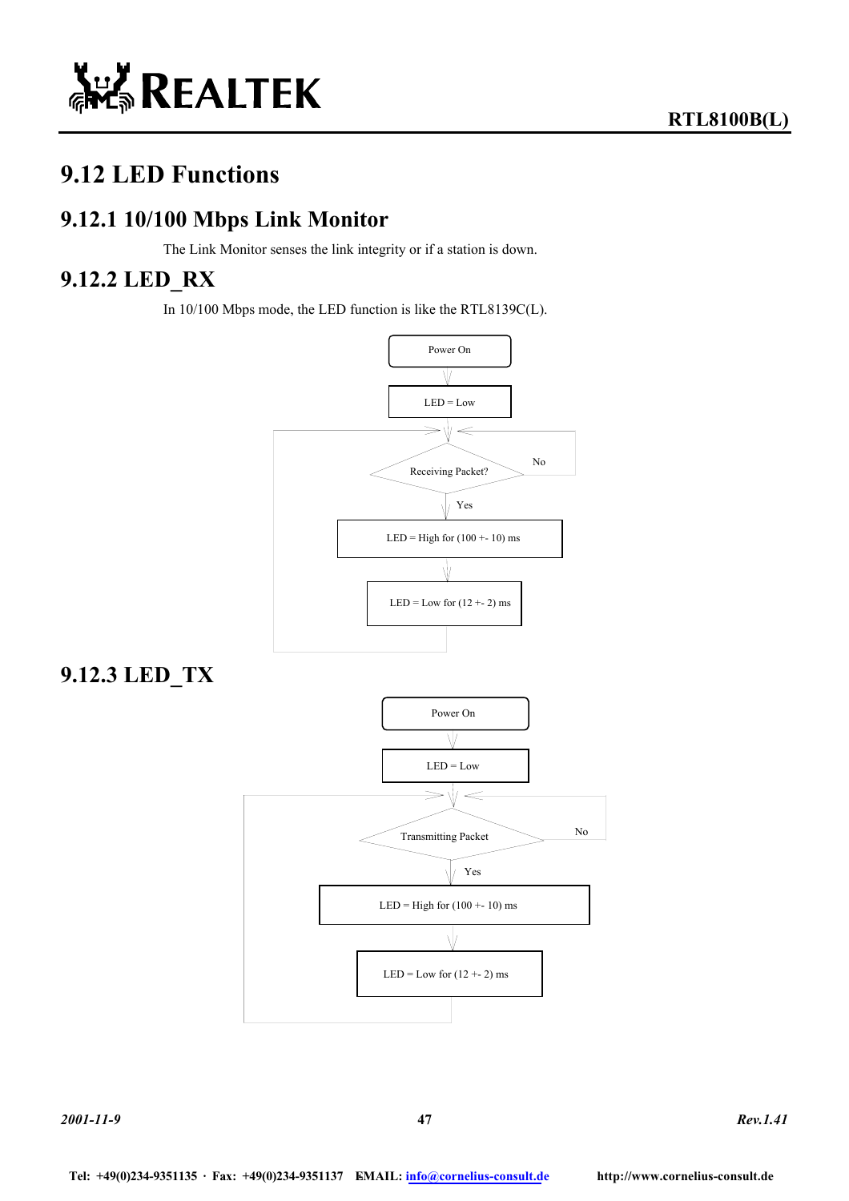## 9.12 LED Functions

### 9.12.1 10/100 Mbps Link Monitor

The Link Monitor senses the link integrity or if a station is down.

### 9.12.2 LED_RX

In 10/100 Mbps mode, the LED function is like the RTL8139C(L).

Power On

LED = Low

Receiving Packet?

No

Yes

LED = High for (100 +- 10) ms

LED = Low for (12 +- 2) ms

### 9.12.3 LED_TX

Power On

LED = Low

Transmitting Packet

No

Yes

LED = High for (100 +- 10) ms

LED = Low for (12 +- 2) ms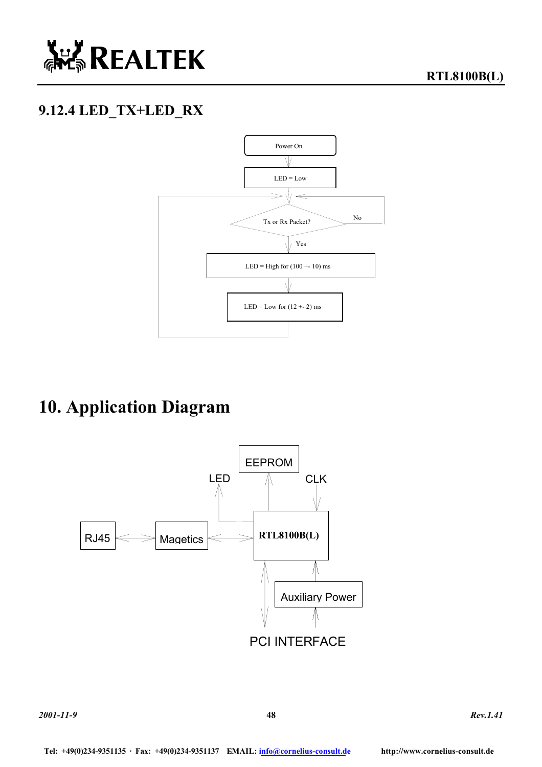### 9.12.4 LED_TX+LED_RX

Power On

LED = Low

Tx or Rx Packet?

No

Yes

LED = High for (100 +- 10) ms

LED = Low for (12 +- 2) ms

# 10. Application Diagram

EEPROM

LED

CLK

RJ45

Magetics

RTL8100B(L)

Auxiliary Power

PCI INTERFACE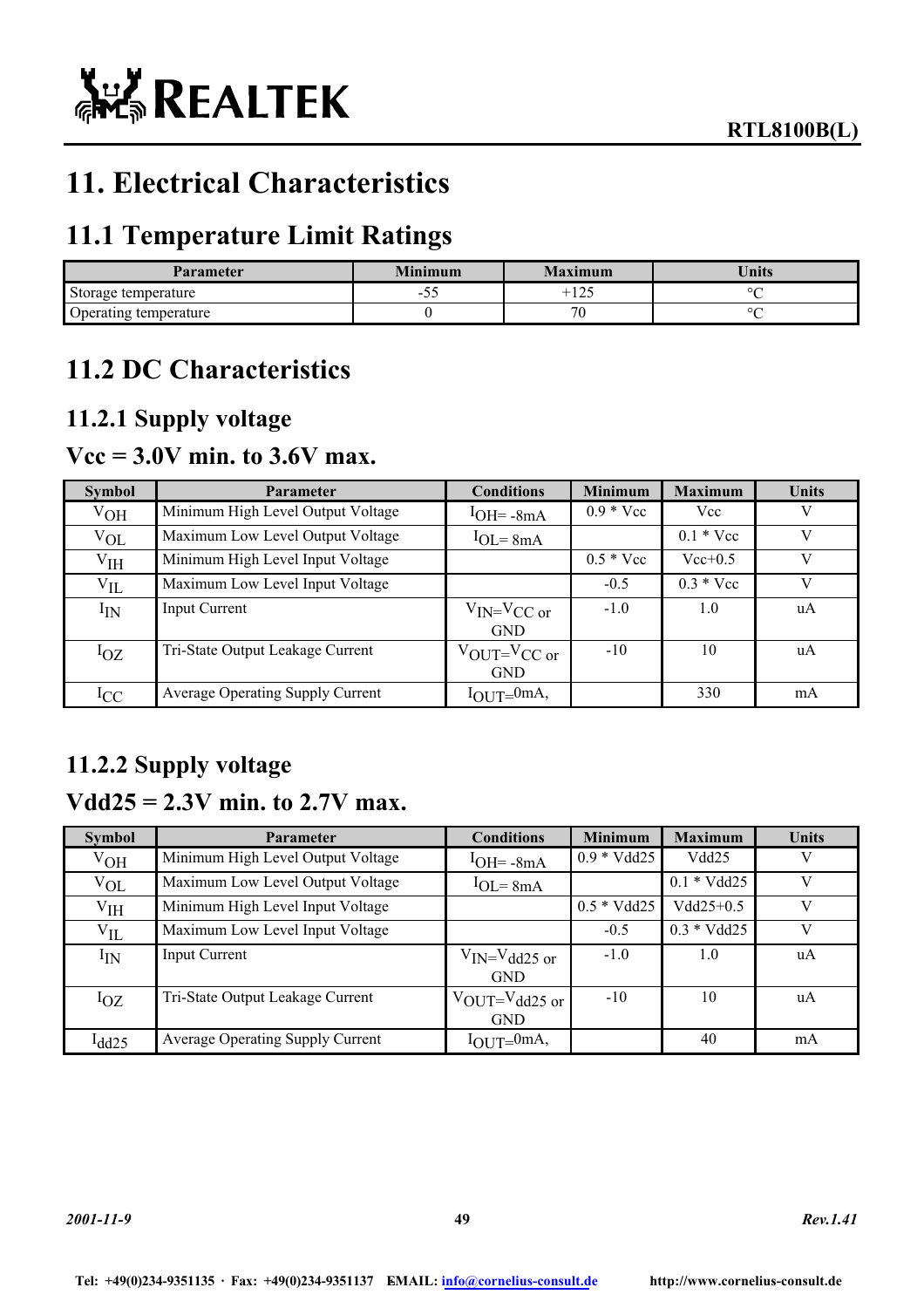# 11. Electrical Characteristics

## 11.1 Temperature Limit Ratings

| Parameter | Minimum | Maximum | Units |
|---|---|---|---|
| Storage temperature | -55 | +125 | °C |
| Operating temperature | 0 | 70 | °C |

## 11.2 DC Characteristics

### 11.2.1 Supply voltage

### Vcc = 3.0V min. to 3.6V max.

| Symbol | Parameter | Conditions | Minimum | Maximum | Units |
|---|---|---|---|---|---|
| $V_{OH}$ | Minimum High Level Output Voltage | $I_{OH}$= -8mA | 0.9 * Vcc | Vcc | V |
| $V_{OL}$ | Maximum Low Level Output Voltage | $I_{OL}$= 8mA | | 0.1 * Vcc | V |
| $V_{IH}$ | Minimum High Level Input Voltage | | 0.5 * Vcc | Vcc+0.5 | V |
| $V_{IL}$ | Maximum Low Level Input Voltage | | -0.5 | 0.3 * Vcc | V |
| $I_{IN}$ | Input Current | $V_{IN}$=$V_{CC}$ or GND | -1.0 | 1.0 | uA |
| $I_{OZ}$ | Tri-State Output Leakage Current | $V_{OUT}$=$V_{CC}$ or GND | -10 | 10 | uA |
| $I_{CC}$ | Average Operating Supply Current | $I_{OUT}$=0mA, | | 330 | mA |

### 11.2.2 Supply voltage

### Vdd25 = 2.3V min. to 2.7V max.

| Symbol | Parameter | Conditions | Minimum | Maximum | Units |
|---|---|---|---|---|---|
| $V_{OH}$ | Minimum High Level Output Voltage | $I_{OH}$= -8mA | 0.9 * Vdd25 | Vdd25 | V |
| $V_{OL}$ | Maximum Low Level Output Voltage | $I_{OL}$= 8mA | | 0.1 * Vdd25 | V |
| $V_{IH}$ | Minimum High Level Input Voltage | | 0.5 * Vdd25 | Vdd25+0.5 | V |
| $V_{IL}$ | Maximum Low Level Input Voltage | | -0.5 | 0.3 * Vdd25 | V |
| $I_{IN}$ | Input Current | $V_{IN}$=$V_{dd25}$ or GND | -1.0 | 1.0 | uA |
| $I_{OZ}$ | Tri-State Output Leakage Current | $V_{OUT}$=$V_{dd25}$ or GND | -10 | 10 | uA |
| $I_{dd25}$ | Average Operating Supply Current | $I_{OUT}$=0mA, | | 40 | mA |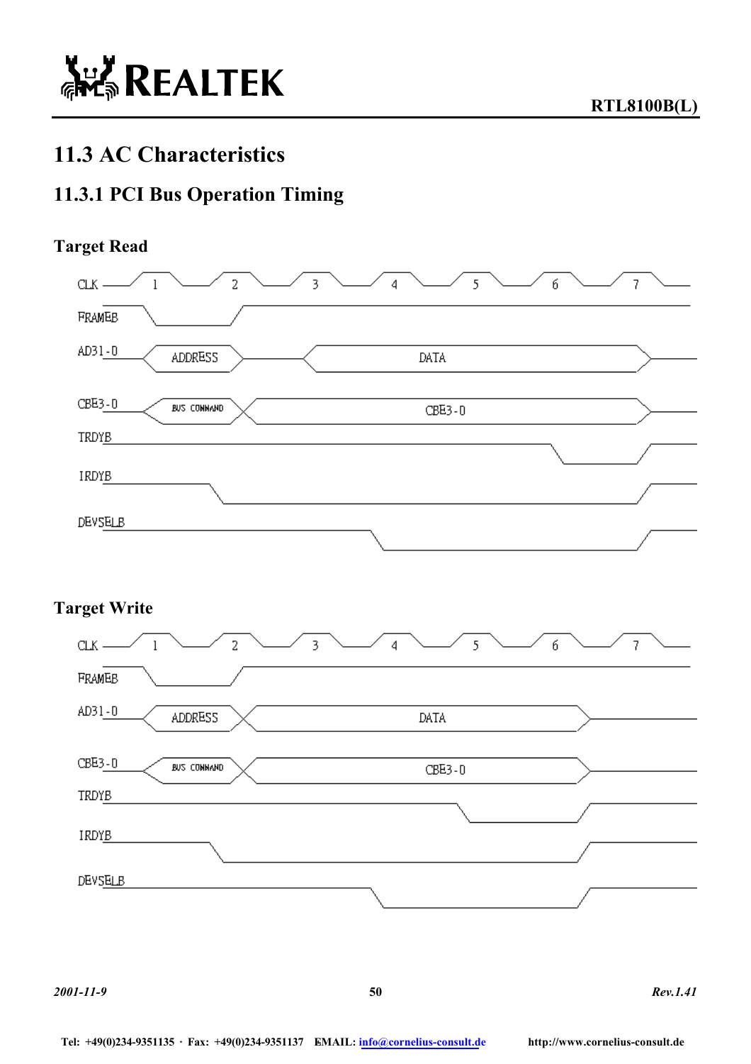## 11.3 AC Characteristics

### 11.3.1 PCI Bus Operation Timing

**Target Read**

CLK 1 2 3 4 5 6 7

FRAMEB

AD31-0 ADDRESS DATA

CBE3-0 BUS COMMAND CBE3-0

TRDYB

IRDYB

DEVSELB

**Target Write**

CLK 1 2 3 4 5 6 7

FRAMEB

AD31-0 ADDRESS DATA

CBE3-0 BUS COMMAND CBE3-0

TRDYB

IRDYB

DEVSELB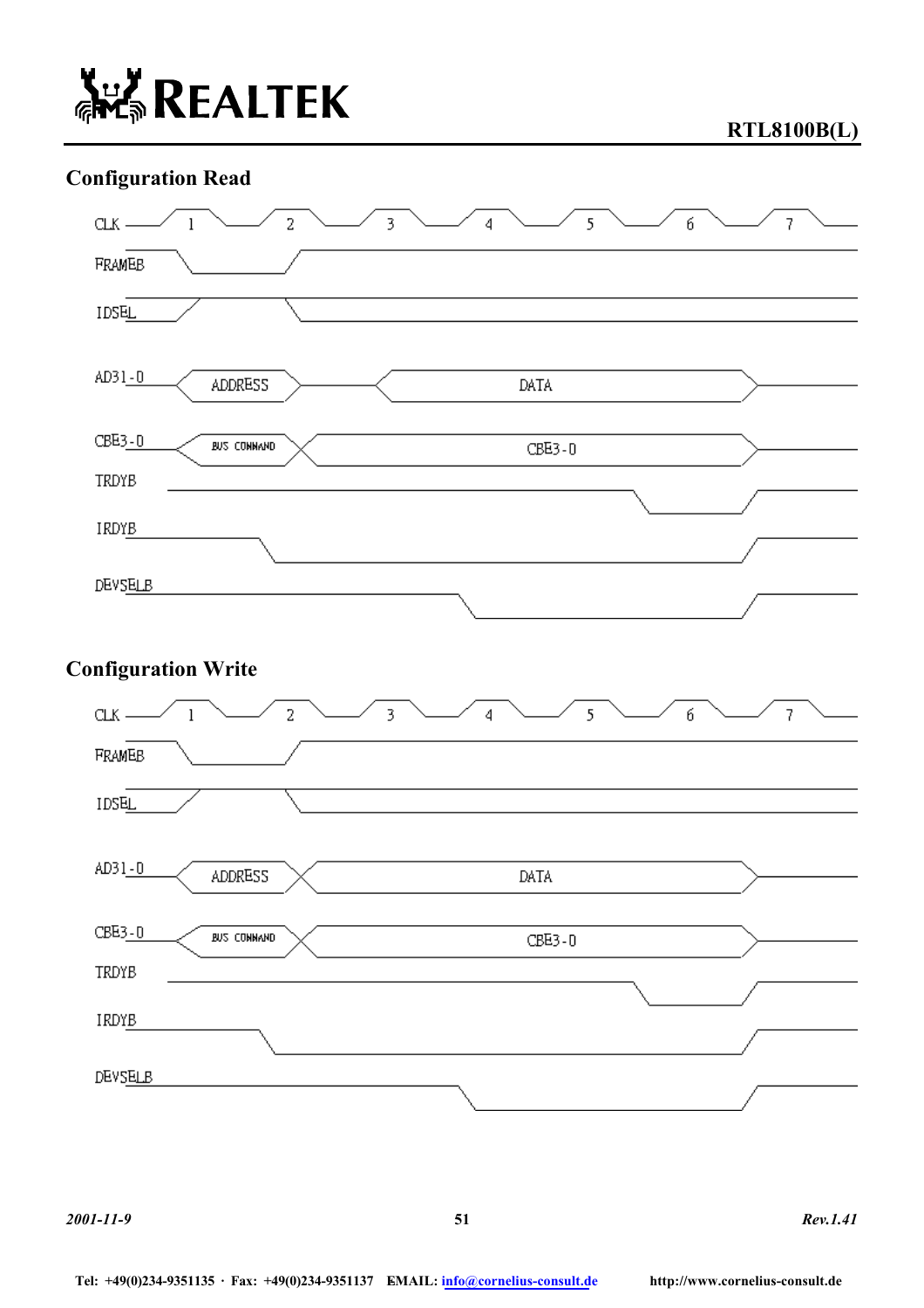## Configuration Read

CLK 1 2 3 4 5 6 7

FRAMEB

IDSEL

AD31-0 ADDRESS DATA

CBE3-0 BUS COMMAND CBE3-0

TRDYB

IRDYB

DEVSELB

## Configuration Write

CLK 1 2 3 4 5 6 7

FRAMEB

IDSEL

AD31-0 ADDRESS DATA

CBE3-0 BUS COMMAND CBE3-0

TRDYB

IRDYB

DEVSELB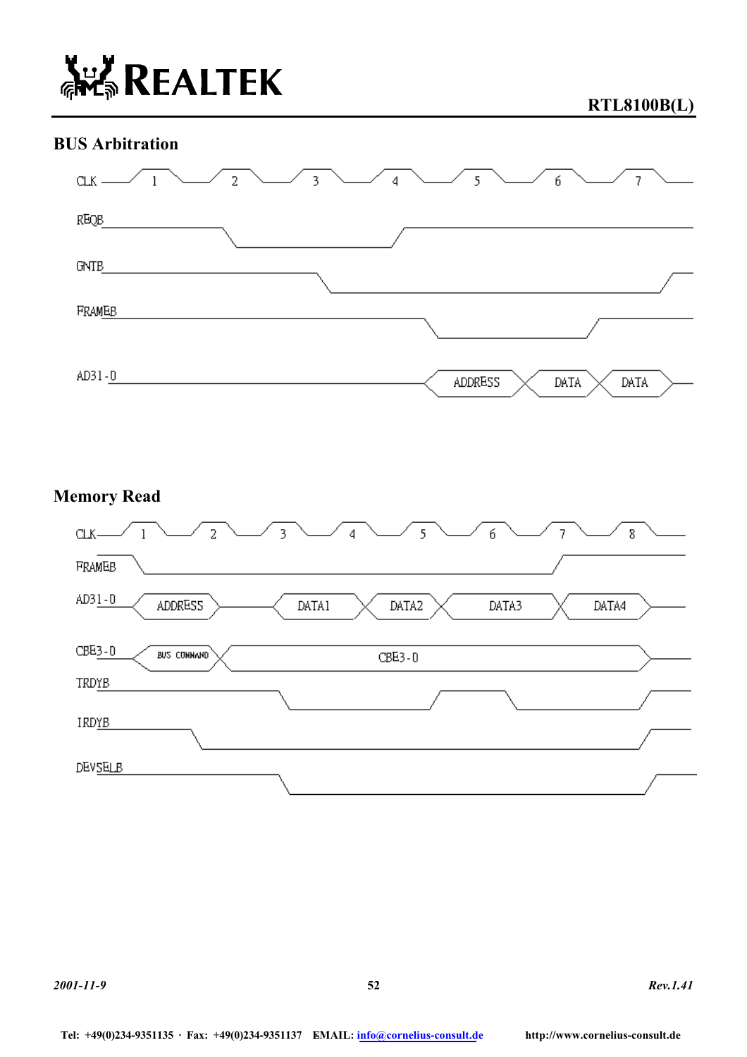## BUS Arbitration

CLK 1 2 3 4 5 6 7

REQB

GNTB

FRAMEB

AD31-0 ADDRESS DATA DATA

## Memory Read

CLK 1 2 3 4 5 6 7 8

FRAMEB

AD31-0 ADDRESS DATA1 DATA2 DATA3 DATA4

CBE3-0 BUS COMMAND CBE3-0

TRDYB

IRDYB

DEVSELB

*2001-11-9* *Rev.1.41*

Tel: +49(0)234-9351135 · Fax: +49(0)234-9351137 EMAIL: info@cornelius-consult.de http://www.cornelius-consult.de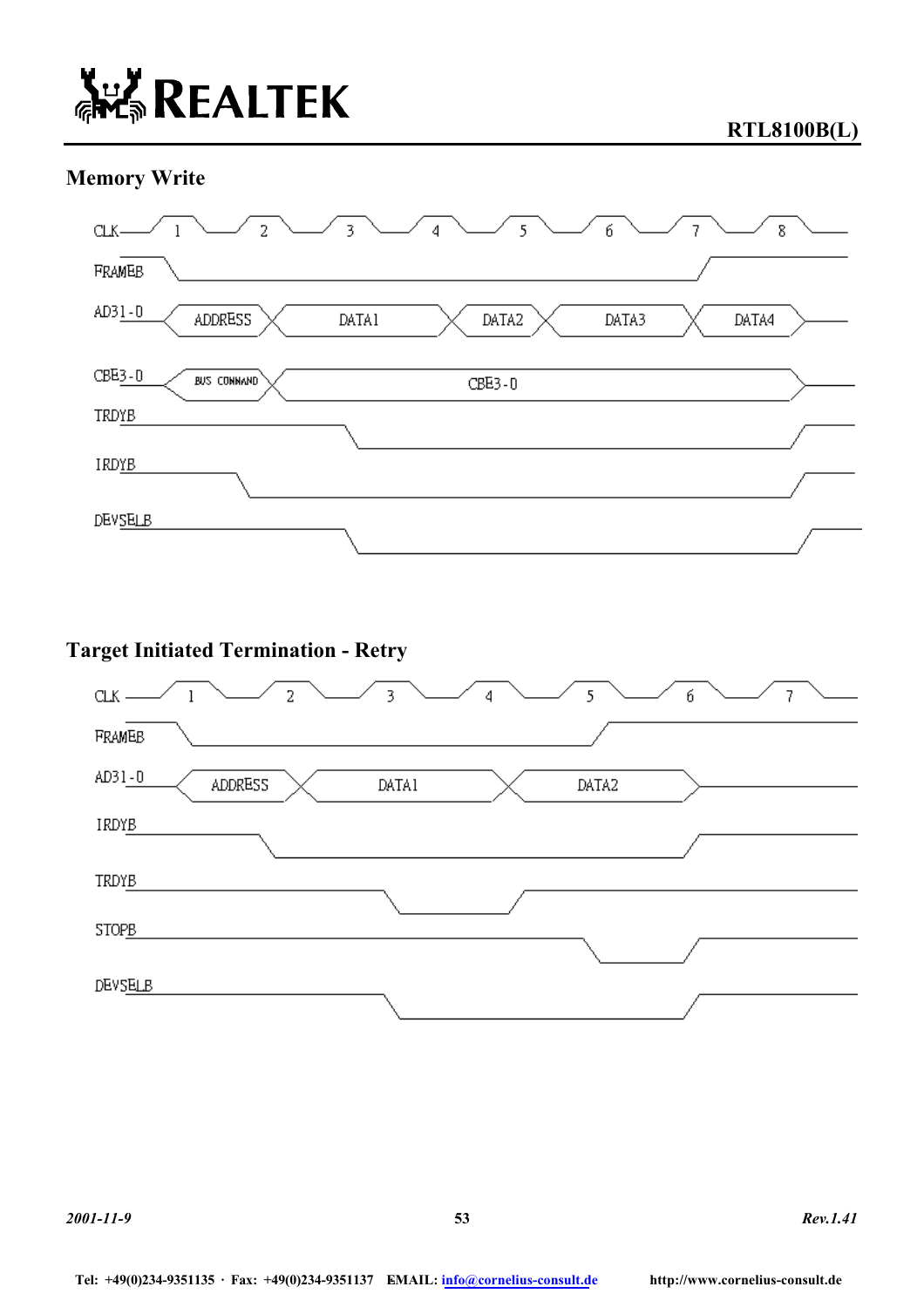## Memory Write

CLK 1 2 3 4 5 6 7 8

FRAMEB

AD31-0 ADDRESS DATA1 DATA2 DATA3 DATA4

CBE3-0 BUS COMMAND CBE3-0

TRDYB

IRDYB

DEVSELB

## Target Initiated Termination - Retry

CLK 1 2 3 4 5 6 7

FRAMEB

AD31-0 ADDRESS DATA1 DATA2

IRDYB

TRDYB

STOPB

DEVSELB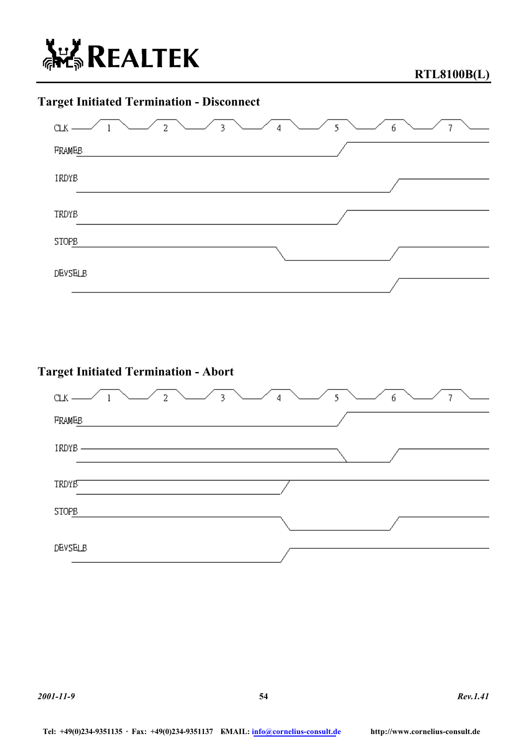## Target Initiated Termination - Disconnect

CLK 1 2 3 4 5 6 7

FRAMEB

IRDYB

TRDYB

STOPB

DEVSELB

## Target Initiated Termination - Abort

CLK 1 2 3 4 5 6 7

FRAMEB

IRDYB

TRDYB

STOPB

DEVSELB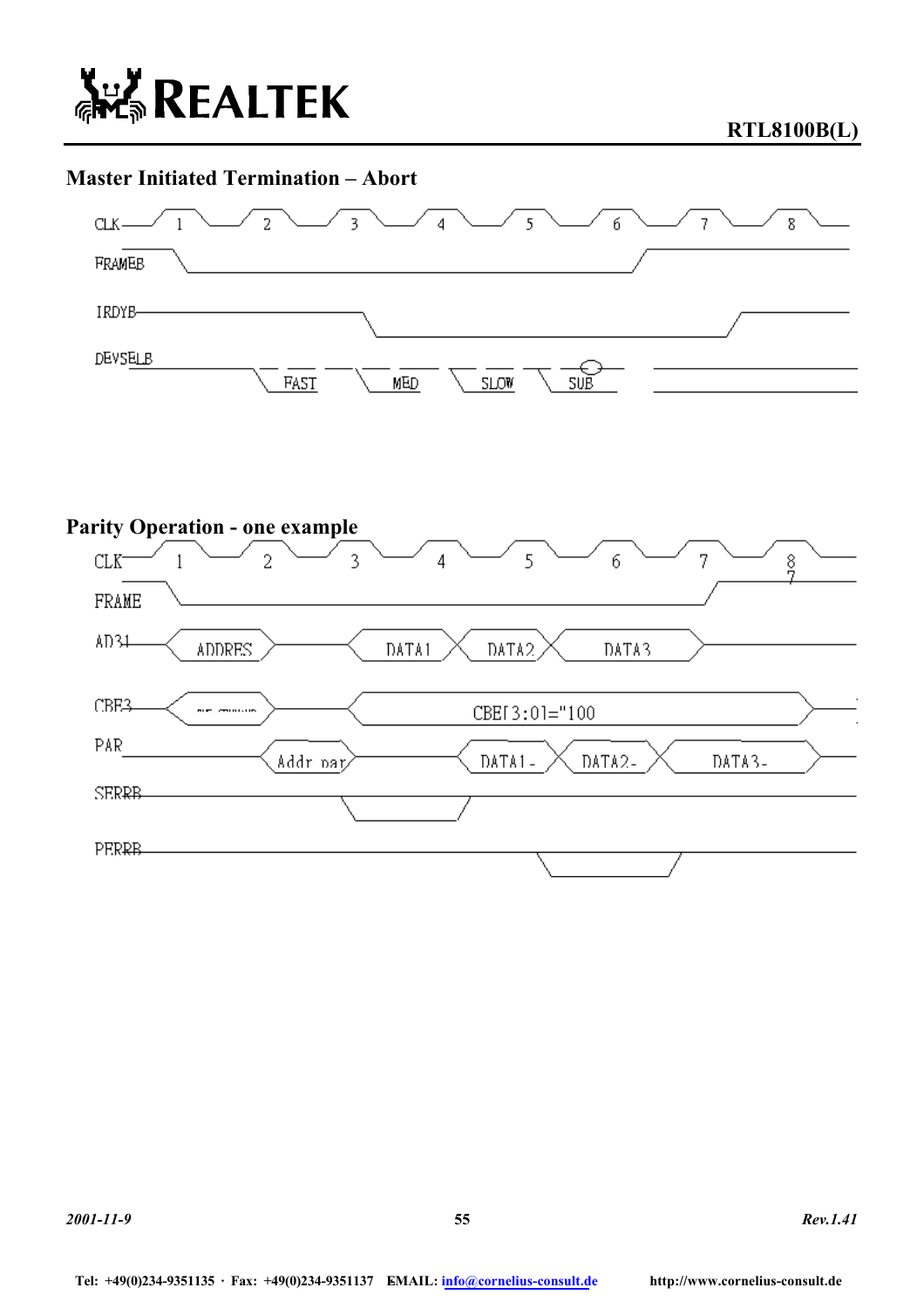### Master Initiated Termination – Abort

CLK 1 2 3 4 5 6 7 8

FRAMEB

IRDYB

DEVSELB FAST MED SLOW SUB

### Parity Operation - one example

CLK 1 2 3 4 5 6 7 8

FRAME

AD31 ADDRES DATA1 DATA2 DATA3

CBE3 CBE[3:0]="100

PAR Addr par DATA1- DATA2- DATA3-

SERRB

PERRB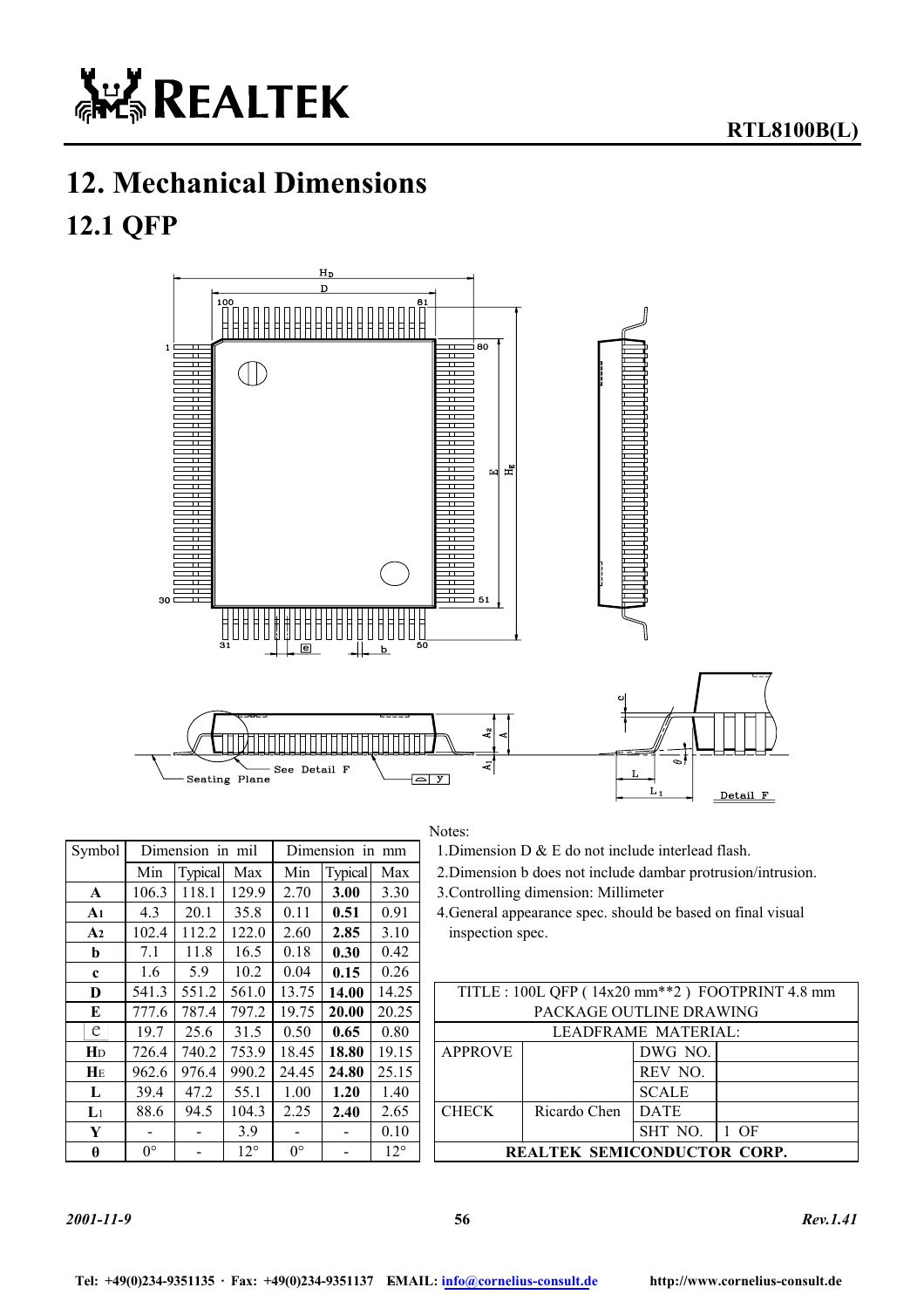# 12. Mechanical Dimensions

## 12.1 QFP

| Symbol | Dimension in mil | | | Dimension in mm | | |
|---|---|---|---|---|---|---|
| | Min | Typical | Max | Min | Typical | Max |
| **A** | 106.3 | 118.1 | 129.9 | 2.70 | **3.00** | 3.30 |
| **$A_1$** | 4.3 | 20.1 | 35.8 | 0.11 | **0.51** | 0.91 |
| **$A_2$** | 102.4 | 112.2 | 122.0 | 2.60 | **2.85** | 3.10 |
| **b** | 7.1 | 11.8 | 16.5 | 0.18 | **0.30** | 0.42 |
| **c** | 1.6 | 5.9 | 10.2 | 0.04 | **0.15** | 0.26 |
| **D** | 541.3 | 551.2 | 561.0 | 13.75 | **14.00** | 14.25 |
| **E** | 777.6 | 787.4 | 797.2 | 19.75 | **20.00** | 20.25 |
| e | 19.7 | 25.6 | 31.5 | 0.50 | **0.65** | 0.80 |
| **$H_D$** | 726.4 | 740.2 | 753.9 | 18.45 | **18.80** | 19.15 |
| **$H_E$** | 962.6 | 976.4 | 990.2 | 24.45 | **24.80** | 25.15 |
| **L** | 39.4 | 47.2 | 55.1 | 1.00 | **1.20** | 1.40 |
| **$L_1$** | 88.6 | 94.5 | 104.3 | 2.25 | **2.40** | 2.65 |
| **Y** | - | - | 3.9 | - | - | 0.10 |
| **θ** | 0° | - | 12° | 0° | - | 12° |

Notes:

1. Dimension D & E do not include interlead flash.
2. Dimension b does not include dambar protrusion/intrusion.
3. Controlling dimension: Millimeter
4. General appearance spec. should be based on final visual inspection spec.

| TITLE : 100L QFP ( 14x20 mm**2 ) FOOTPRINT 4.8 mm PACKAGE OUTLINE DRAWING | | | |
|---|---|---|---|
| LEADFRAME MATERIAL: | | | |
| APPROVE | | DWG NO. | |
| | | REV NO. | |
| | | SCALE | |
| CHECK | Ricardo Chen | DATE | |
| | | SHT NO. | 1 OF |
| **REALTEK SEMICONDUCTOR CORP.** | | | |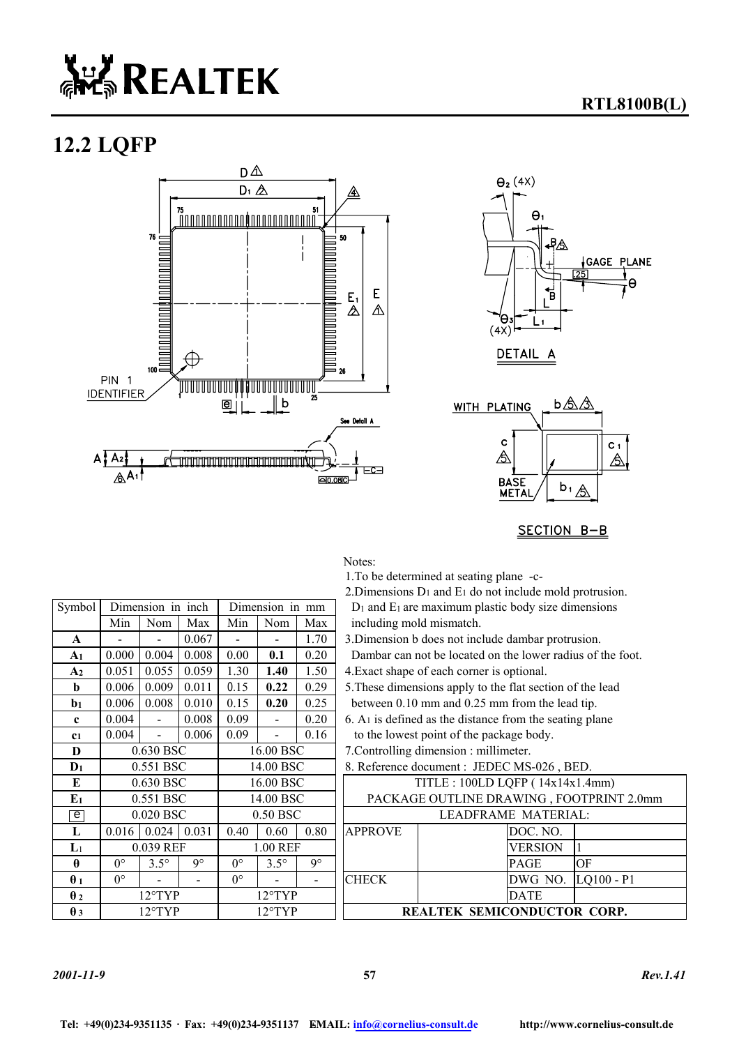## 12.2 LQFP

Notes:

1. To be determined at seating plane -c-
2. Dimensions $D_1$ and $E_1$ do not include mold protrusion. $D_1$ and $E_1$ are maximum plastic body size dimensions including mold mismatch.
3. Dimension b does not include dambar protrusion. Dambar can not be located on the lower radius of the foot.
4. Exact shape of each corner is optional.
5. These dimensions apply to the flat section of the lead between 0.10 mm and 0.25 mm from the lead tip.
6. $A_1$ is defined as the distance from the seating plane to the lowest point of the package body.
7. Controlling dimension : millimeter.
8. Reference document : JEDEC MS-026 , BED.

| Symbol | Dimension in inch | | | Dimension in mm | | |
|---|---|---|---|---|---|---|
| | Min | Nom | Max | Min | Nom | Max |
| **A** | - | - | 0.067 | - | - | 1.70 |
| **$A_1$** | 0.000 | 0.004 | 0.008 | 0.00 | **0.1** | 0.20 |
| **$A_2$** | 0.051 | 0.055 | 0.059 | 1.30 | **1.40** | 1.50 |
| **b** | 0.006 | 0.009 | 0.011 | 0.15 | **0.22** | 0.29 |
| **$b_1$** | 0.006 | 0.008 | 0.010 | 0.15 | **0.20** | 0.25 |
| **c** | 0.004 | - | 0.008 | 0.09 | - | 0.20 |
| **$c_1$** | 0.004 | - | 0.006 | 0.09 | - | 0.16 |
| **D** | 0.630 BSC | | | 16.00 BSC | | |
| **$D_1$** | 0.551 BSC | | | 14.00 BSC | | |
| **E** | 0.630 BSC | | | 16.00 BSC | | |
| **$E_1$** | 0.551 BSC | | | 14.00 BSC | | |
| e | 0.020 BSC | | | 0.50 BSC | | |
| **L** | 0.016 | 0.024 | 0.031 | 0.40 | 0.60 | 0.80 |
| **$L_1$** | 0.039 REF | | | 1.00 REF | | |
| **$\theta$** | 0° | 3.5° | 9° | 0° | 3.5° | 9° |
| **$\theta_1$** | 0° | - | - | 0° | - | - |
| **$\theta_2$** | 12°TYP | | | 12°TYP | | |
| **$\theta_3$** | 12°TYP | | | 12°TYP | | |

| TITLE : 100LD LQFP ( 14x14x1.4mm) | | | |
|---|---|---|---|
| PACKAGE OUTLINE DRAWING , FOOTPRINT 2.0mm | | | |
| LEADFRAME MATERIAL: | | | |
| APPROVE | | DOC. NO. | |
| | | VERSION | 1 |
| | | PAGE | OF |
| CHECK | | DWG NO. | LQ100 - P1 |
| | | DATE | |
| **REALTEK SEMICONDUCTOR CORP.** | | | |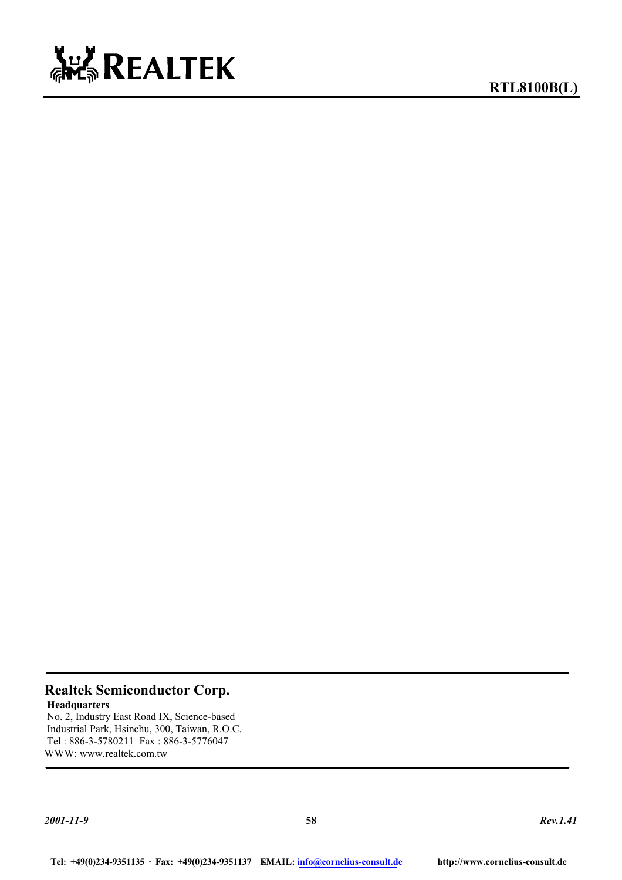## Realtek Semiconductor Corp.

**Headquarters**

No. 2, Industry East Road IX, Science-based
Industrial Park, Hsinchu, 300, Taiwan, R.O.C.
Tel : 886-3-5780211 Fax : 886-3-5776047
WWW: www.realtek.com.tw